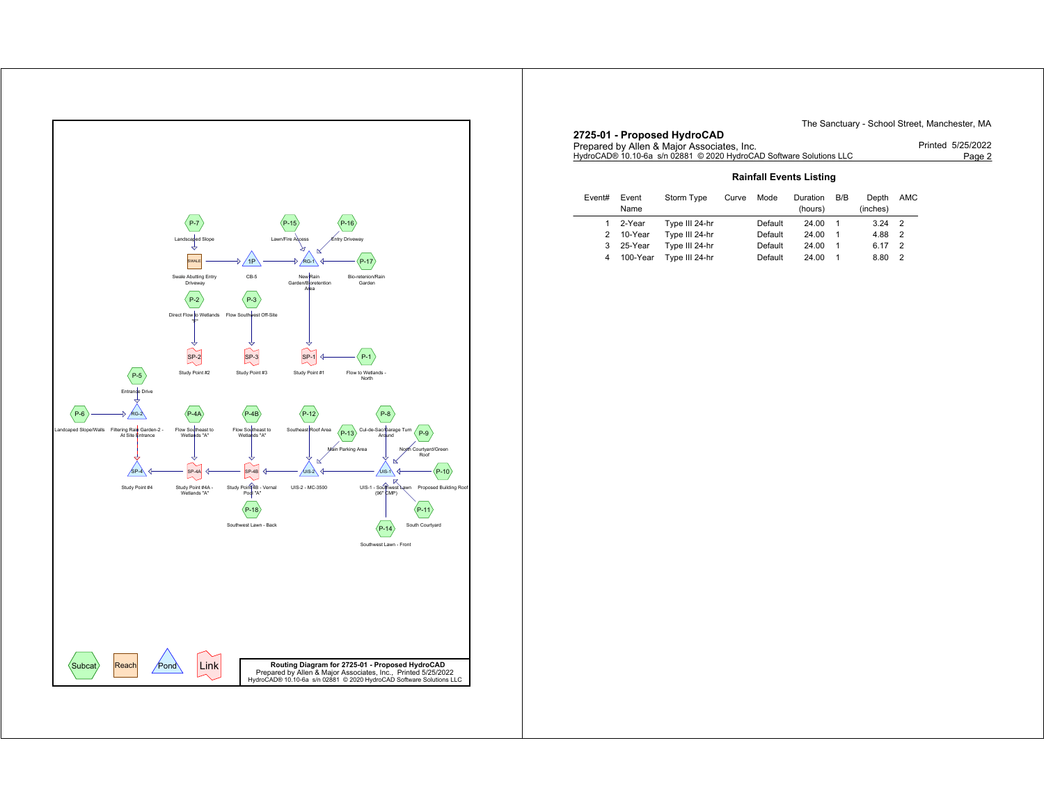P-7 Landscaped Slope

P-15 Lawn/Fire Access

P-16 Entry Driveway

SWALE Swale Abutting Entry Driveway

1P CB-5

RG-1 New Rain Garden/Bioretention Area

P-17 Bio-retenion/Rain Garden

P-2 Direct Flow to Wetlands

P-3 Flow Southwest Off-Site

SP-2 Study Point #2

SP-3 Study Point #3

SP-1 Study Point #1

P-1 Flow to Wetlands - North

P-5 Entrance Drive

P-6 Landcaped Slope/Walls

RG-2 Filtering Rain Garden-2 - At Site Entrance

P-4A Flow Southeast to Wetlands "A"

P-4B Flow Southeast to Wetlands "A"

P-12 Southeast Roof Area

P-13 Main Parking Area

P-8 Cul-de-Sac/Garage Turn Around

P-9 North Courtyard/Green Roof

SP-4 Study Point #4

SP-4A Study Point #4A - Wetlands "A"

SP-4B Study Point 4B - Vernal Pool "A"

UIS-2 UIS-2 - MC-3500

UIS-1 UIS-1 - Southwest Lawn (96" CMP)

P-10 Proposed Building Roof

P-18 Southwest Lawn - Back

P-11 South Courtyard

P-14 Southwest Lawn - Front

Subcat Reach Pond Link

**Routing Diagram for 2725-01 - Proposed HydroCAD**
Prepared by Allen & Major Associates, Inc., Printed 5/25/2022
HydroCAD® 10.10-6a s/n 02881 © 2020 HydroCAD Software Solutions LLC

The Sanctuary - School Street, Manchester, MA

**2725-01 - Proposed HydroCAD**
Prepared by Allen & Major Associates, Inc.
HydroCAD® 10.10-6a s/n 02881 © 2020 HydroCAD Software Solutions LLC

Printed 5/25/2022

## Rainfall Events Listing

| Event# | Event Name | Storm Type | Curve | Mode | Duration (hours) | B/B | Depth (inches) | AMC |
|---|---|---|---|---|---|---|---|---|
| 1 | 2-Year | Type III 24-hr | | Default | 24.00 | 1 | 3.24 | 2 |
| 2 | 10-Year | Type III 24-hr | | Default | 24.00 | 1 | 4.88 | 2 |
| 3 | 25-Year | Type III 24-hr | | Default | 24.00 | 1 | 6.17 | 2 |
| 4 | 100-Year | Type III 24-hr | | Default | 24.00 | 1 | 8.80 | 2 |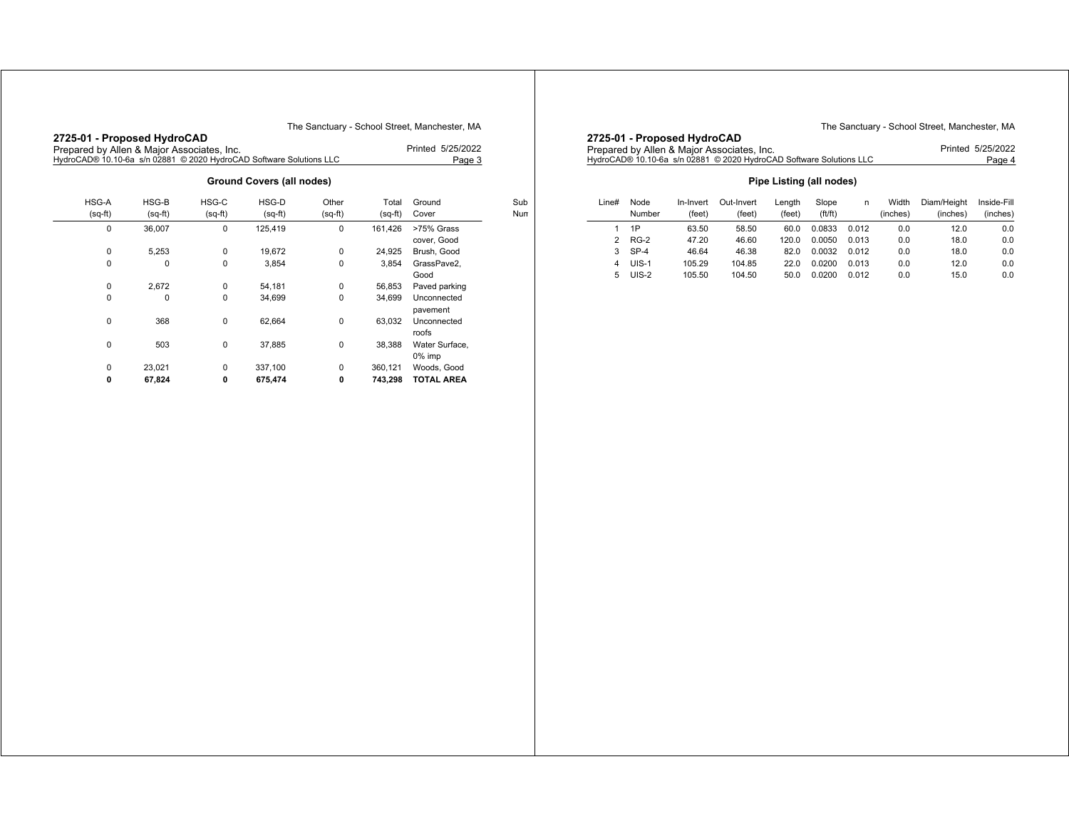## Ground Covers (all nodes)

| HSG-A (sq-ft) | HSG-B (sq-ft) | HSG-C (sq-ft) | HSG-D (sq-ft) | Other (sq-ft) | Total (sq-ft) | Ground Cover | Sub Num |
|---|---|---|---|---|---|---|---|
| 0 | 36,007 | 0 | 125,419 | 0 | 161,426 | >75% Grass cover, Good | |
| 0 | 5,253 | 0 | 19,672 | 0 | 24,925 | Brush, Good | |
| 0 | 0 | 0 | 3,854 | 0 | 3,854 | GrassPave2, Good | |
| 0 | 2,672 | 0 | 54,181 | 0 | 56,853 | Paved parking | |
| 0 | 0 | 0 | 34,699 | 0 | 34,699 | Unconnected pavement | |
| 0 | 368 | 0 | 62,664 | 0 | 63,032 | Unconnected roofs | |
| 0 | 503 | 0 | 37,885 | 0 | 38,388 | Water Surface, 0% imp | |
| 0 | 23,021 | 0 | 337,100 | 0 | 360,121 | Woods, Good | |
| **0** | **67,824** | **0** | **675,474** | **0** | **743,298** | **TOTAL AREA** | |

## Pipe Listing (all nodes)

| Line# | Node Number | In-Invert (feet) | Out-Invert (feet) | Length (feet) | Slope (ft/ft) | n | Width (inches) | Diam/Height (inches) | Inside-Fill (inches) |
|---|---|---|---|---|---|---|---|---|---|
| 1 | 1P | 63.50 | 58.50 | 60.0 | 0.0833 | 0.012 | 0.0 | 12.0 | 0.0 |
| 2 | RG-2 | 47.20 | 46.60 | 120.0 | 0.0050 | 0.013 | 0.0 | 18.0 | 0.0 |
| 3 | SP-4 | 46.64 | 46.38 | 82.0 | 0.0032 | 0.012 | 0.0 | 18.0 | 0.0 |
| 4 | UIS-1 | 105.29 | 104.85 | 22.0 | 0.0200 | 0.013 | 0.0 | 12.0 | 0.0 |
| 5 | UIS-2 | 105.50 | 104.50 | 50.0 | 0.0200 | 0.012 | 0.0 | 15.0 | 0.0 |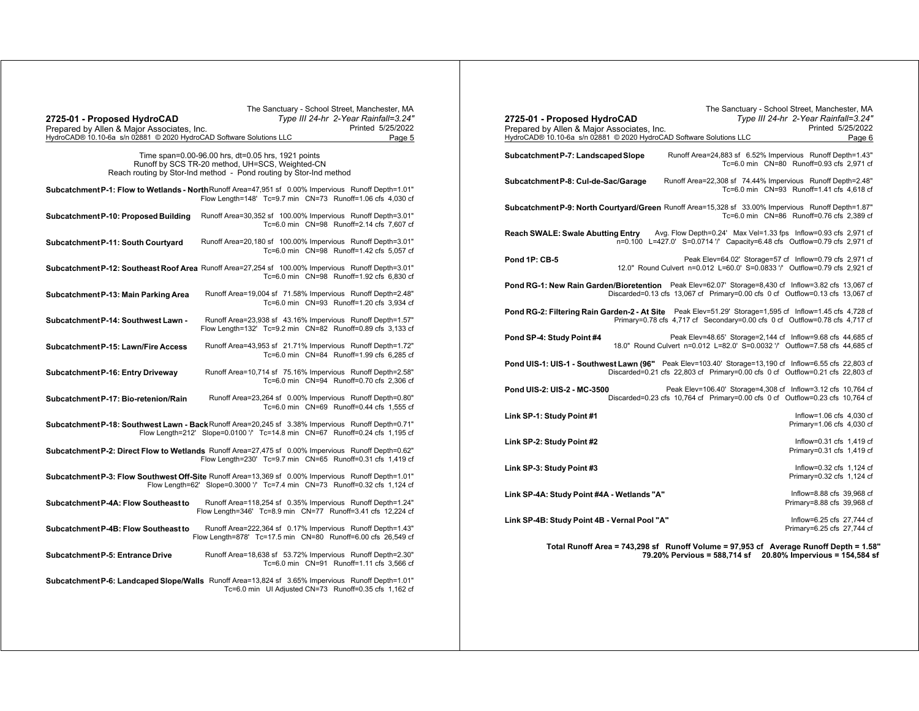Time span=0.00-96.00 hrs, dt=0.05 hrs, 1921 points
Runoff by SCS TR-20 method, UH=SCS, Weighted-CN
Reach routing by Stor-Ind method - Pond routing by Stor-Ind method

**Subcatchment P-1: Flow to Wetlands - North** Runoff Area=47,951 sf 0.00% Impervious Runoff Depth=1.01"
Flow Length=148' Tc=9.7 min CN=73 Runoff=1.06 cfs 4,030 cf

**Subcatchment P-10: Proposed Building** Runoff Area=30,352 sf 100.00% Impervious Runoff Depth=3.01"
Tc=6.0 min CN=98 Runoff=2.14 cfs 7,607 cf

**Subcatchment P-11: South Courtyard** Runoff Area=20,180 sf 100.00% Impervious Runoff Depth=3.01"
Tc=6.0 min CN=98 Runoff=1.42 cfs 5,057 cf

**Subcatchment P-12: Southeast Roof Area** Runoff Area=27,254 sf 100.00% Impervious Runoff Depth=3.01"
Tc=6.0 min CN=98 Runoff=1.92 cfs 6,830 cf

**Subcatchment P-13: Main Parking Area** Runoff Area=19,004 sf 71.58% Impervious Runoff Depth=2.48"
Tc=6.0 min CN=93 Runoff=1.20 cfs 3,934 cf

**Subcatchment P-14: Southwest Lawn -** Runoff Area=23,938 sf 43.16% Impervious Runoff Depth=1.57"
Flow Length=132' Tc=9.2 min CN=82 Runoff=0.89 cfs 3,133 cf

**Subcatchment P-15: Lawn/Fire Access** Runoff Area=43,953 sf 21.71% Impervious Runoff Depth=1.72"
Tc=6.0 min CN=84 Runoff=1.99 cfs 6,285 cf

**Subcatchment P-16: Entry Driveway** Runoff Area=10,714 sf 75.16% Impervious Runoff Depth=2.58"
Tc=6.0 min CN=94 Runoff=0.70 cfs 2,306 cf

**Subcatchment P-17: Bio-retenion/Rain** Runoff Area=23,264 sf 0.00% Impervious Runoff Depth=0.80"
Tc=6.0 min CN=69 Runoff=0.44 cfs 1,555 cf

**Subcatchment P-18: Southwest Lawn - Back** Runoff Area=20,245 sf 3.38% Impervious Runoff Depth=0.71"
Flow Length=212' Slope=0.0100 '/' Tc=14.8 min CN=67 Runoff=0.24 cfs 1,195 cf

**Subcatchment P-2: Direct Flow to Wetlands** Runoff Area=27,475 sf 0.00% Impervious Runoff Depth=0.62"
Flow Length=230' Tc=9.7 min CN=65 Runoff=0.31 cfs 1,419 cf

**Subcatchment P-3: Flow Southwest Off-Site** Runoff Area=13,369 sf 0.00% Impervious Runoff Depth=1.01"
Flow Length=62' Slope=0.3000 '/' Tc=7.4 min CN=73 Runoff=0.32 cfs 1,124 cf

**Subcatchment P-4A: Flow Southeast to** Runoff Area=118,254 sf 0.35% Impervious Runoff Depth=1.24"
Flow Length=346' Tc=8.9 min CN=77 Runoff=3.41 cfs 12,224 cf

**Subcatchment P-4B: Flow Southeast to** Runoff Area=222,364 sf 0.17% Impervious Runoff Depth=1.43"
Flow Length=878' Tc=17.5 min CN=80 Runoff=6.00 cfs 26,549 cf

**Subcatchment P-5: Entrance Drive** Runoff Area=18,638 sf 53.72% Impervious Runoff Depth=2.30"
Tc=6.0 min CN=91 Runoff=1.11 cfs 3,566 cf

**Subcatchment P-6: Landcaped Slope/Walls** Runoff Area=13,824 sf 3.65% Impervious Runoff Depth=1.01"
Tc=6.0 min UI Adjusted CN=73 Runoff=0.35 cfs 1,162 cf

**Subcatchment P-7: Landscaped Slope** Runoff Area=24,883 sf 6.52% Impervious Runoff Depth=1.43"
Tc=6.0 min CN=80 Runoff=0.93 cfs 2,971 cf

**Subcatchment P-8: Cul-de-Sac/Garage** Runoff Area=22,308 sf 74.44% Impervious Runoff Depth=2.48"
Tc=6.0 min CN=93 Runoff=1.41 cfs 4,618 cf

**Subcatchment P-9: North Courtyard/Green** Runoff Area=15,328 sf 33.00% Impervious Runoff Depth=1.87"
Tc=6.0 min CN=86 Runoff=0.76 cfs 2,389 cf

**Reach SWALE: Swale Abutting Entry** Avg. Flow Depth=0.24' Max Vel=1.33 fps Inflow=0.93 cfs 2,971 cf
n=0.100 L=427.0' S=0.0714 '/' Capacity=6.48 cfs Outflow=0.79 cfs 2,971 cf

**Pond 1P: CB-5** Peak Elev=64.02' Storage=57 cf Inflow=0.79 cfs 2,971 cf
12.0" Round Culvert n=0.012 L=60.0' S=0.0833 '/' Outflow=0.79 cfs 2,921 cf

**Pond RG-1: New Rain Garden/Bioretention** Peak Elev=62.07' Storage=8,430 cf Inflow=3.82 cfs 13,067 cf
Discarded=0.13 cfs 13,067 cf Primary=0.00 cfs 0 cf Outflow=0.13 cfs 13,067 cf

**Pond RG-2: Filtering Rain Garden-2 - At Site** Peak Elev=51.29' Storage=1,595 cf Inflow=1.45 cfs 4,728 cf
Primary=0.78 cfs 4,717 cf Secondary=0.00 cfs 0 cf Outflow=0.78 cfs 4,717 cf

**Pond SP-4: Study Point #4** Peak Elev=48.65' Storage=2,144 cf Inflow=9.68 cfs 44,685 cf
18.0" Round Culvert n=0.012 L=82.0' S=0.0032 '/' Outflow=7.58 cfs 44,685 cf

**Pond UIS-1: UIS-1 - Southwest Lawn (96"** Peak Elev=103.40' Storage=13,190 cf Inflow=6.55 cfs 22,803 cf
Discarded=0.21 cfs 22,803 cf Primary=0.00 cfs 0 cf Outflow=0.21 cfs 22,803 cf

**Pond UIS-2: UIS-2 - MC-3500** Peak Elev=106.40' Storage=4,308 cf Inflow=3.12 cfs 10,764 cf
Discarded=0.23 cfs 10,764 cf Primary=0.00 cfs 0 cf Outflow=0.23 cfs 10,764 cf

**Link SP-1: Study Point #1** Inflow=1.06 cfs 4,030 cf
Primary=1.06 cfs 4,030 cf

**Link SP-2: Study Point #2** Inflow=0.31 cfs 1,419 cf
Primary=0.31 cfs 1,419 cf

**Link SP-3: Study Point #3** Inflow=0.32 cfs 1,124 cf
Primary=0.32 cfs 1,124 cf

**Link SP-4A: Study Point #4A - Wetlands "A"** Inflow=8.88 cfs 39,968 cf
Primary=8.88 cfs 39,968 cf

**Link SP-4B: Study Point 4B - Vernal Pool "A"** Inflow=6.25 cfs 27,744 cf
Primary=6.25 cfs 27,744 cf

**Total Runoff Area = 743,298 sf Runoff Volume = 97,953 cf Average Runoff Depth = 1.58"**
**79.20% Pervious = 588,714 sf 20.80% Impervious = 154,584 sf**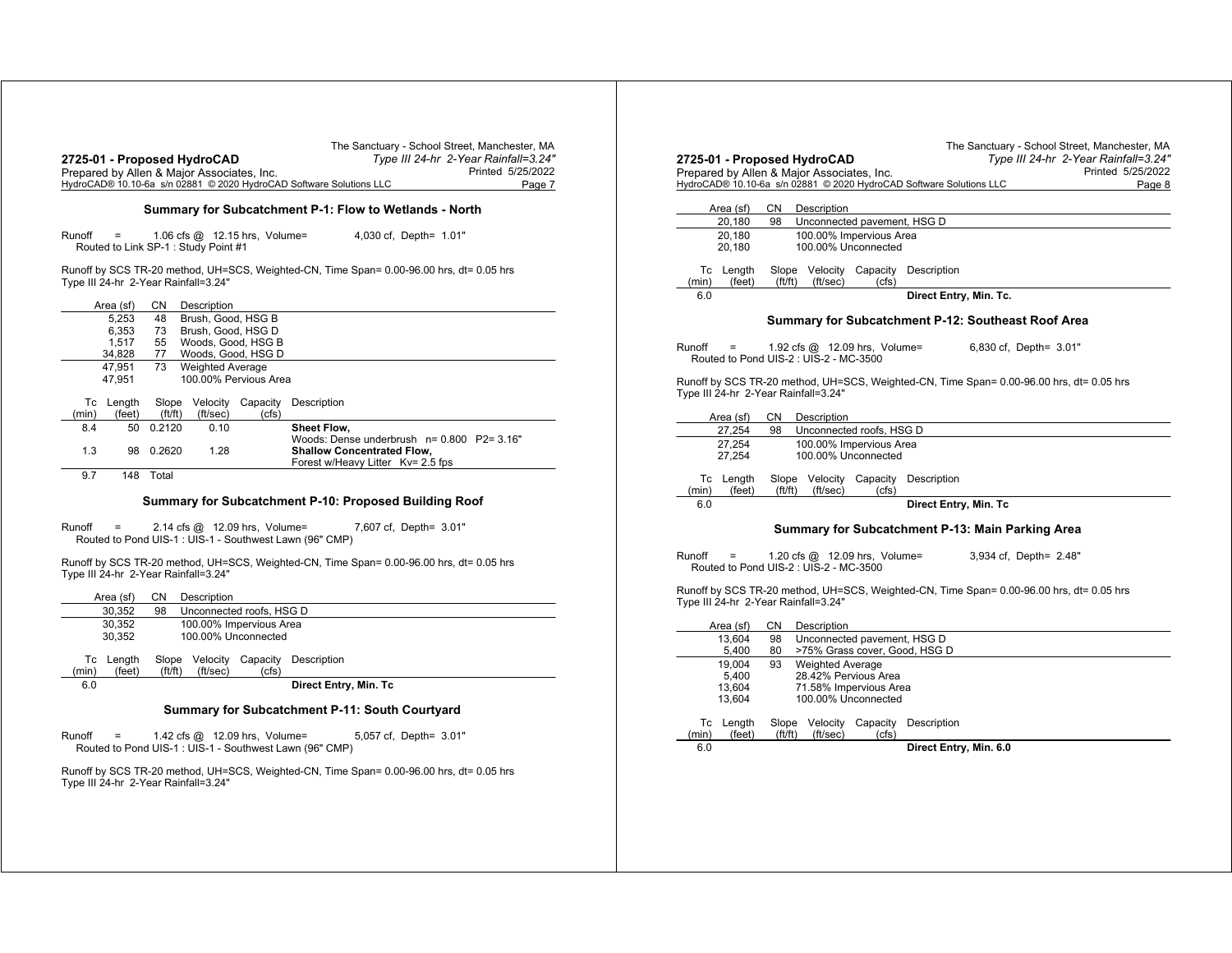## Summary for Subcatchment P-1: Flow to Wetlands - North

Runoff = 1.06 cfs @ 12.15 hrs, Volume= 4,030 cf, Depth= 1.01"
Routed to Link SP-1 : Study Point #1

Runoff by SCS TR-20 method, UH=SCS, Weighted-CN, Time Span= 0.00-96.00 hrs, dt= 0.05 hrs
Type III 24-hr 2-Year Rainfall=3.24"

| Area (sf) | CN | Description |
|---|---|---|
| 5,253 | 48 | Brush, Good, HSG B |
| 6,353 | 73 | Brush, Good, HSG D |
| 1,517 | 55 | Woods, Good, HSG B |
| 34,828 | 77 | Woods, Good, HSG D |
| 47,951 | 73 | Weighted Average |
| 47,951 | | 100.00% Pervious Area |

| Tc (min) | Length (feet) | Slope (ft/ft) | Velocity (ft/sec) | Capacity (cfs) | Description |
|---|---|---|---|---|---|
| 8.4 | 50 | 0.2120 | 0.10 | | **Sheet Flow,** Woods: Dense underbrush n= 0.800 P2= 3.16" |
| 1.3 | 98 | 0.2620 | 1.28 | | **Shallow Concentrated Flow,** Forest w/Heavy Litter Kv= 2.5 fps |
| 9.7 | 148 | Total | | | |

## Summary for Subcatchment P-10: Proposed Building Roof

Runoff = 2.14 cfs @ 12.09 hrs, Volume= 7,607 cf, Depth= 3.01"
Routed to Pond UIS-1 : UIS-1 - Southwest Lawn (96" CMP)

Runoff by SCS TR-20 method, UH=SCS, Weighted-CN, Time Span= 0.00-96.00 hrs, dt= 0.05 hrs
Type III 24-hr 2-Year Rainfall=3.24"

| Area (sf) | CN | Description |
|---|---|---|
| 30,352 | 98 | Unconnected roofs, HSG D |
| 30,352 | | 100.00% Impervious Area |
| 30,352 | | 100.00% Unconnected |

| Tc (min) | Length (feet) | Slope (ft/ft) | Velocity (ft/sec) | Capacity (cfs) | Description |
|---|---|---|---|---|---|
| 6.0 | | | | | **Direct Entry, Min. Tc** |

## Summary for Subcatchment P-11: South Courtyard

Runoff = 1.42 cfs @ 12.09 hrs, Volume= 5,057 cf, Depth= 3.01"
Routed to Pond UIS-1 : UIS-1 - Southwest Lawn (96" CMP)

Runoff by SCS TR-20 method, UH=SCS, Weighted-CN, Time Span= 0.00-96.00 hrs, dt= 0.05 hrs
Type III 24-hr 2-Year Rainfall=3.24"

| Area (sf) | CN | Description |
|---|---|---|
| 20,180 | 98 | Unconnected pavement, HSG D |
| 20,180 | | 100.00% Impervious Area |
| 20,180 | | 100.00% Unconnected |

| Tc (min) | Length (feet) | Slope (ft/ft) | Velocity (ft/sec) | Capacity (cfs) | Description |
|---|---|---|---|---|---|
| 6.0 | | | | | **Direct Entry, Min. Tc.** |

## Summary for Subcatchment P-12: Southeast Roof Area

Runoff = 1.92 cfs @ 12.09 hrs, Volume= 6,830 cf, Depth= 3.01"
Routed to Pond UIS-2 : UIS-2 - MC-3500

Runoff by SCS TR-20 method, UH=SCS, Weighted-CN, Time Span= 0.00-96.00 hrs, dt= 0.05 hrs
Type III 24-hr 2-Year Rainfall=3.24"

| Area (sf) | CN | Description |
|---|---|---|
| 27,254 | 98 | Unconnected roofs, HSG D |
| 27,254 | | 100.00% Impervious Area |
| 27,254 | | 100.00% Unconnected |

| Tc (min) | Length (feet) | Slope (ft/ft) | Velocity (ft/sec) | Capacity (cfs) | Description |
|---|---|---|---|---|---|
| 6.0 | | | | | **Direct Entry, Min. Tc** |

## Summary for Subcatchment P-13: Main Parking Area

Runoff = 1.20 cfs @ 12.09 hrs, Volume= 3,934 cf, Depth= 2.48"
Routed to Pond UIS-2 : UIS-2 - MC-3500

Runoff by SCS TR-20 method, UH=SCS, Weighted-CN, Time Span= 0.00-96.00 hrs, dt= 0.05 hrs
Type III 24-hr 2-Year Rainfall=3.24"

| Area (sf) | CN | Description |
|---|---|---|
| 13,604 | 98 | Unconnected pavement, HSG D |
| 5,400 | 80 | >75% Grass cover, Good, HSG D |
| 19,004 | 93 | Weighted Average |
| 5,400 | | 28.42% Pervious Area |
| 13,604 | | 71.58% Impervious Area |
| 13,604 | | 100.00% Unconnected |

| Tc (min) | Length (feet) | Slope (ft/ft) | Velocity (ft/sec) | Capacity (cfs) | Description |
|---|---|---|---|---|---|
| 6.0 | | | | | **Direct Entry, Min. 6.0** |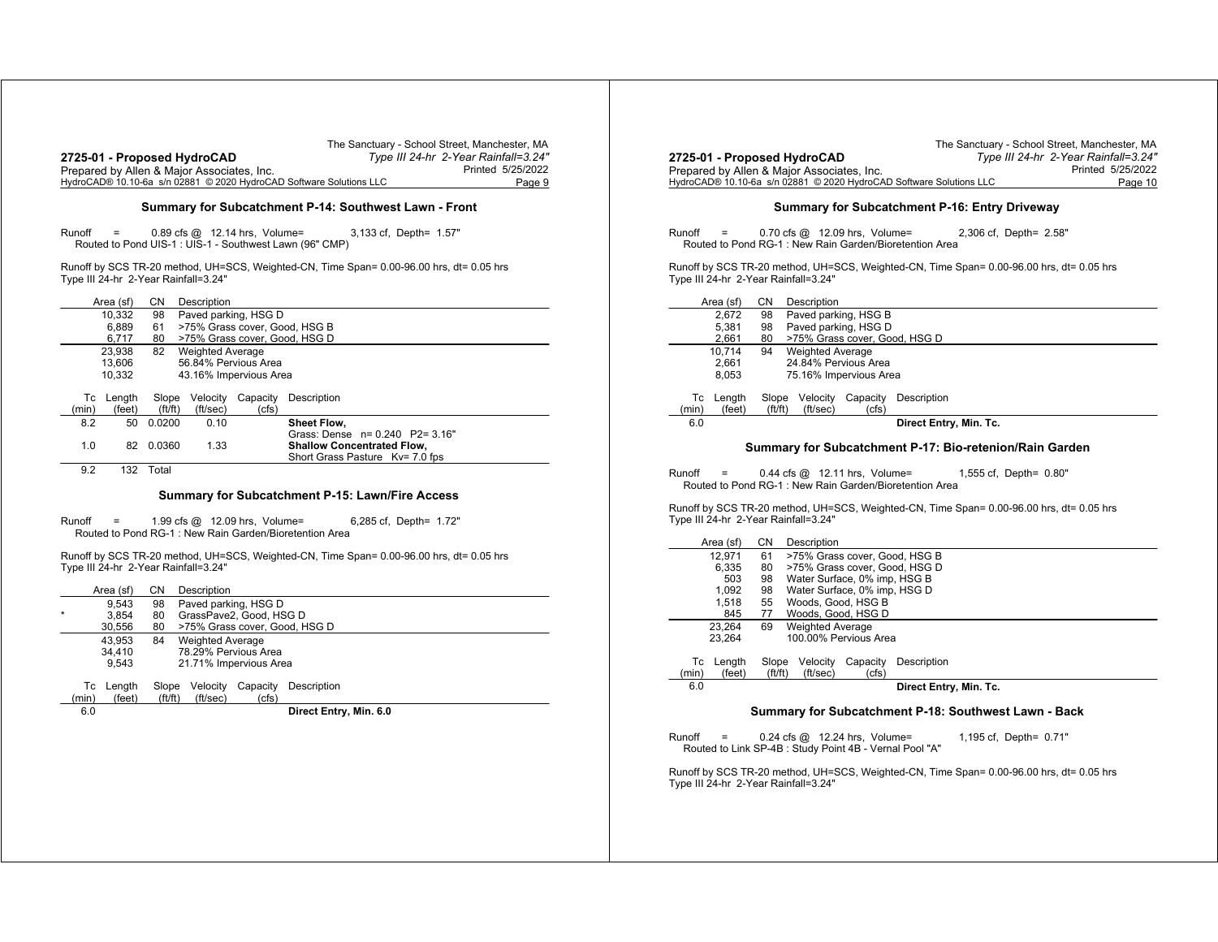## Summary for Subcatchment P-14: Southwest Lawn - Front

Runoff = 0.89 cfs @ 12.14 hrs, Volume= 3,133 cf, Depth= 1.57"
Routed to Pond UIS-1 : UIS-1 - Southwest Lawn (96" CMP)

Runoff by SCS TR-20 method, UH=SCS, Weighted-CN, Time Span= 0.00-96.00 hrs, dt= 0.05 hrs
Type III 24-hr 2-Year Rainfall=3.24"

| Area (sf) | CN | Description |
|---|---|---|
| 10,332 | 98 | Paved parking, HSG D |
| 6,889 | 61 | >75% Grass cover, Good, HSG B |
| 6,717 | 80 | >75% Grass cover, Good, HSG D |
| 23,938 | 82 | Weighted Average |
| 13,606 | | 56.84% Pervious Area |
| 10,332 | | 43.16% Impervious Area |

| Tc (min) | Length (feet) | Slope (ft/ft) | Velocity (ft/sec) | Capacity (cfs) | Description |
|---|---|---|---|---|---|
| 8.2 | 50 | 0.0200 | 0.10 | | **Sheet Flow,** Grass: Dense n= 0.240 P2= 3.16" |
| 1.0 | 82 | 0.0360 | 1.33 | | **Shallow Concentrated Flow,** Short Grass Pasture Kv= 7.0 fps |
| 9.2 | 132 | Total | | | |

## Summary for Subcatchment P-15: Lawn/Fire Access

Runoff = 1.99 cfs @ 12.09 hrs, Volume= 6,285 cf, Depth= 1.72"
Routed to Pond RG-1 : New Rain Garden/Bioretention Area

Runoff by SCS TR-20 method, UH=SCS, Weighted-CN, Time Span= 0.00-96.00 hrs, dt= 0.05 hrs
Type III 24-hr 2-Year Rainfall=3.24"

| | Area (sf) | CN | Description |
|---|---|---|---|
| | 9,543 | 98 | Paved parking, HSG D |
| * | 3,854 | 80 | GrassPave2, Good, HSG D |
| | 30,556 | 80 | >75% Grass cover, Good, HSG D |
| | 43,953 | 84 | Weighted Average |
| | 34,410 | | 78.29% Pervious Area |
| | 9,543 | | 21.71% Impervious Area |

| Tc (min) | Length (feet) | Slope (ft/ft) | Velocity (ft/sec) | Capacity (cfs) | Description |
|---|---|---|---|---|---|
| 6.0 | | | | | **Direct Entry, Min. 6.0** |

## Summary for Subcatchment P-16: Entry Driveway

Runoff = 0.70 cfs @ 12.09 hrs, Volume= 2,306 cf, Depth= 2.58"
Routed to Pond RG-1 : New Rain Garden/Bioretention Area

Runoff by SCS TR-20 method, UH=SCS, Weighted-CN, Time Span= 0.00-96.00 hrs, dt= 0.05 hrs
Type III 24-hr 2-Year Rainfall=3.24"

| Area (sf) | CN | Description |
|---|---|---|
| 2,672 | 98 | Paved parking, HSG B |
| 5,381 | 98 | Paved parking, HSG D |
| 2,661 | 80 | >75% Grass cover, Good, HSG D |
| 10,714 | 94 | Weighted Average |
| 2,661 | | 24.84% Pervious Area |
| 8,053 | | 75.16% Impervious Area |

| Tc (min) | Length (feet) | Slope (ft/ft) | Velocity (ft/sec) | Capacity (cfs) | Description |
|---|---|---|---|---|---|
| 6.0 | | | | | **Direct Entry, Min. Tc.** |

## Summary for Subcatchment P-17: Bio-retenion/Rain Garden

Runoff = 0.44 cfs @ 12.11 hrs, Volume= 1,555 cf, Depth= 0.80"
Routed to Pond RG-1 : New Rain Garden/Bioretention Area

Runoff by SCS TR-20 method, UH=SCS, Weighted-CN, Time Span= 0.00-96.00 hrs, dt= 0.05 hrs
Type III 24-hr 2-Year Rainfall=3.24"

| Area (sf) | CN | Description |
|---|---|---|
| 12,971 | 61 | >75% Grass cover, Good, HSG B |
| 6,335 | 80 | >75% Grass cover, Good, HSG D |
| 503 | 98 | Water Surface, 0% imp, HSG B |
| 1,092 | 98 | Water Surface, 0% imp, HSG D |
| 1,518 | 55 | Woods, Good, HSG B |
| 845 | 77 | Woods, Good, HSG D |
| 23,264 | 69 | Weighted Average |
| 23,264 | | 100.00% Pervious Area |

| Tc (min) | Length (feet) | Slope (ft/ft) | Velocity (ft/sec) | Capacity (cfs) | Description |
|---|---|---|---|---|---|
| 6.0 | | | | | **Direct Entry, Min. Tc.** |

## Summary for Subcatchment P-18: Southwest Lawn - Back

Runoff = 0.24 cfs @ 12.24 hrs, Volume= 1,195 cf, Depth= 0.71"
Routed to Link SP-4B : Study Point 4B - Vernal Pool "A"

Runoff by SCS TR-20 method, UH=SCS, Weighted-CN, Time Span= 0.00-96.00 hrs, dt= 0.05 hrs
Type III 24-hr 2-Year Rainfall=3.24"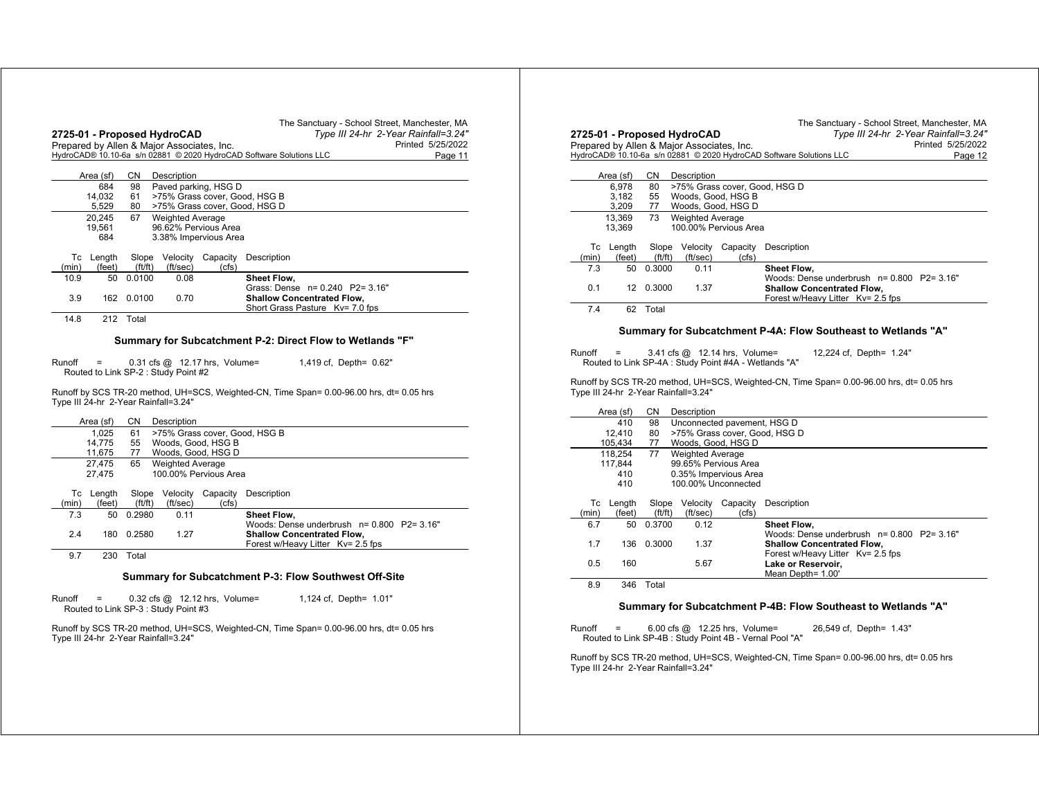| Area (sf) | CN | Description |
|---|---|---|
| 684 | 98 | Paved parking, HSG D |
| 14,032 | 61 | >75% Grass cover, Good, HSG B |
| 5,529 | 80 | >75% Grass cover, Good, HSG D |
| 20,245 | 67 | Weighted Average |
| 19,561 | | 96.62% Pervious Area |
| 684 | | 3.38% Impervious Area |

| Tc (min) | Length (feet) | Slope (ft/ft) | Velocity (ft/sec) | Capacity (cfs) | Description |
|---|---|---|---|---|---|
| 10.9 | 50 | 0.0100 | 0.08 | | **Sheet Flow,** Grass: Dense n= 0.240 P2= 3.16" |
| 3.9 | 162 | 0.0100 | 0.70 | | **Shallow Concentrated Flow,** Short Grass Pasture Kv= 7.0 fps |
| 14.8 | 212 | Total | | | |

### Summary for Subcatchment P-2: Direct Flow to Wetlands "F"

Runoff = 0.31 cfs @ 12.17 hrs, Volume= 1,419 cf, Depth= 0.62"
Routed to Link SP-2 : Study Point #2

Runoff by SCS TR-20 method, UH=SCS, Weighted-CN, Time Span= 0.00-96.00 hrs, dt= 0.05 hrs
Type III 24-hr 2-Year Rainfall=3.24"

| Area (sf) | CN | Description |
|---|---|---|
| 1,025 | 61 | >75% Grass cover, Good, HSG B |
| 14,775 | 55 | Woods, Good, HSG B |
| 11,675 | 77 | Woods, Good, HSG D |
| 27,475 | 65 | Weighted Average |
| 27,475 | | 100.00% Pervious Area |

| Tc (min) | Length (feet) | Slope (ft/ft) | Velocity (ft/sec) | Capacity (cfs) | Description |
|---|---|---|---|---|---|
| 7.3 | 50 | 0.2980 | 0.11 | | **Sheet Flow,** Woods: Dense underbrush n= 0.800 P2= 3.16" |
| 2.4 | 180 | 0.2580 | 1.27 | | **Shallow Concentrated Flow,** Forest w/Heavy Litter Kv= 2.5 fps |
| 9.7 | 230 | Total | | | |

### Summary for Subcatchment P-3: Flow Southwest Off-Site

Runoff = 0.32 cfs @ 12.12 hrs, Volume= 1,124 cf, Depth= 1.01"
Routed to Link SP-3 : Study Point #3

Runoff by SCS TR-20 method, UH=SCS, Weighted-CN, Time Span= 0.00-96.00 hrs, dt= 0.05 hrs
Type III 24-hr 2-Year Rainfall=3.24"

| Area (sf) | CN | Description |
|---|---|---|
| 6,978 | 80 | >75% Grass cover, Good, HSG D |
| 3,182 | 55 | Woods, Good, HSG B |
| 3,209 | 77 | Woods, Good, HSG D |
| 13,369 | 73 | Weighted Average |
| 13,369 | | 100.00% Pervious Area |

| Tc (min) | Length (feet) | Slope (ft/ft) | Velocity (ft/sec) | Capacity (cfs) | Description |
|---|---|---|---|---|---|
| 7.3 | 50 | 0.3000 | 0.11 | | **Sheet Flow,** Woods: Dense underbrush n= 0.800 P2= 3.16" |
| 0.1 | 12 | 0.3000 | 1.37 | | **Shallow Concentrated Flow,** Forest w/Heavy Litter Kv= 2.5 fps |
| 7.4 | 62 | Total | | | |

### Summary for Subcatchment P-4A: Flow Southeast to Wetlands "A"

Runoff = 3.41 cfs @ 12.14 hrs, Volume= 12,224 cf, Depth= 1.24"
Routed to Link SP-4A : Study Point #4A - Wetlands "A"

Runoff by SCS TR-20 method, UH=SCS, Weighted-CN, Time Span= 0.00-96.00 hrs, dt= 0.05 hrs
Type III 24-hr 2-Year Rainfall=3.24"

| Area (sf) | CN | Description |
|---|---|---|
| 410 | 98 | Unconnected pavement, HSG D |
| 12,410 | 80 | >75% Grass cover, Good, HSG D |
| 105,434 | 77 | Woods, Good, HSG D |
| 118,254 | 77 | Weighted Average |
| 117,844 | | 99.65% Pervious Area |
| 410 | | 0.35% Impervious Area |
| 410 | | 100.00% Unconnected |

| Tc (min) | Length (feet) | Slope (ft/ft) | Velocity (ft/sec) | Capacity (cfs) | Description |
|---|---|---|---|---|---|
| 6.7 | 50 | 0.3700 | 0.12 | | **Sheet Flow,** Woods: Dense underbrush n= 0.800 P2= 3.16" |
| 1.7 | 136 | 0.3000 | 1.37 | | **Shallow Concentrated Flow,** Forest w/Heavy Litter Kv= 2.5 fps |
| 0.5 | 160 | | 5.67 | | **Lake or Reservoir,** Mean Depth= 1.00' |
| 8.9 | 346 | Total | | | |

### Summary for Subcatchment P-4B: Flow Southeast to Wetlands "A"

Runoff = 6.00 cfs @ 12.25 hrs, Volume= 26,549 cf, Depth= 1.43"
Routed to Link SP-4B : Study Point 4B - Vernal Pool "A"

Runoff by SCS TR-20 method, UH=SCS, Weighted-CN, Time Span= 0.00-96.00 hrs, dt= 0.05 hrs
Type III 24-hr 2-Year Rainfall=3.24"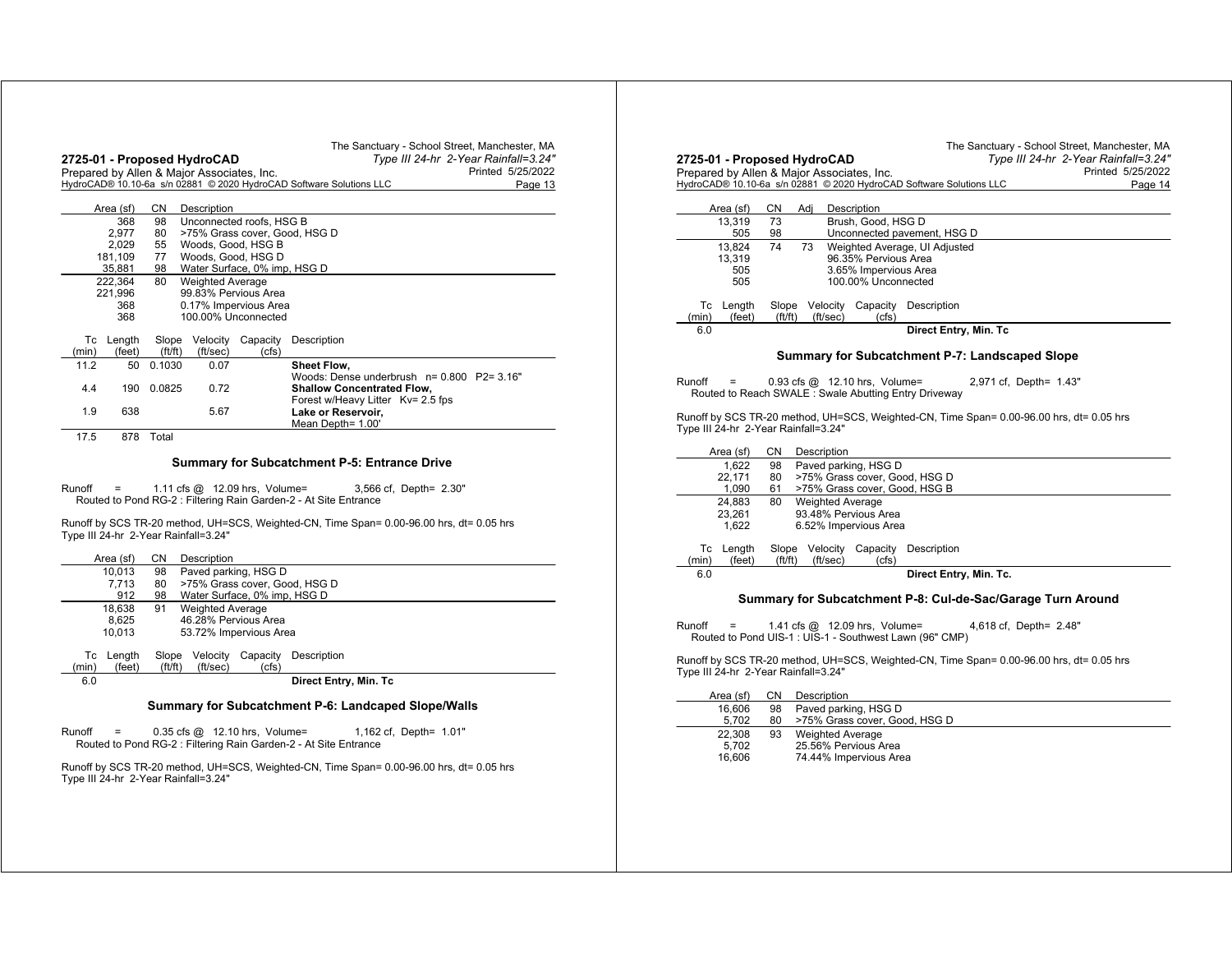| Area (sf) | CN | Description |
|---|---|---|
| 368 | 98 | Unconnected roofs, HSG B |
| 2,977 | 80 | >75% Grass cover, Good, HSG D |
| 2,029 | 55 | Woods, Good, HSG B |
| 181,109 | 77 | Woods, Good, HSG D |
| 35,881 | 98 | Water Surface, 0% imp, HSG D |
| 222,364 | 80 | Weighted Average |
| 221,996 | | 99.83% Pervious Area |
| 368 | | 0.17% Impervious Area |
| 368 | | 100.00% Unconnected |

| Tc (min) | Length (feet) | Slope (ft/ft) | Velocity (ft/sec) | Capacity (cfs) | Description |
|---|---|---|---|---|---|
| 11.2 | 50 | 0.1030 | 0.07 | | **Sheet Flow,** Woods: Dense underbrush n= 0.800 P2= 3.16" |
| 4.4 | 190 | 0.0825 | 0.72 | | **Shallow Concentrated Flow,** Forest w/Heavy Litter Kv= 2.5 fps |
| 1.9 | 638 | | 5.67 | | **Lake or Reservoir,** Mean Depth= 1.00' |
| 17.5 | 878 | Total | | | |

### Summary for Subcatchment P-5: Entrance Drive

Runoff = 1.11 cfs @ 12.09 hrs, Volume= 3,566 cf, Depth= 2.30"
Routed to Pond RG-2 : Filtering Rain Garden-2 - At Site Entrance

Runoff by SCS TR-20 method, UH=SCS, Weighted-CN, Time Span= 0.00-96.00 hrs, dt= 0.05 hrs
Type III 24-hr 2-Year Rainfall=3.24"

| Area (sf) | CN | Description |
|---|---|---|
| 10,013 | 98 | Paved parking, HSG D |
| 7,713 | 80 | >75% Grass cover, Good, HSG D |
| 912 | 98 | Water Surface, 0% imp, HSG D |
| 18,638 | 91 | Weighted Average |
| 8,625 | | 46.28% Pervious Area |
| 10,013 | | 53.72% Impervious Area |

| Tc (min) | Length (feet) | Slope (ft/ft) | Velocity (ft/sec) | Capacity (cfs) | Description |
|---|---|---|---|---|---|
| 6.0 | | | | | **Direct Entry, Min. Tc** |

### Summary for Subcatchment P-6: Landcaped Slope/Walls

Runoff = 0.35 cfs @ 12.10 hrs, Volume= 1,162 cf, Depth= 1.01"
Routed to Pond RG-2 : Filtering Rain Garden-2 - At Site Entrance

Runoff by SCS TR-20 method, UH=SCS, Weighted-CN, Time Span= 0.00-96.00 hrs, dt= 0.05 hrs
Type III 24-hr 2-Year Rainfall=3.24"

| Area (sf) | CN | Adj | Description |
|---|---|---|---|
| 13,319 | 73 | | Brush, Good, HSG D |
| 505 | 98 | | Unconnected pavement, HSG D |
| 13,824 | 74 | 73 | Weighted Average, UI Adjusted |
| 13,319 | | | 96.35% Pervious Area |
| 505 | | | 3.65% Impervious Area |
| 505 | | | 100.00% Unconnected |

| Tc (min) | Length (feet) | Slope (ft/ft) | Velocity (ft/sec) | Capacity (cfs) | Description |
|---|---|---|---|---|---|
| 6.0 | | | | | **Direct Entry, Min. Tc** |

### Summary for Subcatchment P-7: Landscaped Slope

Runoff = 0.93 cfs @ 12.10 hrs, Volume= 2,971 cf, Depth= 1.43"
Routed to Reach SWALE : Swale Abutting Entry Driveway

Runoff by SCS TR-20 method, UH=SCS, Weighted-CN, Time Span= 0.00-96.00 hrs, dt= 0.05 hrs
Type III 24-hr 2-Year Rainfall=3.24"

| Area (sf) | CN | Description |
|---|---|---|
| 1,622 | 98 | Paved parking, HSG D |
| 22,171 | 80 | >75% Grass cover, Good, HSG D |
| 1,090 | 61 | >75% Grass cover, Good, HSG B |
| 24,883 | 80 | Weighted Average |
| 23,261 | | 93.48% Pervious Area |
| 1,622 | | 6.52% Impervious Area |

| Tc (min) | Length (feet) | Slope (ft/ft) | Velocity (ft/sec) | Capacity (cfs) | Description |
|---|---|---|---|---|---|
| 6.0 | | | | | **Direct Entry, Min. Tc.** |

### Summary for Subcatchment P-8: Cul-de-Sac/Garage Turn Around

Runoff = 1.41 cfs @ 12.09 hrs, Volume= 4,618 cf, Depth= 2.48"
Routed to Pond UIS-1 : UIS-1 - Southwest Lawn (96" CMP)

Runoff by SCS TR-20 method, UH=SCS, Weighted-CN, Time Span= 0.00-96.00 hrs, dt= 0.05 hrs
Type III 24-hr 2-Year Rainfall=3.24"

| Area (sf) | CN | Description |
|---|---|---|
| 16,606 | 98 | Paved parking, HSG D |
| 5,702 | 80 | >75% Grass cover, Good, HSG D |
| 22,308 | 93 | Weighted Average |
| 5,702 | | 25.56% Pervious Area |
| 16,606 | | 74.44% Impervious Area |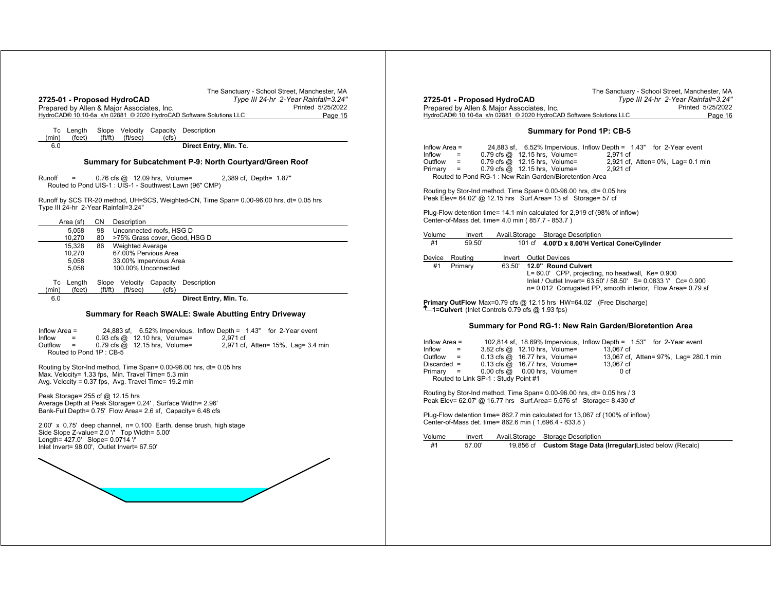| Tc (min) | Length (feet) | Slope (ft/ft) | Velocity (ft/sec) | Capacity (cfs) | Description |
|---|---|---|---|---|---|
| 6.0 | | | | | Direct Entry, Min. Tc. |

## Summary for Subcatchment P-9: North Courtyard/Green Roof

Runoff = 0.76 cfs @ 12.09 hrs, Volume= 2,389 cf, Depth= 1.87"
Routed to Pond UIS-1 : UIS-1 - Southwest Lawn (96" CMP)

Runoff by SCS TR-20 method, UH=SCS, Weighted-CN, Time Span= 0.00-96.00 hrs, dt= 0.05 hrs
Type III 24-hr 2-Year Rainfall=3.24"

| Area (sf) | CN | Description |
|---|---|---|
| 5,058 | 98 | Unconnected roofs, HSG D |
| 10,270 | 80 | >75% Grass cover, Good, HSG D |
| 15,328 | 86 | Weighted Average |
| 10,270 | | 67.00% Pervious Area |
| 5,058 | | 33.00% Impervious Area |
| 5,058 | | 100.00% Unconnected |

| Tc (min) | Length (feet) | Slope (ft/ft) | Velocity (ft/sec) | Capacity (cfs) | Description |
|---|---|---|---|---|---|
| 6.0 | | | | | Direct Entry, Min. Tc. |

## Summary for Reach SWALE: Swale Abutting Entry Driveway

Inflow Area = 24,883 sf, 6.52% Impervious, Inflow Depth = 1.43" for 2-Year event
Inflow = 0.93 cfs @ 12.10 hrs, Volume= 2,971 cf
Outflow = 0.79 cfs @ 12.15 hrs, Volume= 2,971 cf, Atten= 15%, Lag= 3.4 min
Routed to Pond 1P : CB-5

Routing by Stor-Ind method, Time Span= 0.00-96.00 hrs, dt= 0.05 hrs
Max. Velocity= 1.33 fps, Min. Travel Time= 5.3 min
Avg. Velocity = 0.37 fps, Avg. Travel Time= 19.2 min

Peak Storage= 255 cf @ 12.15 hrs
Average Depth at Peak Storage= 0.24' , Surface Width= 2.96'
Bank-Full Depth= 0.75' Flow Area= 2.6 sf, Capacity= 6.48 cfs

2.00' x 0.75' deep channel, n= 0.100 Earth, dense brush, high stage
Side Slope Z-value= 2.0 '/' Top Width= 5.00'
Length= 427.0' Slope= 0.0714 '/'
Inlet Invert= 98.00', Outlet Invert= 67.50'

## Summary for Pond 1P: CB-5

Inflow Area = 24,883 sf, 6.52% Impervious, Inflow Depth = 1.43" for 2-Year event
Inflow = 0.79 cfs @ 12.15 hrs, Volume= 2,971 cf
Outflow = 0.79 cfs @ 12.15 hrs, Volume= 2,921 cf, Atten= 0%, Lag= 0.1 min
Primary = 0.79 cfs @ 12.15 hrs, Volume= 2,921 cf
Routed to Pond RG-1 : New Rain Garden/Bioretention Area

Routing by Stor-Ind method, Time Span= 0.00-96.00 hrs, dt= 0.05 hrs
Peak Elev= 64.02' @ 12.15 hrs Surf.Area= 13 sf Storage= 57 cf

Plug-Flow detention time= 14.1 min calculated for 2,919 cf (98% of inflow)
Center-of-Mass det. time= 4.0 min ( 857.7 - 853.7 )

| Volume | Invert | Avail.Storage | Storage Description |
|---|---|---|---|
| #1 | 59.50' | 101 cf | **4.00'D x 8.00'H Vertical Cone/Cylinder** |

| Device | Routing | Invert | Outlet Devices |
|---|---|---|---|
| #1 | Primary | 63.50' | **12.0" Round Culvert**<br>L= 60.0' CPP, projecting, no headwall, Ke= 0.900<br>Inlet / Outlet Invert= 63.50' / 58.50' S= 0.0833 '/' Cc= 0.900<br>n= 0.012 Corrugated PP, smooth interior, Flow Area= 0.79 sf |

**Primary OutFlow** Max=0.79 cfs @ 12.15 hrs HW=64.02' (Free Discharge)
**1=Culvert** (Inlet Controls 0.79 cfs @ 1.93 fps)

## Summary for Pond RG-1: New Rain Garden/Bioretention Area

Inflow Area = 102,814 sf, 18.69% Impervious, Inflow Depth = 1.53" for 2-Year event
Inflow = 3.82 cfs @ 12.10 hrs, Volume= 13,067 cf
Outflow = 0.13 cfs @ 16.77 hrs, Volume= 13,067 cf, Atten= 97%, Lag= 280.1 min
Discarded = 0.13 cfs @ 16.77 hrs, Volume= 13,067 cf
Primary = 0.00 cfs @ 0.00 hrs, Volume= 0 cf
Routed to Link SP-1 : Study Point #1

Routing by Stor-Ind method, Time Span= 0.00-96.00 hrs, dt= 0.05 hrs / 3
Peak Elev= 62.07' @ 16.77 hrs Surf.Area= 5,576 sf Storage= 8,430 cf

Plug-Flow detention time= 862.7 min calculated for 13,067 cf (100% of inflow)
Center-of-Mass det. time= 862.6 min ( 1,696.4 - 833.8 )

| Volume | Invert | Avail.Storage | Storage Description |
|---|---|---|---|
| #1 | 57.00' | 19,856 cf | **Custom Stage Data (Irregular)**Listed below (Recalc) |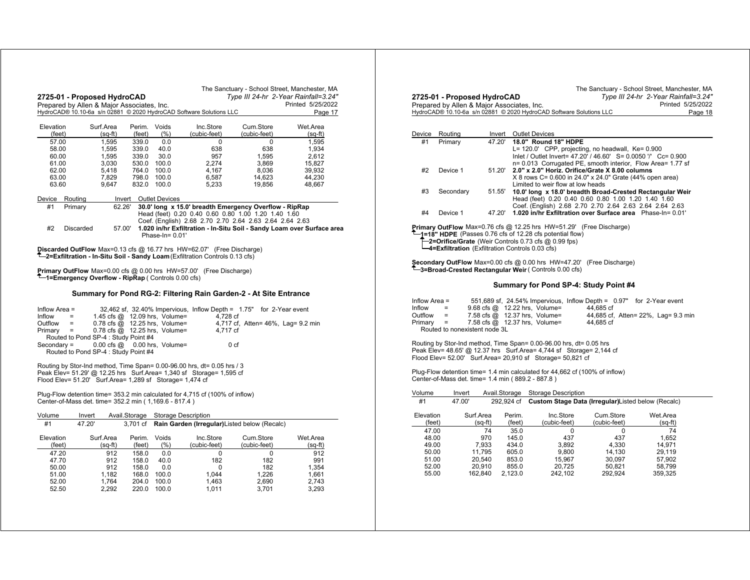| Elevation (feet) | Surf.Area (sq-ft) | Perim. (feet) | Voids (%) | Inc.Store (cubic-feet) | Cum.Store (cubic-feet) | Wet.Area (sq-ft) |
|---|---|---|---|---|---|---|
| 57.00 | 1,595 | 339.0 | 0.0 | 0 | 0 | 1,595 |
| 58.00 | 1,595 | 339.0 | 40.0 | 638 | 638 | 1,934 |
| 60.00 | 1,595 | 339.0 | 30.0 | 957 | 1,595 | 2,612 |
| 61.00 | 3,030 | 530.0 | 100.0 | 2,274 | 3,869 | 15,827 |
| 62.00 | 5,418 | 764.0 | 100.0 | 4,167 | 8,036 | 39,932 |
| 63.00 | 7,829 | 798.0 | 100.0 | 6,587 | 14,623 | 44,230 |
| 63.60 | 9,647 | 832.0 | 100.0 | 5,233 | 19,856 | 48,667 |

| Device | Routing | Invert | Outlet Devices |
|---|---|---|---|
| #1 | Primary | 62.26' | **30.0' long x 15.0' breadth Emergency Overflow - RipRap** Head (feet) 0.20 0.40 0.60 0.80 1.00 1.20 1.40 1.60 Coef. (English) 2.68 2.70 2.70 2.64 2.63 2.64 2.64 2.63 |
| #2 | Discarded | 57.00' | **1.020 in/hr Exfiltration - In-Situ Soil - Sandy Loam over Surface area** Phase-In= 0.01' |

**Discarded OutFlow** Max=0.13 cfs @ 16.77 hrs HW=62.07' (Free Discharge)
└**2=Exfiltration - In-Situ Soil - Sandy Loam** (Exfiltration Controls 0.13 cfs)

**Primary OutFlow** Max=0.00 cfs @ 0.00 hrs HW=57.00' (Free Discharge)
└**1=Emergency Overflow - RipRap** ( Controls 0.00 cfs)

## Summary for Pond RG-2: Filtering Rain Garden-2 - At Site Entrance

```
Inflow Area =      32,462 sf, 32.40% Impervious, Inflow Depth = 1.75"  for 2-Year event
Inflow      =      1.45 cfs @ 12.09 hrs, Volume=        4,728 cf
Outflow     =      0.78 cfs @ 12.25 hrs, Volume=        4,717 cf, Atten= 46%, Lag= 9.2 min
Primary     =      0.78 cfs @ 12.25 hrs, Volume=        4,717 cf
   Routed to Pond SP-4 : Study Point #4
Secondary   =      0.00 cfs @ 0.00 hrs, Volume=         0 cf
   Routed to Pond SP-4 : Study Point #4
```

Routing by Stor-Ind method, Time Span= 0.00-96.00 hrs, dt= 0.05 hrs / 3
Peak Elev= 51.29' @ 12.25 hrs Surf.Area= 1,340 sf Storage= 1,595 cf
Flood Elev= 51.20' Surf.Area= 1,289 sf Storage= 1,474 cf

Plug-Flow detention time= 353.2 min calculated for 4,715 cf (100% of inflow)
Center-of-Mass det. time= 352.2 min ( 1,169.6 - 817.4 )

| Volume | Invert | Avail.Storage | Storage Description |
|---|---|---|---|
| #1 | 47.20' | 3,701 cf | **Rain Garden (Irregular)**Listed below (Recalc) |

| Elevation (feet) | Surf.Area (sq-ft) | Perim. (feet) | Voids (%) | Inc.Store (cubic-feet) | Cum.Store (cubic-feet) | Wet.Area (sq-ft) |
|---|---|---|---|---|---|---|
| 47.20 | 912 | 158.0 | 0.0 | 0 | 0 | 912 |
| 47.70 | 912 | 158.0 | 40.0 | 182 | 182 | 991 |
| 50.00 | 912 | 158.0 | 0.0 | 0 | 182 | 1,354 |
| 51.00 | 1,182 | 168.0 | 100.0 | 1,044 | 1,226 | 1,661 |
| 52.00 | 1,764 | 204.0 | 100.0 | 1,463 | 2,690 | 2,743 |
| 52.50 | 2,292 | 220.0 | 100.0 | 1,011 | 3,701 | 3,293 |

| Device | Routing | Invert | Outlet Devices |
|---|---|---|---|
| #1 | Primary | 47.20' | **18.0" Round 18" HDPE** L= 120.0' CPP, projecting, no headwall, Ke= 0.900 Inlet / Outlet Invert= 47.20' / 46.60' S= 0.0050 '/' Cc= 0.900 n= 0.013 Corrugated PE, smooth interior, Flow Area= 1.77 sf |
| #2 | Device 1 | 51.20' | **2.0" x 2.0" Horiz. Orifice/Grate X 8.00 columns** X 8 rows C= 0.600 in 24.0" x 24.0" Grate (44% open area) Limited to weir flow at low heads |
| #3 | Secondary | 51.55' | **10.0' long x 18.0' breadth Broad-Crested Rectangular Weir** Head (feet) 0.20 0.40 0.60 0.80 1.00 1.20 1.40 1.60 Coef. (English) 2.68 2.70 2.70 2.64 2.63 2.64 2.64 2.63 |
| #4 | Device 1 | 47.20' | **1.020 in/hr Exfiltration over Surface area** Phase-In= 0.01' |

**Primary OutFlow** Max=0.76 cfs @ 12.25 hrs HW=51.29' (Free Discharge)
└**1=18" HDPE** (Passes 0.76 cfs of 12.28 cfs potential flow)
  ├**2=Orifice/Grate** (Weir Controls 0.73 cfs @ 0.99 fps)
  └**4=Exfiltration** (Exfiltration Controls 0.03 cfs)

**Secondary OutFlow** Max=0.00 cfs @ 0.00 hrs HW=47.20' (Free Discharge)
└**3=Broad-Crested Rectangular Weir** ( Controls 0.00 cfs)

## Summary for Pond SP-4: Study Point #4

```
Inflow Area =     551,689 sf, 24.54% Impervious, Inflow Depth = 0.97"  for 2-Year event
Inflow      =     9.68 cfs @ 12.22 hrs, Volume=       44,685 cf
Outflow     =     7.58 cfs @ 12.37 hrs, Volume=       44,685 cf, Atten= 22%, Lag= 9.3 min
Primary     =     7.58 cfs @ 12.37 hrs, Volume=       44,685 cf
   Routed to nonexistent node 3L
```

Routing by Stor-Ind method, Time Span= 0.00-96.00 hrs, dt= 0.05 hrs
Peak Elev= 48.65' @ 12.37 hrs Surf.Area= 4,744 sf Storage= 2,144 cf
Flood Elev= 52.00' Surf.Area= 20,910 sf Storage= 50,821 cf

Plug-Flow detention time= 1.4 min calculated for 44,662 cf (100% of inflow)
Center-of-Mass det. time= 1.4 min ( 889.2 - 887.8 )

| Volume | Invert | Avail.Storage | Storage Description |
|---|---|---|---|
| #1 | 47.00' | 292,924 cf | **Custom Stage Data (Irregular)**Listed below (Recalc) |

| Elevation (feet) | Surf.Area (sq-ft) | Perim. (feet) | Inc.Store (cubic-feet) | Cum.Store (cubic-feet) | Wet.Area (sq-ft) |
|---|---|---|---|---|---|
| 47.00 | 74 | 35.0 | 0 | 0 | 74 |
| 48.00 | 970 | 145.0 | 437 | 437 | 1,652 |
| 49.00 | 7,933 | 434.0 | 3,892 | 4,330 | 14,971 |
| 50.00 | 11,795 | 605.0 | 9,800 | 14,130 | 29,119 |
| 51.00 | 20,540 | 853.0 | 15,967 | 30,097 | 57,902 |
| 52.00 | 20,910 | 855.0 | 20,725 | 50,821 | 58,799 |
| 55.00 | 162,840 | 2,123.0 | 242,102 | 292,924 | 359,325 |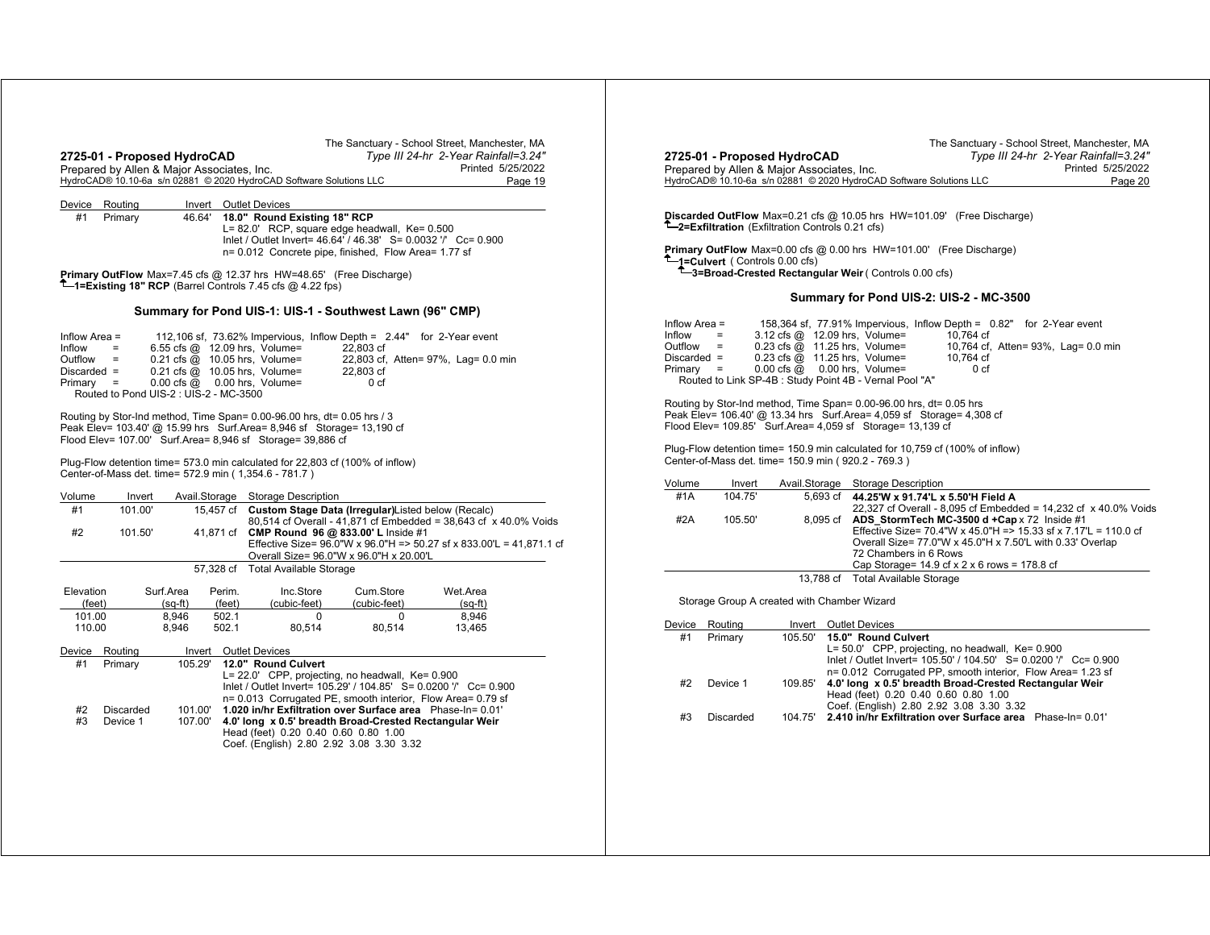| Device | Routing | Invert | Outlet Devices |
|---|---|---|---|
| #1 | Primary | 46.64' | **18.0" Round Existing 18" RCP** L= 82.0' RCP, square edge headwall, Ke= 0.500 Inlet / Outlet Invert= 46.64' / 46.38' S= 0.0032 '/' Cc= 0.900 n= 0.012 Concrete pipe, finished, Flow Area= 1.77 sf |

**Primary OutFlow** Max=7.45 cfs @ 12.37 hrs HW=48.65' (Free Discharge)
↑**1=Existing 18" RCP** (Barrel Controls 7.45 cfs @ 4.22 fps)

### Summary for Pond UIS-1: UIS-1 - Southwest Lawn (96" CMP)

```
Inflow Area =       112,106 sf, 73.62% Impervious,  Inflow Depth =  2.44"   for 2-Year event
Inflow      =       6.55 cfs @  12.09 hrs,  Volume=          22,803 cf
Outflow     =       0.21 cfs @  10.05 hrs,  Volume=          22,803 cf,  Atten= 97%,  Lag= 0.0 min
Discarded   =       0.21 cfs @  10.05 hrs,  Volume=          22,803 cf
Primary     =       0.00 cfs @   0.00 hrs,  Volume=               0 cf
   Routed to Pond UIS-2 : UIS-2 - MC-3500
```

Routing by Stor-Ind method, Time Span= 0.00-96.00 hrs, dt= 0.05 hrs / 3
Peak Elev= 103.40' @ 15.99 hrs Surf.Area= 8,946 sf Storage= 13,190 cf
Flood Elev= 107.00' Surf.Area= 8,946 sf Storage= 39,886 cf

Plug-Flow detention time= 573.0 min calculated for 22,803 cf (100% of inflow)
Center-of-Mass det. time= 572.9 min ( 1,354.6 - 781.7 )

| Volume | Invert | Avail.Storage | Storage Description |
|---|---|---|---|
| #1 | 101.00' | 15,457 cf | **Custom Stage Data (Irregular)**Listed below (Recalc) 80,514 cf Overall - 41,871 cf Embedded = 38,643 cf x 40.0% Voids |
| #2 | 101.50' | 41,871 cf | **CMP Round 96 @ 833.00' L** Inside #1 Effective Size= 96.0"W x 96.0"H => 50.27 sf x 833.00'L = 41,871.1 cf Overall Size= 96.0"W x 96.0"H x 20.00'L |
| | | 57,328 cf | Total Available Storage |

| Elevation (feet) | Surf.Area (sq-ft) | Perim. (feet) | Inc.Store (cubic-feet) | Cum.Store (cubic-feet) | Wet.Area (sq-ft) |
|---|---|---|---|---|---|
| 101.00 | 8,946 | 502.1 | 0 | 0 | 8,946 |
| 110.00 | 8,946 | 502.1 | 80,514 | 80,514 | 13,465 |

| Device | Routing | Invert | Outlet Devices |
|---|---|---|---|
| #1 | Primary | 105.29' | **12.0" Round Culvert** L= 22.0' CPP, projecting, no headwall, Ke= 0.900 Inlet / Outlet Invert= 105.29' / 104.85' S= 0.0200 '/' Cc= 0.900 n= 0.013 Corrugated PE, smooth interior, Flow Area= 0.79 sf |
| #2 | Discarded | 101.00' | **1.020 in/hr Exfiltration over Surface area** Phase-In= 0.01' |
| #3 | Device 1 | 107.00' | **4.0' long x 0.5' breadth Broad-Crested Rectangular Weir** Head (feet) 0.20 0.40 0.60 0.80 1.00 Coef. (English) 2.80 2.92 3.08 3.30 3.32 |

**Discarded OutFlow** Max=0.21 cfs @ 10.05 hrs HW=101.09' (Free Discharge)
↑**2=Exfiltration** (Exfiltration Controls 0.21 cfs)

**Primary OutFlow** Max=0.00 cfs @ 0.00 hrs HW=101.00' (Free Discharge)
↑**1=Culvert** ( Controls 0.00 cfs)
↑**3=Broad-Crested Rectangular Weir** ( Controls 0.00 cfs)

### Summary for Pond UIS-2: UIS-2 - MC-3500

```
Inflow Area =       158,364 sf, 77.91% Impervious,  Inflow Depth =  0.82"   for 2-Year event
Inflow      =       3.12 cfs @  12.09 hrs,  Volume=          10,764 cf
Outflow     =       0.23 cfs @  11.25 hrs,  Volume=          10,764 cf,  Atten= 93%,  Lag= 0.0 min
Discarded   =       0.23 cfs @  11.25 hrs,  Volume=          10,764 cf
Primary     =       0.00 cfs @   0.00 hrs,  Volume=               0 cf
   Routed to Link SP-4B : Study Point 4B - Vernal Pool "A"
```

Routing by Stor-Ind method, Time Span= 0.00-96.00 hrs, dt= 0.05 hrs
Peak Elev= 106.40' @ 13.34 hrs Surf.Area= 4,059 sf Storage= 4,308 cf
Flood Elev= 109.85' Surf.Area= 4,059 sf Storage= 13,139 cf

Plug-Flow detention time= 150.9 min calculated for 10,759 cf (100% of inflow)
Center-of-Mass det. time= 150.9 min ( 920.2 - 769.3 )

| Volume | Invert | Avail.Storage | Storage Description |
|---|---|---|---|
| #1A | 104.75' | 5,693 cf | **44.25'W x 91.74'L x 5.50'H Field A** 22,327 cf Overall - 8,095 cf Embedded = 14,232 cf x 40.0% Voids |
| #2A | 105.50' | 8,095 cf | **ADS_StormTech MC-3500 d +Cap** x 72 Inside #1 Effective Size= 70.4"W x 45.0"H => 15.33 sf x 7.17'L = 110.0 cf Overall Size= 77.0"W x 45.0"H x 7.50'L with 0.33' Overlap 72 Chambers in 6 Rows Cap Storage= 14.9 cf x 2 x 6 rows = 178.8 cf |
| | | 13,788 cf | Total Available Storage |

Storage Group A created with Chamber Wizard

| Device | Routing | Invert | Outlet Devices |
|---|---|---|---|
| #1 | Primary | 105.50' | **15.0" Round Culvert** L= 50.0' CPP, projecting, no headwall, Ke= 0.900 Inlet / Outlet Invert= 105.50' / 104.50' S= 0.0200 '/' Cc= 0.900 n= 0.012 Corrugated PP, smooth interior, Flow Area= 1.23 sf |
| #2 | Device 1 | 109.85' | **4.0' long x 0.5' breadth Broad-Crested Rectangular Weir** Head (feet) 0.20 0.40 0.60 0.80 1.00 Coef. (English) 2.80 2.92 3.08 3.30 3.32 |
| #3 | Discarded | 104.75' | **2.410 in/hr Exfiltration over Surface area** Phase-In= 0.01' |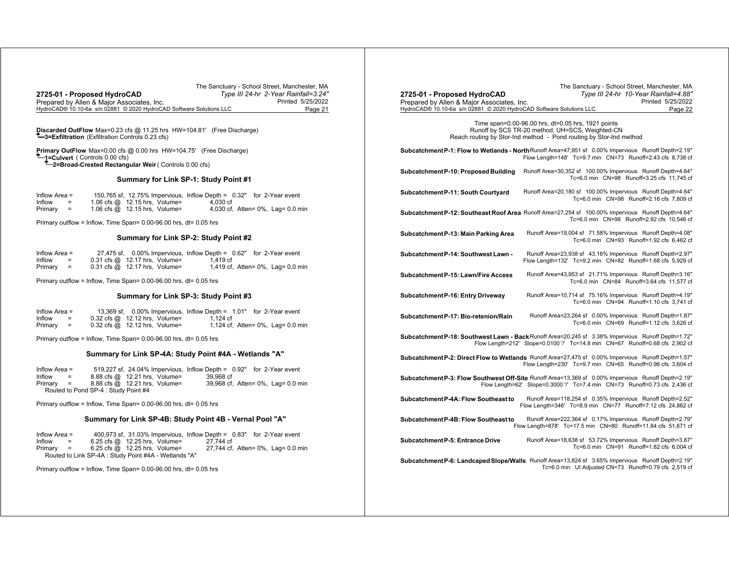**Discarded OutFlow** Max=0.23 cfs @ 11.25 hrs HW=104.81' (Free Discharge)
↑**3=Exfiltration** (Exfiltration Controls 0.23 cfs)

**Primary OutFlow** Max=0.00 cfs @ 0.00 hrs HW=104.75' (Free Discharge)
↑**1=Culvert** ( Controls 0.00 cfs)
↑**2=Broad-Crested Rectangular Weir** ( Controls 0.00 cfs)

### Summary for Link SP-1: Study Point #1

```
Inflow Area =      150,765 sf, 12.75% Impervious,  Inflow Depth =  0.32"   for 2-Year event
Inflow    =      1.06 cfs @  12.15 hrs,  Volume=          4,030 cf
Primary   =      1.06 cfs @  12.15 hrs,  Volume=          4,030 cf,  Atten= 0%,  Lag= 0.0 min
```

Primary outflow = Inflow, Time Span= 0.00-96.00 hrs, dt= 0.05 hrs

### Summary for Link SP-2: Study Point #2

```
Inflow Area =       27,475 sf,  0.00% Impervious,  Inflow Depth =  0.62"   for 2-Year event
Inflow    =      0.31 cfs @  12.17 hrs,  Volume=          1,419 cf
Primary   =      0.31 cfs @  12.17 hrs,  Volume=          1,419 cf,  Atten= 0%,  Lag= 0.0 min
```

Primary outflow = Inflow, Time Span= 0.00-96.00 hrs, dt= 0.05 hrs

### Summary for Link SP-3: Study Point #3

```
Inflow Area =       13,369 sf,  0.00% Impervious,  Inflow Depth =  1.01"   for 2-Year event
Inflow    =      0.32 cfs @  12.12 hrs,  Volume=          1,124 cf
Primary   =      0.32 cfs @  12.12 hrs,  Volume=          1,124 cf,  Atten= 0%,  Lag= 0.0 min
```

Primary outflow = Inflow, Time Span= 0.00-96.00 hrs, dt= 0.05 hrs

### Summary for Link SP-4A: Study Point #4A - Wetlands "A"

```
Inflow Area =      519,227 sf, 24.04% Impervious,  Inflow Depth =  0.92"   for 2-Year event
Inflow    =      8.88 cfs @  12.21 hrs,  Volume=         39,968 cf
Primary   =      8.88 cfs @  12.21 hrs,  Volume=         39,968 cf,  Atten= 0%,  Lag= 0.0 min
   Routed to Pond SP-4 : Study Point #4
```

Primary outflow = Inflow, Time Span= 0.00-96.00 hrs, dt= 0.05 hrs

### Summary for Link SP-4B: Study Point 4B - Vernal Pool "A"

```
Inflow Area =      400,973 sf, 31.03% Impervious,  Inflow Depth =  0.83"   for 2-Year event
Inflow    =      6.25 cfs @  12.25 hrs,  Volume=         27,744 cf
Primary   =      6.25 cfs @  12.25 hrs,  Volume=         27,744 cf,  Atten= 0%,  Lag= 0.0 min
   Routed to Link SP-4A : Study Point #4A - Wetlands "A"
```

Primary outflow = Inflow, Time Span= 0.00-96.00 hrs, dt= 0.05 hrs

---

2725-01 - Proposed HydroCAD — The Sanctuary - School Street, Manchester, MA — *Type III 24-hr 10-Year Rainfall=4.88"*

Time span=0.00-96.00 hrs, dt=0.05 hrs, 1921 points
Runoff by SCS TR-20 method, UH=SCS, Weighted-CN
Reach routing by Stor-Ind method - Pond routing by Stor-Ind method

**Subcatchment P-1: Flow to Wetlands - North** Runoff Area=47,951 sf 0.00% Impervious Runoff Depth=2.19"
Flow Length=148' Tc=9.7 min CN=73 Runoff=2.43 cfs 8,738 cf

**Subcatchment P-10: Proposed Building** Runoff Area=30,352 sf 100.00% Impervious Runoff Depth=4.64"
Tc=6.0 min CN=98 Runoff=3.25 cfs 11,745 cf

**Subcatchment P-11: South Courtyard** Runoff Area=20,180 sf 100.00% Impervious Runoff Depth=4.64"
Tc=6.0 min CN=98 Runoff=2.16 cfs 7,809 cf

**Subcatchment P-12: Southeast Roof Area** Runoff Area=27,254 sf 100.00% Impervious Runoff Depth=4.64"
Tc=6.0 min CN=98 Runoff=2.92 cfs 10,546 cf

**Subcatchment P-13: Main Parking Area** Runoff Area=19,004 sf 71.58% Impervious Runoff Depth=4.08"
Tc=6.0 min CN=93 Runoff=1.92 cfs 6,462 cf

**Subcatchment P-14: Southwest Lawn -** Runoff Area=23,938 sf 43.16% Impervious Runoff Depth=2.97"
Flow Length=132' Tc=9.2 min CN=82 Runoff=1.68 cfs 5,929 cf

**Subcatchment P-15: Lawn/Fire Access** Runoff Area=43,953 sf 21.71% Impervious Runoff Depth=3.16"
Tc=6.0 min CN=84 Runoff=3.64 cfs 11,577 cf

**Subcatchment P-16: Entry Driveway** Runoff Area=10,714 sf 75.16% Impervious Runoff Depth=4.19"
Tc=6.0 min CN=94 Runoff=1.10 cfs 3,741 cf

**Subcatchment P-17: Bio-retenion/Rain** Runoff Area=23,264 sf 0.00% Impervious Runoff Depth=1.87"
Tc=6.0 min CN=69 Runoff=1.12 cfs 3,626 cf

**Subcatchment P-18: Southwest Lawn - Back** Runoff Area=20,245 sf 3.38% Impervious Runoff Depth=1.72"
Flow Length=212' Slope=0.0100 '/' Tc=14.8 min CN=67 Runoff=0.68 cfs 2,902 cf

**Subcatchment P-2: Direct Flow to Wetlands** Runoff Area=27,475 sf 0.00% Impervious Runoff Depth=1.57"
Flow Length=230' Tc=9.7 min CN=65 Runoff=0.96 cfs 3,604 cf

**Subcatchment P-3: Flow Southwest Off-Site** Runoff Area=13,369 sf 0.00% Impervious Runoff Depth=2.19"
Flow Length=62' Slope=0.3000 '/' Tc=7.4 min CN=73 Runoff=0.73 cfs 2,436 cf

**Subcatchment P-4A: Flow Southeast to** Runoff Area=118,254 sf 0.35% Impervious Runoff Depth=2.52"
Flow Length=346' Tc=8.9 min CN=77 Runoff=7.12 cfs 24,862 cf

**Subcatchment P-4B: Flow Southeast to** Runoff Area=222,364 sf 0.17% Impervious Runoff Depth=2.79"
Flow Length=878' Tc=17.5 min CN=80 Runoff=11.84 cfs 51,671 cf

**Subcatchment P-5: Entrance Drive** Runoff Area=18,638 sf 53.72% Impervious Runoff Depth=3.87"
Tc=6.0 min CN=91 Runoff=1.82 cfs 6,004 cf

**Subcatchment P-6: Landcaped Slope/Walls** Runoff Area=13,824 sf 3.65% Impervious Runoff Depth=2.19"
Tc=6.0 min UI Adjusted CN=73 Runoff=0.79 cfs 2,519 cf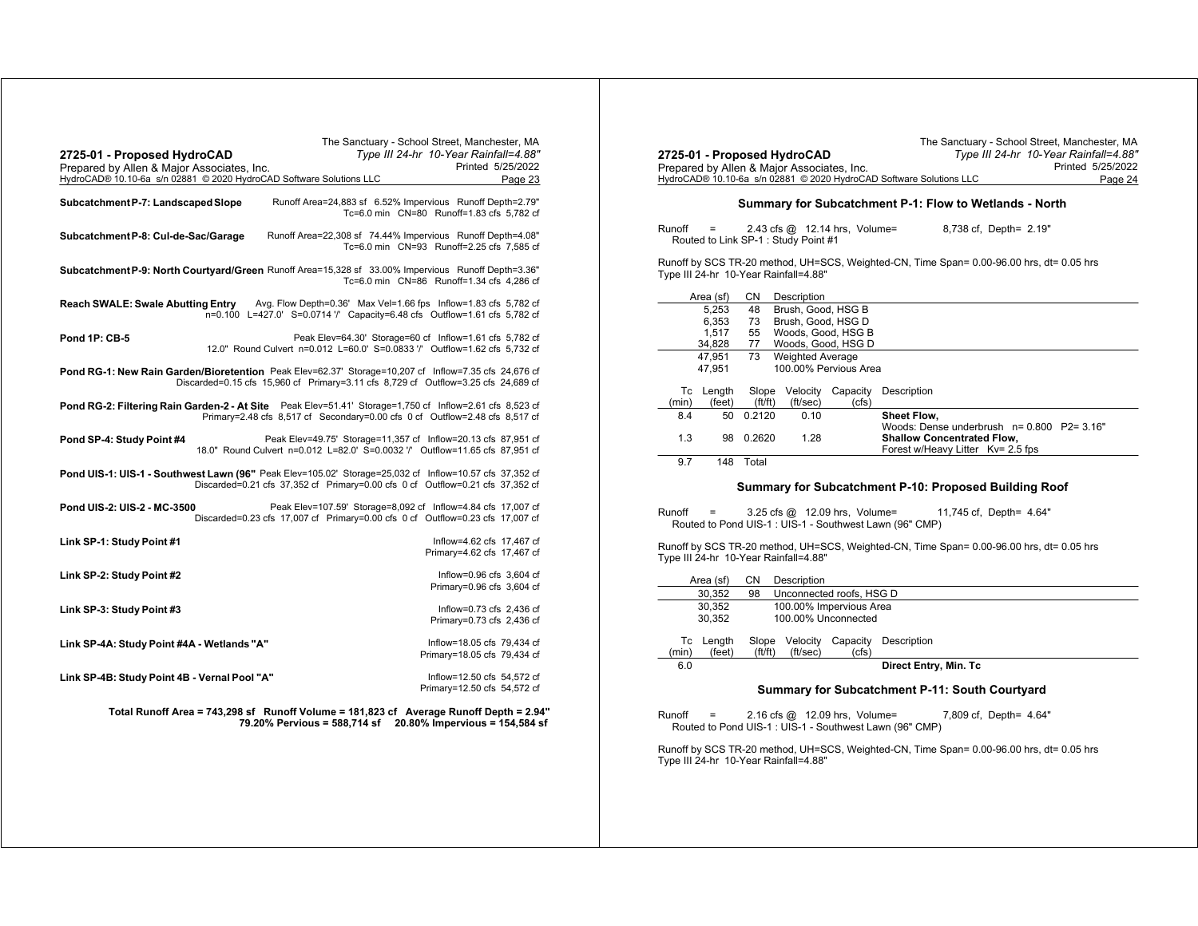**Subcatchment P-7: Landscaped Slope** Runoff Area=24,883 sf 6.52% Impervious Runoff Depth=2.79" Tc=6.0 min CN=80 Runoff=1.83 cfs 5,782 cf

**Subcatchment P-8: Cul-de-Sac/Garage** Runoff Area=22,308 sf 74.44% Impervious Runoff Depth=4.08" Tc=6.0 min CN=93 Runoff=2.25 cfs 7,585 cf

**Subcatchment P-9: North Courtyard/Green** Runoff Area=15,328 sf 33.00% Impervious Runoff Depth=3.36" Tc=6.0 min CN=86 Runoff=1.34 cfs 4,286 cf

**Reach SWALE: Swale Abutting Entry** Avg. Flow Depth=0.36' Max Vel=1.66 fps Inflow=1.83 cfs 5,782 cf
n=0.100 L=427.0' S=0.0714 '/' Capacity=6.48 cfs Outflow=1.61 cfs 5,782 cf

**Pond 1P: CB-5** Peak Elev=64.30' Storage=60 cf Inflow=1.61 cfs 5,782 cf
12.0" Round Culvert n=0.012 L=60.0' S=0.0833 '/' Outflow=1.62 cfs 5,732 cf

**Pond RG-1: New Rain Garden/Bioretention** Peak Elev=62.37' Storage=10,207 cf Inflow=7.35 cfs 24,676 cf
Discarded=0.15 cfs 15,960 cf Primary=3.11 cfs 8,729 cf Outflow=3.25 cfs 24,689 cf

**Pond RG-2: Filtering Rain Garden-2 - At Site** Peak Elev=51.41' Storage=1,750 cf Inflow=2.61 cfs 8,523 cf
Primary=2.48 cfs 8,517 cf Secondary=0.00 cfs 0 cf Outflow=2.48 cfs 8,517 cf

**Pond SP-4: Study Point #4** Peak Elev=49.75' Storage=11,357 cf Inflow=20.13 cfs 87,951 cf
18.0" Round Culvert n=0.012 L=82.0' S=0.0032 '/' Outflow=11.65 cfs 87,951 cf

**Pond UIS-1: UIS-1 - Southwest Lawn (96"** Peak Elev=105.02' Storage=25,032 cf Inflow=10.57 cfs 37,352 cf
Discarded=0.21 cfs 37,352 cf Primary=0.00 cfs 0 cf Outflow=0.21 cfs 37,352 cf

**Pond UIS-2: UIS-2 - MC-3500** Peak Elev=107.59' Storage=8,092 cf Inflow=4.84 cfs 17,007 cf
Discarded=0.23 cfs 17,007 cf Primary=0.00 cfs 0 cf Outflow=0.23 cfs 17,007 cf

**Link SP-1: Study Point #1** Inflow=4.62 cfs 17,467 cf
Primary=4.62 cfs 17,467 cf

**Link SP-2: Study Point #2** Inflow=0.96 cfs 3,604 cf
Primary=0.96 cfs 3,604 cf

**Link SP-3: Study Point #3** Inflow=0.73 cfs 2,436 cf
Primary=0.73 cfs 2,436 cf

**Link SP-4A: Study Point #4A - Wetlands "A"** Inflow=18.05 cfs 79,434 cf
Primary=18.05 cfs 79,434 cf

**Link SP-4B: Study Point 4B - Vernal Pool "A"** Inflow=12.50 cfs 54,572 cf
Primary=12.50 cfs 54,572 cf

**Total Runoff Area = 743,298 sf Runoff Volume = 181,823 cf Average Runoff Depth = 2.94"**
**79.20% Pervious = 588,714 sf 20.80% Impervious = 154,584 sf**

### Summary for Subcatchment P-1: Flow to Wetlands - North

Runoff = 2.43 cfs @ 12.14 hrs, Volume= 8,738 cf, Depth= 2.19"
Routed to Link SP-1 : Study Point #1

Runoff by SCS TR-20 method, UH=SCS, Weighted-CN, Time Span= 0.00-96.00 hrs, dt= 0.05 hrs
Type III 24-hr 10-Year Rainfall=4.88"

| Area (sf) | CN | Description |
|---|---|---|
| 5,253 | 48 | Brush, Good, HSG B |
| 6,353 | 73 | Brush, Good, HSG D |
| 1,517 | 55 | Woods, Good, HSG B |
| 34,828 | 77 | Woods, Good, HSG D |
| 47,951 | 73 | Weighted Average |
| 47,951 | | 100.00% Pervious Area |

| Tc (min) | Length (feet) | Slope (ft/ft) | Velocity (ft/sec) | Capacity (cfs) | Description |
|---|---|---|---|---|---|
| 8.4 | 50 | 0.2120 | 0.10 | | **Sheet Flow,** Woods: Dense underbrush n= 0.800 P2= 3.16" |
| 1.3 | 98 | 0.2620 | 1.28 | | **Shallow Concentrated Flow,** Forest w/Heavy Litter Kv= 2.5 fps |
| 9.7 | 148 | Total | | | |

### Summary for Subcatchment P-10: Proposed Building Roof

Runoff = 3.25 cfs @ 12.09 hrs, Volume= 11,745 cf, Depth= 4.64"
Routed to Pond UIS-1 : UIS-1 - Southwest Lawn (96" CMP)

Runoff by SCS TR-20 method, UH=SCS, Weighted-CN, Time Span= 0.00-96.00 hrs, dt= 0.05 hrs
Type III 24-hr 10-Year Rainfall=4.88"

| Area (sf) | CN | Description |
|---|---|---|
| 30,352 | 98 | Unconnected roofs, HSG D |
| 30,352 | | 100.00% Impervious Area |
| 30,352 | | 100.00% Unconnected |

| Tc (min) | Length (feet) | Slope (ft/ft) | Velocity (ft/sec) | Capacity (cfs) | Description |
|---|---|---|---|---|---|
| 6.0 | | | | | **Direct Entry, Min. Tc** |

### Summary for Subcatchment P-11: South Courtyard

Runoff = 2.16 cfs @ 12.09 hrs, Volume= 7,809 cf, Depth= 4.64"
Routed to Pond UIS-1 : UIS-1 - Southwest Lawn (96" CMP)

Runoff by SCS TR-20 method, UH=SCS, Weighted-CN, Time Span= 0.00-96.00 hrs, dt= 0.05 hrs
Type III 24-hr 10-Year Rainfall=4.88"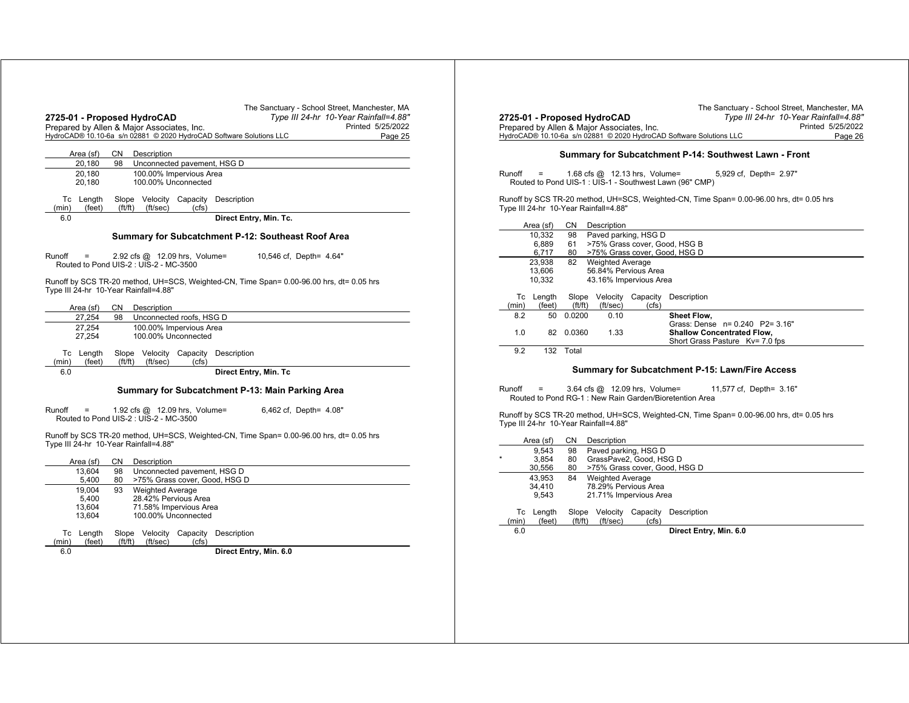| Area (sf) | CN | Description |
|---|---|---|
| 20,180 | 98 | Unconnected pavement, HSG D |
| 20,180 | | 100.00% Impervious Area |
| 20,180 | | 100.00% Unconnected |

| Tc (min) | Length (feet) | Slope (ft/ft) | Velocity (ft/sec) | Capacity (cfs) | Description |
|---|---|---|---|---|---|
| 6.0 | | | | | **Direct Entry, Min. Tc.** |

## Summary for Subcatchment P-12: Southeast Roof Area

Runoff = 2.92 cfs @ 12.09 hrs, Volume= 10,546 cf, Depth= 4.64"
Routed to Pond UIS-2 : UIS-2 - MC-3500

Runoff by SCS TR-20 method, UH=SCS, Weighted-CN, Time Span= 0.00-96.00 hrs, dt= 0.05 hrs
Type III 24-hr 10-Year Rainfall=4.88"

| Area (sf) | CN | Description |
|---|---|---|
| 27,254 | 98 | Unconnected roofs, HSG D |
| 27,254 | | 100.00% Impervious Area |
| 27,254 | | 100.00% Unconnected |

| Tc (min) | Length (feet) | Slope (ft/ft) | Velocity (ft/sec) | Capacity (cfs) | Description |
|---|---|---|---|---|---|
| 6.0 | | | | | **Direct Entry, Min. Tc** |

## Summary for Subcatchment P-13: Main Parking Area

Runoff = 1.92 cfs @ 12.09 hrs, Volume= 6,462 cf, Depth= 4.08"
Routed to Pond UIS-2 : UIS-2 - MC-3500

Runoff by SCS TR-20 method, UH=SCS, Weighted-CN, Time Span= 0.00-96.00 hrs, dt= 0.05 hrs
Type III 24-hr 10-Year Rainfall=4.88"

| Area (sf) | CN | Description |
|---|---|---|
| 13,604 | 98 | Unconnected pavement, HSG D |
| 5,400 | 80 | >75% Grass cover, Good, HSG D |
| 19,004 | 93 | Weighted Average |
| 5,400 | | 28.42% Pervious Area |
| 13,604 | | 71.58% Impervious Area |
| 13,604 | | 100.00% Unconnected |

| Tc (min) | Length (feet) | Slope (ft/ft) | Velocity (ft/sec) | Capacity (cfs) | Description |
|---|---|---|---|---|---|
| 6.0 | | | | | **Direct Entry, Min. 6.0** |

## Summary for Subcatchment P-14: Southwest Lawn - Front

Runoff = 1.68 cfs @ 12.13 hrs, Volume= 5,929 cf, Depth= 2.97"
Routed to Pond UIS-1 : UIS-1 - Southwest Lawn (96" CMP)

Runoff by SCS TR-20 method, UH=SCS, Weighted-CN, Time Span= 0.00-96.00 hrs, dt= 0.05 hrs
Type III 24-hr 10-Year Rainfall=4.88"

| Area (sf) | CN | Description |
|---|---|---|
| 10,332 | 98 | Paved parking, HSG D |
| 6,889 | 61 | >75% Grass cover, Good, HSG B |
| 6,717 | 80 | >75% Grass cover, Good, HSG D |
| 23,938 | 82 | Weighted Average |
| 13,606 | | 56.84% Pervious Area |
| 10,332 | | 43.16% Impervious Area |

| Tc (min) | Length (feet) | Slope (ft/ft) | Velocity (ft/sec) | Capacity (cfs) | Description |
|---|---|---|---|---|---|
| 8.2 | 50 | 0.0200 | 0.10 | | **Sheet Flow,** Grass: Dense n= 0.240 P2= 3.16" |
| 1.0 | 82 | 0.0360 | 1.33 | | **Shallow Concentrated Flow,** Short Grass Pasture Kv= 7.0 fps |
| 9.2 | 132 | Total | | | |

## Summary for Subcatchment P-15: Lawn/Fire Access

Runoff = 3.64 cfs @ 12.09 hrs, Volume= 11,577 cf, Depth= 3.16"
Routed to Pond RG-1 : New Rain Garden/Bioretention Area

Runoff by SCS TR-20 method, UH=SCS, Weighted-CN, Time Span= 0.00-96.00 hrs, dt= 0.05 hrs
Type III 24-hr 10-Year Rainfall=4.88"

| | Area (sf) | CN | Description |
|---|---|---|---|
| | 9,543 | 98 | Paved parking, HSG D |
| * | 3,854 | 80 | GrassPave2, Good, HSG D |
| | 30,556 | 80 | >75% Grass cover, Good, HSG D |
| | 43,953 | 84 | Weighted Average |
| | 34,410 | | 78.29% Pervious Area |
| | 9,543 | | 21.71% Impervious Area |

| Tc (min) | Length (feet) | Slope (ft/ft) | Velocity (ft/sec) | Capacity (cfs) | Description |
|---|---|---|---|---|---|
| 6.0 | | | | | **Direct Entry, Min. 6.0** |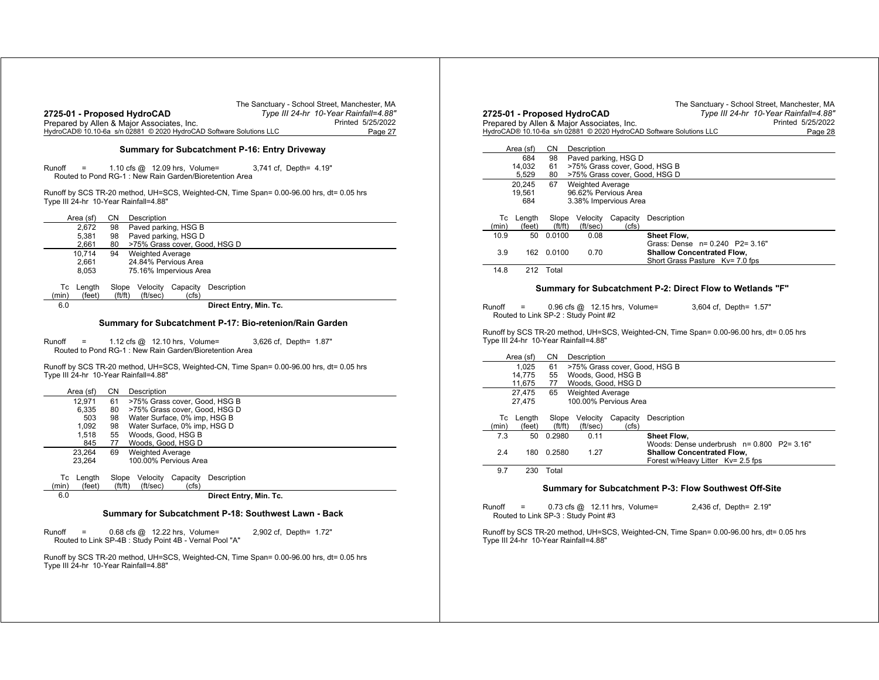## Summary for Subcatchment P-16: Entry Driveway

Runoff = 1.10 cfs @ 12.09 hrs, Volume= 3,741 cf, Depth= 4.19"
Routed to Pond RG-1 : New Rain Garden/Bioretention Area

Runoff by SCS TR-20 method, UH=SCS, Weighted-CN, Time Span= 0.00-96.00 hrs, dt= 0.05 hrs
Type III 24-hr 10-Year Rainfall=4.88"

| Area (sf) | CN | Description |
|---|---|---|
| 2,672 | 98 | Paved parking, HSG B |
| 5,381 | 98 | Paved parking, HSG D |
| 2,661 | 80 | >75% Grass cover, Good, HSG D |
| 10,714 | 94 | Weighted Average |
| 2,661 | | 24.84% Pervious Area |
| 8,053 | | 75.16% Impervious Area |

| Tc (min) | Length (feet) | Slope (ft/ft) | Velocity (ft/sec) | Capacity (cfs) | Description |
|---|---|---|---|---|---|
| 6.0 | | | | | **Direct Entry, Min. Tc.** |

## Summary for Subcatchment P-17: Bio-retenion/Rain Garden

Runoff = 1.12 cfs @ 12.10 hrs, Volume= 3,626 cf, Depth= 1.87"
Routed to Pond RG-1 : New Rain Garden/Bioretention Area

Runoff by SCS TR-20 method, UH=SCS, Weighted-CN, Time Span= 0.00-96.00 hrs, dt= 0.05 hrs
Type III 24-hr 10-Year Rainfall=4.88"

| Area (sf) | CN | Description |
|---|---|---|
| 12,971 | 61 | >75% Grass cover, Good, HSG B |
| 6,335 | 80 | >75% Grass cover, Good, HSG D |
| 503 | 98 | Water Surface, 0% imp, HSG B |
| 1,092 | 98 | Water Surface, 0% imp, HSG D |
| 1,518 | 55 | Woods, Good, HSG B |
| 845 | 77 | Woods, Good, HSG D |
| 23,264 | 69 | Weighted Average |
| 23,264 | | 100.00% Pervious Area |

| Tc (min) | Length (feet) | Slope (ft/ft) | Velocity (ft/sec) | Capacity (cfs) | Description |
|---|---|---|---|---|---|
| 6.0 | | | | | **Direct Entry, Min. Tc.** |

## Summary for Subcatchment P-18: Southwest Lawn - Back

Runoff = 0.68 cfs @ 12.22 hrs, Volume= 2,902 cf, Depth= 1.72"
Routed to Link SP-4B : Study Point 4B - Vernal Pool "A"

Runoff by SCS TR-20 method, UH=SCS, Weighted-CN, Time Span= 0.00-96.00 hrs, dt= 0.05 hrs
Type III 24-hr 10-Year Rainfall=4.88"

| Area (sf) | CN | Description |
|---|---|---|
| 684 | 98 | Paved parking, HSG D |
| 14,032 | 61 | >75% Grass cover, Good, HSG B |
| 5,529 | 80 | >75% Grass cover, Good, HSG D |
| 20,245 | 67 | Weighted Average |
| 19,561 | | 96.62% Pervious Area |
| 684 | | 3.38% Impervious Area |

| Tc (min) | Length (feet) | Slope (ft/ft) | Velocity (ft/sec) | Capacity (cfs) | Description |
|---|---|---|---|---|---|
| 10.9 | 50 | 0.0100 | 0.08 | | **Sheet Flow,** Grass: Dense n= 0.240 P2= 3.16" |
| 3.9 | 162 | 0.0100 | 0.70 | | **Shallow Concentrated Flow,** Short Grass Pasture Kv= 7.0 fps |
| 14.8 | 212 | Total | | | |

## Summary for Subcatchment P-2: Direct Flow to Wetlands "F"

Runoff = 0.96 cfs @ 12.15 hrs, Volume= 3,604 cf, Depth= 1.57"
Routed to Link SP-2 : Study Point #2

Runoff by SCS TR-20 method, UH=SCS, Weighted-CN, Time Span= 0.00-96.00 hrs, dt= 0.05 hrs
Type III 24-hr 10-Year Rainfall=4.88"

| Area (sf) | CN | Description |
|---|---|---|
| 1,025 | 61 | >75% Grass cover, Good, HSG B |
| 14,775 | 55 | Woods, Good, HSG B |
| 11,675 | 77 | Woods, Good, HSG D |
| 27,475 | 65 | Weighted Average |
| 27,475 | | 100.00% Pervious Area |

| Tc (min) | Length (feet) | Slope (ft/ft) | Velocity (ft/sec) | Capacity (cfs) | Description |
|---|---|---|---|---|---|
| 7.3 | 50 | 0.2980 | 0.11 | | **Sheet Flow,** Woods: Dense underbrush n= 0.800 P2= 3.16" |
| 2.4 | 180 | 0.2580 | 1.27 | | **Shallow Concentrated Flow,** Forest w/Heavy Litter Kv= 2.5 fps |
| 9.7 | 230 | Total | | | |

## Summary for Subcatchment P-3: Flow Southwest Off-Site

Runoff = 0.73 cfs @ 12.11 hrs, Volume= 2,436 cf, Depth= 2.19"
Routed to Link SP-3 : Study Point #3

Runoff by SCS TR-20 method, UH=SCS, Weighted-CN, Time Span= 0.00-96.00 hrs, dt= 0.05 hrs
Type III 24-hr 10-Year Rainfall=4.88"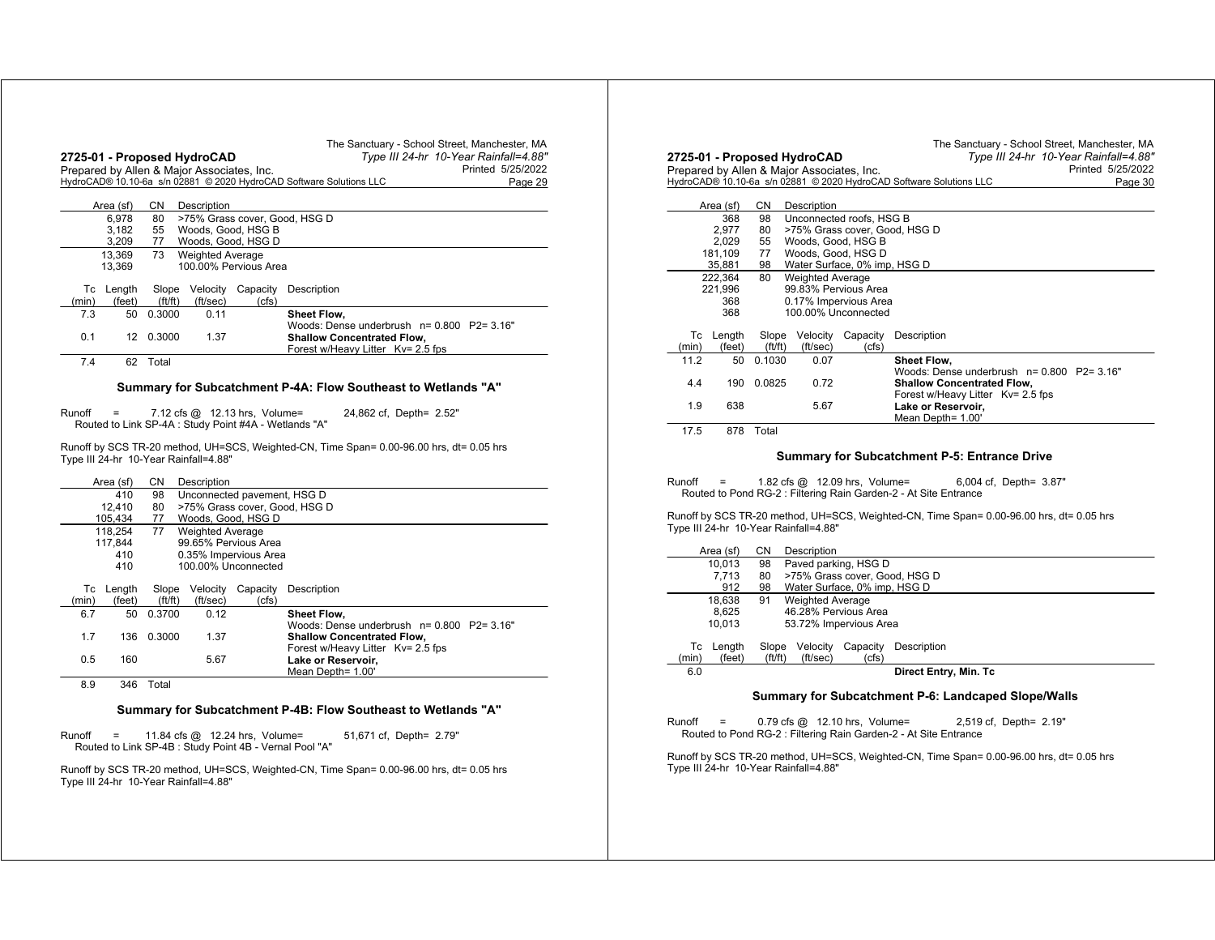| Area (sf) | CN | Description |
|---|---|---|
| 6,978 | 80 | >75% Grass cover, Good, HSG D |
| 3,182 | 55 | Woods, Good, HSG B |
| 3,209 | 77 | Woods, Good, HSG D |
| 13,369 | 73 | Weighted Average |
| 13,369 | | 100.00% Pervious Area |

| Tc (min) | Length (feet) | Slope (ft/ft) | Velocity (ft/sec) | Capacity (cfs) | Description |
|---|---|---|---|---|---|
| 7.3 | 50 | 0.3000 | 0.11 | | **Sheet Flow,** Woods: Dense underbrush n= 0.800 P2= 3.16" |
| 0.1 | 12 | 0.3000 | 1.37 | | **Shallow Concentrated Flow,** Forest w/Heavy Litter Kv= 2.5 fps |
| 7.4 | 62 | Total | | | |

### Summary for Subcatchment P-4A: Flow Southeast to Wetlands "A"

Runoff = 7.12 cfs @ 12.13 hrs, Volume= 24,862 cf, Depth= 2.52"
Routed to Link SP-4A : Study Point #4A - Wetlands "A"

Runoff by SCS TR-20 method, UH=SCS, Weighted-CN, Time Span= 0.00-96.00 hrs, dt= 0.05 hrs
Type III 24-hr 10-Year Rainfall=4.88"

| Area (sf) | CN | Description |
|---|---|---|
| 410 | 98 | Unconnected pavement, HSG D |
| 12,410 | 80 | >75% Grass cover, Good, HSG D |
| 105,434 | 77 | Woods, Good, HSG D |
| 118,254 | 77 | Weighted Average |
| 117,844 | | 99.65% Pervious Area |
| 410 | | 0.35% Impervious Area |
| 410 | | 100.00% Unconnected |

| Tc (min) | Length (feet) | Slope (ft/ft) | Velocity (ft/sec) | Capacity (cfs) | Description |
|---|---|---|---|---|---|
| 6.7 | 50 | 0.3700 | 0.12 | | **Sheet Flow,** Woods: Dense underbrush n= 0.800 P2= 3.16" |
| 1.7 | 136 | 0.3000 | 1.37 | | **Shallow Concentrated Flow,** Forest w/Heavy Litter Kv= 2.5 fps |
| 0.5 | 160 | | 5.67 | | **Lake or Reservoir,** Mean Depth= 1.00' |
| 8.9 | 346 | Total | | | |

### Summary for Subcatchment P-4B: Flow Southeast to Wetlands "A"

Runoff = 11.84 cfs @ 12.24 hrs, Volume= 51,671 cf, Depth= 2.79"
Routed to Link SP-4B : Study Point 4B - Vernal Pool "A"

Runoff by SCS TR-20 method, UH=SCS, Weighted-CN, Time Span= 0.00-96.00 hrs, dt= 0.05 hrs
Type III 24-hr 10-Year Rainfall=4.88"

| Area (sf) | CN | Description |
|---|---|---|
| 368 | 98 | Unconnected roofs, HSG B |
| 2,977 | 80 | >75% Grass cover, Good, HSG D |
| 2,029 | 55 | Woods, Good, HSG B |
| 181,109 | 77 | Woods, Good, HSG D |
| 35,881 | 98 | Water Surface, 0% imp, HSG D |
| 222,364 | 80 | Weighted Average |
| 221,996 | | 99.83% Pervious Area |
| 368 | | 0.17% Impervious Area |
| 368 | | 100.00% Unconnected |

| Tc (min) | Length (feet) | Slope (ft/ft) | Velocity (ft/sec) | Capacity (cfs) | Description |
|---|---|---|---|---|---|
| 11.2 | 50 | 0.1030 | 0.07 | | **Sheet Flow,** Woods: Dense underbrush n= 0.800 P2= 3.16" |
| 4.4 | 190 | 0.0825 | 0.72 | | **Shallow Concentrated Flow,** Forest w/Heavy Litter Kv= 2.5 fps |
| 1.9 | 638 | | 5.67 | | **Lake or Reservoir,** Mean Depth= 1.00' |
| 17.5 | 878 | Total | | | |

### Summary for Subcatchment P-5: Entrance Drive

Runoff = 1.82 cfs @ 12.09 hrs, Volume= 6,004 cf, Depth= 3.87"
Routed to Pond RG-2 : Filtering Rain Garden-2 - At Site Entrance

Runoff by SCS TR-20 method, UH=SCS, Weighted-CN, Time Span= 0.00-96.00 hrs, dt= 0.05 hrs
Type III 24-hr 10-Year Rainfall=4.88"

| Area (sf) | CN | Description |
|---|---|---|
| 10,013 | 98 | Paved parking, HSG D |
| 7,713 | 80 | >75% Grass cover, Good, HSG D |
| 912 | 98 | Water Surface, 0% imp, HSG D |
| 18,638 | 91 | Weighted Average |
| 8,625 | | 46.28% Pervious Area |
| 10,013 | | 53.72% Impervious Area |

| Tc (min) | Length (feet) | Slope (ft/ft) | Velocity (ft/sec) | Capacity (cfs) | Description |
|---|---|---|---|---|---|
| 6.0 | | | | | **Direct Entry, Min. Tc** |

### Summary for Subcatchment P-6: Landcaped Slope/Walls

Runoff = 0.79 cfs @ 12.10 hrs, Volume= 2,519 cf, Depth= 2.19"
Routed to Pond RG-2 : Filtering Rain Garden-2 - At Site Entrance

Runoff by SCS TR-20 method, UH=SCS, Weighted-CN, Time Span= 0.00-96.00 hrs, dt= 0.05 hrs
Type III 24-hr 10-Year Rainfall=4.88"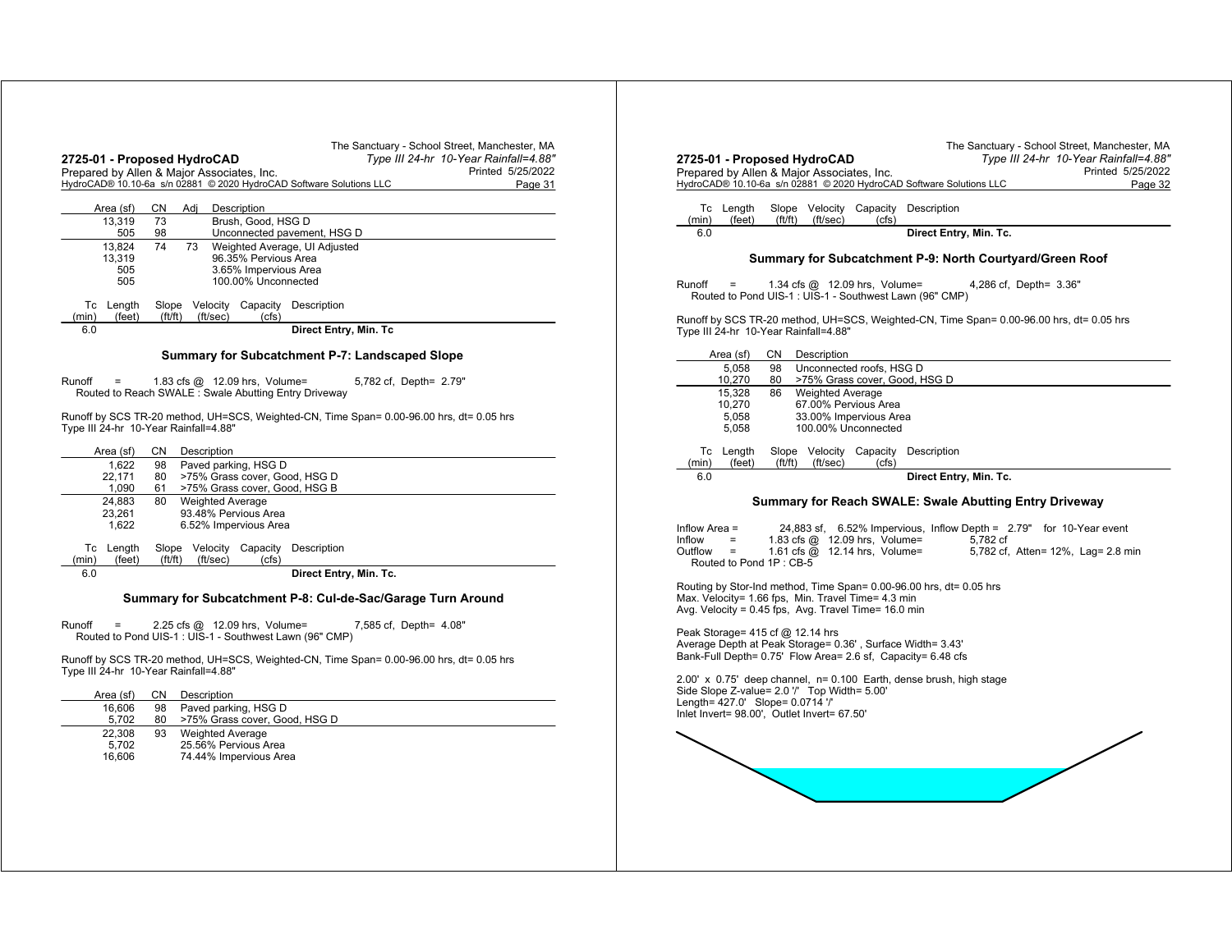| Area (sf) | CN | Adj | Description |
|---|---|---|---|
| 13,319 | 73 | | Brush, Good, HSG D |
| 505 | 98 | | Unconnected pavement, HSG D |
| 13,824 | 74 | 73 | Weighted Average, UI Adjusted |
| 13,319 | | | 96.35% Pervious Area |
| 505 | | | 3.65% Impervious Area |
| 505 | | | 100.00% Unconnected |

| Tc (min) | Length (feet) | Slope (ft/ft) | Velocity (ft/sec) | Capacity (cfs) | Description |
|---|---|---|---|---|---|
| 6.0 | | | | | Direct Entry, Min. Tc |

### Summary for Subcatchment P-7: Landscaped Slope

Runoff = 1.83 cfs @ 12.09 hrs, Volume= 5,782 cf, Depth= 2.79"
Routed to Reach SWALE : Swale Abutting Entry Driveway

Runoff by SCS TR-20 method, UH=SCS, Weighted-CN, Time Span= 0.00-96.00 hrs, dt= 0.05 hrs
Type III 24-hr 10-Year Rainfall=4.88"

| Area (sf) | CN | Description |
|---|---|---|
| 1,622 | 98 | Paved parking, HSG D |
| 22,171 | 80 | >75% Grass cover, Good, HSG D |
| 1,090 | 61 | >75% Grass cover, Good, HSG B |
| 24,883 | 80 | Weighted Average |
| 23,261 | | 93.48% Pervious Area |
| 1,622 | | 6.52% Impervious Area |

| Tc (min) | Length (feet) | Slope (ft/ft) | Velocity (ft/sec) | Capacity (cfs) | Description |
|---|---|---|---|---|---|
| 6.0 | | | | | Direct Entry, Min. Tc. |

### Summary for Subcatchment P-8: Cul-de-Sac/Garage Turn Around

Runoff = 2.25 cfs @ 12.09 hrs, Volume= 7,585 cf, Depth= 4.08"
Routed to Pond UIS-1 : UIS-1 - Southwest Lawn (96" CMP)

Runoff by SCS TR-20 method, UH=SCS, Weighted-CN, Time Span= 0.00-96.00 hrs, dt= 0.05 hrs
Type III 24-hr 10-Year Rainfall=4.88"

| Area (sf) | CN | Description |
|---|---|---|
| 16,606 | 98 | Paved parking, HSG D |
| 5,702 | 80 | >75% Grass cover, Good, HSG D |
| 22,308 | 93 | Weighted Average |
| 5,702 | | 25.56% Pervious Area |
| 16,606 | | 74.44% Impervious Area |

| Tc (min) | Length (feet) | Slope (ft/ft) | Velocity (ft/sec) | Capacity (cfs) | Description |
|---|---|---|---|---|---|
| 6.0 | | | | | Direct Entry, Min. Tc. |

### Summary for Subcatchment P-9: North Courtyard/Green Roof

Runoff = 1.34 cfs @ 12.09 hrs, Volume= 4,286 cf, Depth= 3.36"
Routed to Pond UIS-1 : UIS-1 - Southwest Lawn (96" CMP)

Runoff by SCS TR-20 method, UH=SCS, Weighted-CN, Time Span= 0.00-96.00 hrs, dt= 0.05 hrs
Type III 24-hr 10-Year Rainfall=4.88"

| Area (sf) | CN | Description |
|---|---|---|
| 5,058 | 98 | Unconnected roofs, HSG D |
| 10,270 | 80 | >75% Grass cover, Good, HSG D |
| 15,328 | 86 | Weighted Average |
| 10,270 | | 67.00% Pervious Area |
| 5,058 | | 33.00% Impervious Area |
| 5,058 | | 100.00% Unconnected |

| Tc (min) | Length (feet) | Slope (ft/ft) | Velocity (ft/sec) | Capacity (cfs) | Description |
|---|---|---|---|---|---|
| 6.0 | | | | | Direct Entry, Min. Tc. |

### Summary for Reach SWALE: Swale Abutting Entry Driveway

Inflow Area = 24,883 sf, 6.52% Impervious, Inflow Depth = 2.79" for 10-Year event
Inflow = 1.83 cfs @ 12.09 hrs, Volume= 5,782 cf
Outflow = 1.61 cfs @ 12.14 hrs, Volume= 5,782 cf, Atten= 12%, Lag= 2.8 min
Routed to Pond 1P : CB-5

Routing by Stor-Ind method, Time Span= 0.00-96.00 hrs, dt= 0.05 hrs
Max. Velocity= 1.66 fps, Min. Travel Time= 4.3 min
Avg. Velocity = 0.45 fps, Avg. Travel Time= 16.0 min

Peak Storage= 415 cf @ 12.14 hrs
Average Depth at Peak Storage= 0.36' , Surface Width= 3.43'
Bank-Full Depth= 0.75' Flow Area= 2.6 sf, Capacity= 6.48 cfs

2.00' x 0.75' deep channel, n= 0.100 Earth, dense brush, high stage
Side Slope Z-value= 2.0 '/' Top Width= 5.00'
Length= 427.0' Slope= 0.0714 '/'
Inlet Invert= 98.00', Outlet Invert= 67.50'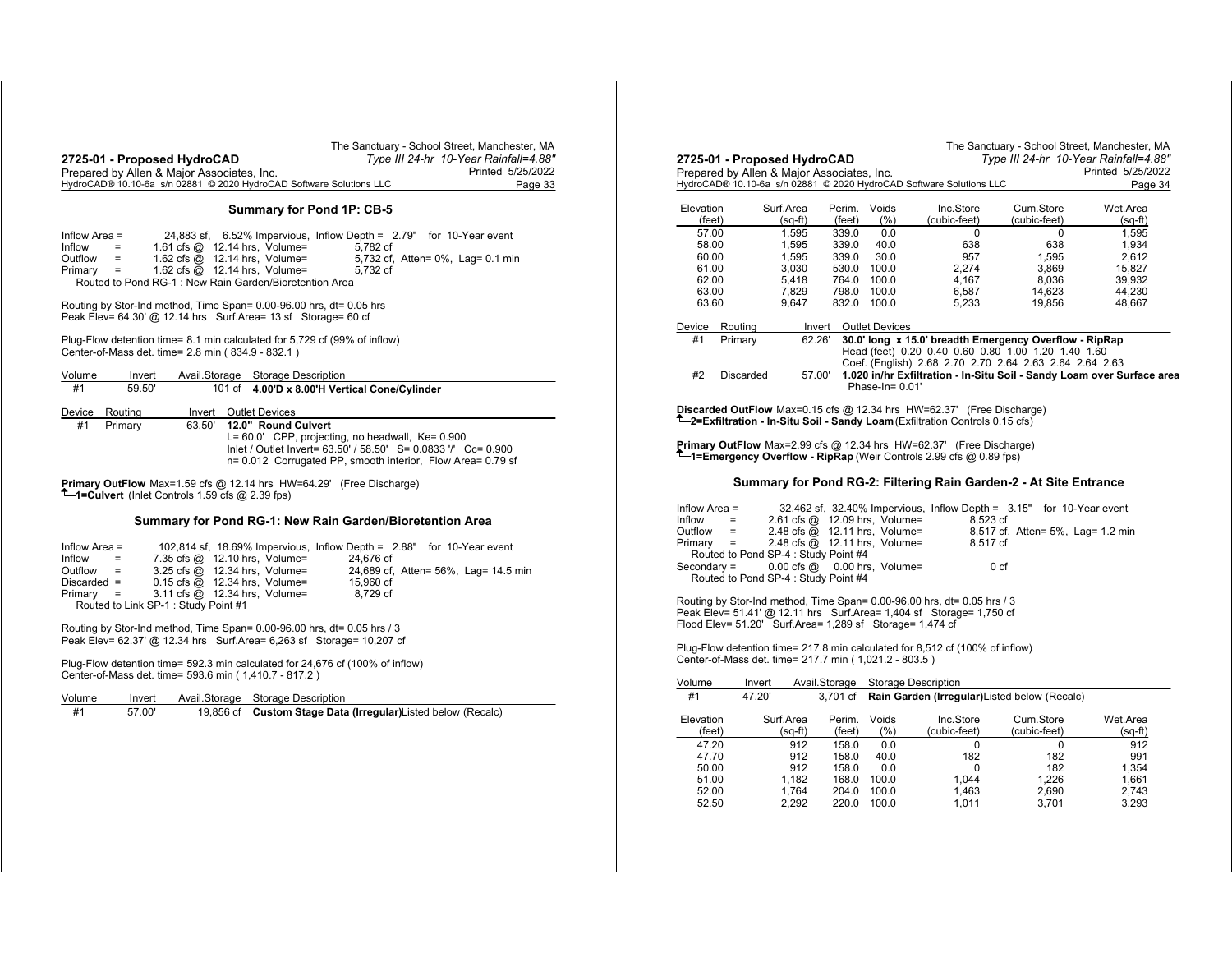## Summary for Pond 1P: CB-5

```
Inflow Area =        24,883 sf,  6.52% Impervious,  Inflow Depth =  2.79"   for 10-Year event
Inflow     =      1.61 cfs @  12.14 hrs,  Volume=           5,782 cf
Outflow    =      1.62 cfs @  12.14 hrs,  Volume=           5,732 cf,  Atten= 0%,  Lag= 0.1 min
Primary    =      1.62 cfs @  12.14 hrs,  Volume=           5,732 cf
   Routed to Pond RG-1 : New Rain Garden/Bioretention Area
```

Routing by Stor-Ind method, Time Span= 0.00-96.00 hrs, dt= 0.05 hrs
Peak Elev= 64.30' @ 12.14 hrs   Surf.Area= 13 sf   Storage= 60 cf

Plug-Flow detention time= 8.1 min calculated for 5,729 cf (99% of inflow)
Center-of-Mass det. time= 2.8 min ( 834.9 - 832.1 )

| Volume | Invert | Avail.Storage | Storage Description |
|---|---|---|---|
| #1 | 59.50' | 101 cf | **4.00'D x 8.00'H Vertical Cone/Cylinder** |

| Device | Routing | Invert | Outlet Devices |
|---|---|---|---|
| #1 | Primary | 63.50' | **12.0" Round Culvert**<br>L= 60.0'  CPP, projecting, no headwall,  Ke= 0.900<br>Inlet / Outlet Invert= 63.50' / 58.50'  S= 0.0833 '/'  Cc= 0.900<br>n= 0.012  Corrugated PP, smooth interior,  Flow Area= 0.79 sf |

**Primary OutFlow** Max=1.59 cfs @ 12.14 hrs  HW=64.29'  (Free Discharge)
**└─1=Culvert** (Inlet Controls 1.59 cfs @ 2.39 fps)

## Summary for Pond RG-1: New Rain Garden/Bioretention Area

```
Inflow Area =       102,814 sf, 18.69% Impervious,  Inflow Depth =  2.88"   for 10-Year event
Inflow     =      7.35 cfs @  12.10 hrs,  Volume=          24,676 cf
Outflow    =      3.25 cfs @  12.34 hrs,  Volume=          24,689 cf,  Atten= 56%,  Lag= 14.5 min
Discarded  =      0.15 cfs @  12.34 hrs,  Volume=          15,960 cf
Primary    =      3.11 cfs @  12.34 hrs,  Volume=           8,729 cf
   Routed to Link SP-1 : Study Point #1
```

Routing by Stor-Ind method, Time Span= 0.00-96.00 hrs, dt= 0.05 hrs / 3
Peak Elev= 62.37' @ 12.34 hrs   Surf.Area= 6,263 sf   Storage= 10,207 cf

Plug-Flow detention time= 592.3 min calculated for 24,676 cf (100% of inflow)
Center-of-Mass det. time= 593.6 min ( 1,410.7 - 817.2 )

| Volume | Invert | Avail.Storage | Storage Description |
|---|---|---|---|
| #1 | 57.00' | 19,856 cf | **Custom Stage Data (Irregular)**Listed below (Recalc) |

| Elevation (feet) | Surf.Area (sq-ft) | Perim. (feet) | Voids (%) | Inc.Store (cubic-feet) | Cum.Store (cubic-feet) | Wet.Area (sq-ft) |
|---|---|---|---|---|---|---|
| 57.00 | 1,595 | 339.0 | 0.0 | 0 | 0 | 1,595 |
| 58.00 | 1,595 | 339.0 | 40.0 | 638 | 638 | 1,934 |
| 60.00 | 1,595 | 339.0 | 30.0 | 957 | 1,595 | 2,612 |
| 61.00 | 3,030 | 530.0 | 100.0 | 2,274 | 3,869 | 15,827 |
| 62.00 | 5,418 | 764.0 | 100.0 | 4,167 | 8,036 | 39,932 |
| 63.00 | 7,829 | 798.0 | 100.0 | 6,587 | 14,623 | 44,230 |
| 63.60 | 9,647 | 832.0 | 100.0 | 5,233 | 19,856 | 48,667 |

| Device | Routing | Invert | Outlet Devices |
|---|---|---|---|
| #1 | Primary | 62.26' | **30.0' long x 15.0' breadth Emergency Overflow - RipRap**<br>Head (feet) 0.20 0.40 0.60 0.80 1.00 1.20 1.40 1.60<br>Coef. (English) 2.68 2.70 2.70 2.64 2.63 2.64 2.64 2.63 |
| #2 | Discarded | 57.00' | **1.020 in/hr Exfiltration - In-Situ Soil - Sandy Loam over Surface area**<br>Phase-In= 0.01' |

**Discarded OutFlow** Max=0.15 cfs @ 12.34 hrs  HW=62.37'  (Free Discharge)
**└─2=Exfiltration - In-Situ Soil - Sandy Loam** (Exfiltration Controls 0.15 cfs)

**Primary OutFlow** Max=2.99 cfs @ 12.34 hrs  HW=62.37'  (Free Discharge)
**└─1=Emergency Overflow - RipRap** (Weir Controls 2.99 cfs @ 0.89 fps)

## Summary for Pond RG-2: Filtering Rain Garden-2 - At Site Entrance

```
Inflow Area =        32,462 sf, 32.40% Impervious,  Inflow Depth =  3.15"   for 10-Year event
Inflow     =      2.61 cfs @  12.09 hrs,  Volume=           8,523 cf
Outflow    =      2.48 cfs @  12.11 hrs,  Volume=           8,517 cf,  Atten= 5%,  Lag= 1.2 min
Primary    =      2.48 cfs @  12.11 hrs,  Volume=           8,517 cf
   Routed to Pond SP-4 : Study Point #4
Secondary  =      0.00 cfs @   0.00 hrs,  Volume=               0 cf
   Routed to Pond SP-4 : Study Point #4
```

Routing by Stor-Ind method, Time Span= 0.00-96.00 hrs, dt= 0.05 hrs / 3
Peak Elev= 51.41' @ 12.11 hrs   Surf.Area= 1,404 sf   Storage= 1,750 cf
Flood Elev= 51.20'   Surf.Area= 1,289 sf   Storage= 1,474 cf

Plug-Flow detention time= 217.8 min calculated for 8,512 cf (100% of inflow)
Center-of-Mass det. time= 217.7 min ( 1,021.2 - 803.5 )

| Volume | Invert | Avail.Storage | Storage Description |
|---|---|---|---|
| #1 | 47.20' | 3,701 cf | **Rain Garden (Irregular)**Listed below (Recalc) |

| Elevation (feet) | Surf.Area (sq-ft) | Perim. (feet) | Voids (%) | Inc.Store (cubic-feet) | Cum.Store (cubic-feet) | Wet.Area (sq-ft) |
|---|---|---|---|---|---|---|
| 47.20 | 912 | 158.0 | 0.0 | 0 | 0 | 912 |
| 47.70 | 912 | 158.0 | 40.0 | 182 | 182 | 991 |
| 50.00 | 912 | 158.0 | 0.0 | 0 | 182 | 1,354 |
| 51.00 | 1,182 | 168.0 | 100.0 | 1,044 | 1,226 | 1,661 |
| 52.00 | 1,764 | 204.0 | 100.0 | 1,463 | 2,690 | 2,743 |
| 52.50 | 2,292 | 220.0 | 100.0 | 1,011 | 3,701 | 3,293 |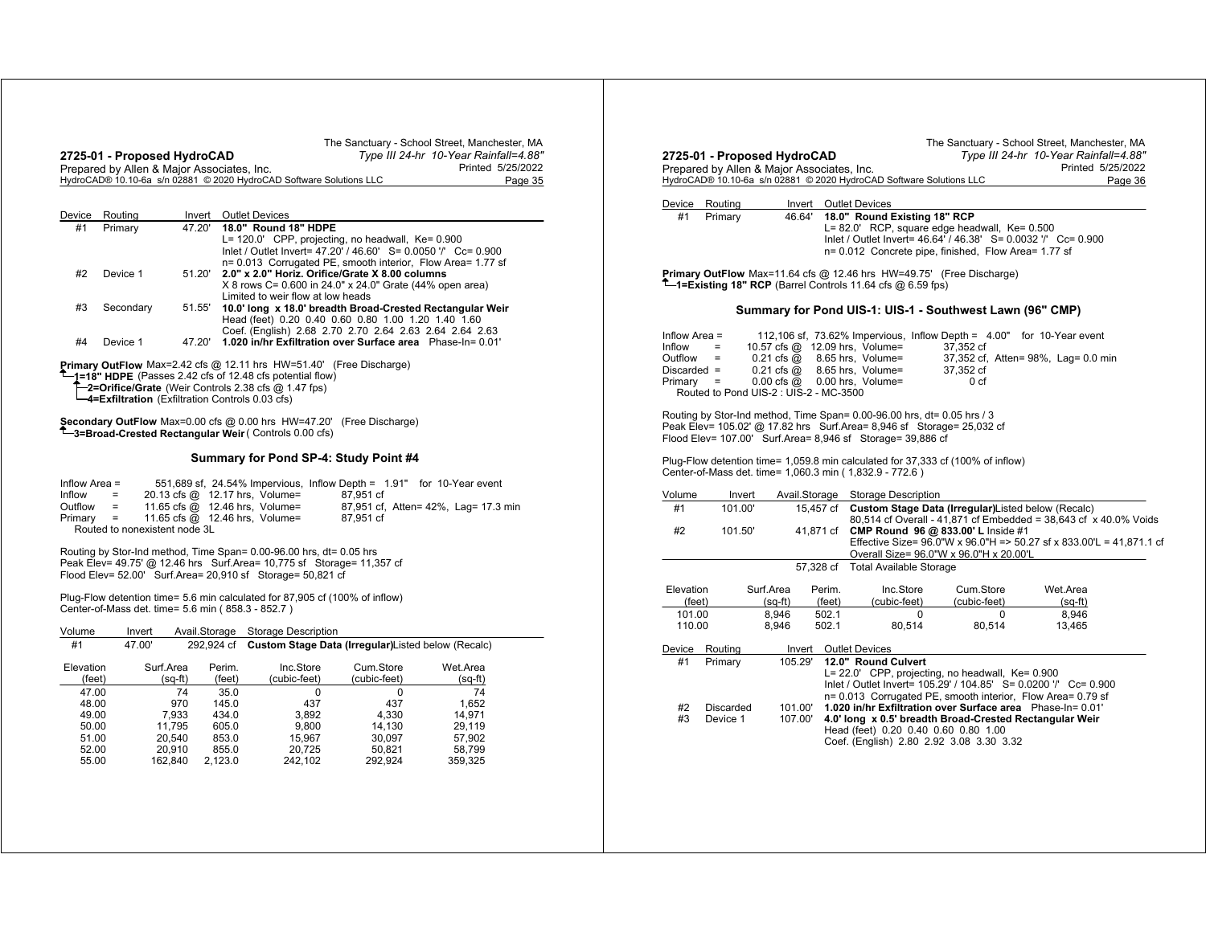| Device | Routing | Invert | Outlet Devices |
|---|---|---|---|
| #1 | Primary | 47.20' | **18.0" Round 18" HDPE** L= 120.0' CPP, projecting, no headwall, Ke= 0.900 Inlet / Outlet Invert= 47.20' / 46.60' S= 0.0050 '/' Cc= 0.900 n= 0.013 Corrugated PE, smooth interior, Flow Area= 1.77 sf |
| #2 | Device 1 | 51.20' | **2.0" x 2.0" Horiz. Orifice/Grate X 8.00 columns** X 8 rows C= 0.600 in 24.0" x 24.0" Grate (44% open area) Limited to weir flow at low heads |
| #3 | Secondary | 51.55' | **10.0' long x 18.0' breadth Broad-Crested Rectangular Weir** Head (feet) 0.20 0.40 0.60 0.80 1.00 1.20 1.40 1.60 Coef. (English) 2.68 2.70 2.70 2.64 2.63 2.64 2.64 2.63 |
| #4 | Device 1 | 47.20' | **1.020 in/hr Exfiltration over Surface area** Phase-In= 0.01' |

**Primary OutFlow** Max=2.42 cfs @ 12.11 hrs HW=51.40' (Free Discharge)
**1=18" HDPE** (Passes 2.42 cfs of 12.48 cfs potential flow)
  **2=Orifice/Grate** (Weir Controls 2.38 cfs @ 1.47 fps)
  **4=Exfiltration** (Exfiltration Controls 0.03 cfs)

**Secondary OutFlow** Max=0.00 cfs @ 0.00 hrs HW=47.20' (Free Discharge)
**3=Broad-Crested Rectangular Weir** ( Controls 0.00 cfs)

## Summary for Pond SP-4: Study Point #4

```
Inflow Area =     551,689 sf, 24.54% Impervious, Inflow Depth = 1.91" for 10-Year event
Inflow   =     20.13 cfs @ 12.17 hrs, Volume=       87,951 cf
Outflow  =     11.65 cfs @ 12.46 hrs, Volume=       87,951 cf, Atten= 42%, Lag= 17.3 min
Primary  =     11.65 cfs @ 12.46 hrs, Volume=       87,951 cf
   Routed to nonexistent node 3L
```

Routing by Stor-Ind method, Time Span= 0.00-96.00 hrs, dt= 0.05 hrs
Peak Elev= 49.75' @ 12.46 hrs Surf.Area= 10,775 sf Storage= 11,357 cf
Flood Elev= 52.00' Surf.Area= 20,910 sf Storage= 50,821 cf

Plug-Flow detention time= 5.6 min calculated for 87,905 cf (100% of inflow)
Center-of-Mass det. time= 5.6 min ( 858.3 - 852.7 )

| Volume | Invert | Avail.Storage | Storage Description |
|---|---|---|---|
| #1 | 47.00' | 292,924 cf | **Custom Stage Data (Irregular)**Listed below (Recalc) |

| Elevation (feet) | Surf.Area (sq-ft) | Perim. (feet) | Inc.Store (cubic-feet) | Cum.Store (cubic-feet) | Wet.Area (sq-ft) |
|---|---|---|---|---|---|
| 47.00 | 74 | 35.0 | 0 | 0 | 74 |
| 48.00 | 970 | 145.0 | 437 | 437 | 1,652 |
| 49.00 | 7,933 | 434.0 | 3,892 | 4,330 | 14,971 |
| 50.00 | 11,795 | 605.0 | 9,800 | 14,130 | 29,119 |
| 51.00 | 20,540 | 853.0 | 15,967 | 30,097 | 57,902 |
| 52.00 | 20,910 | 855.0 | 20,725 | 50,821 | 58,799 |
| 55.00 | 162,840 | 2,123.0 | 242,102 | 292,924 | 359,325 |

| Device | Routing | Invert | Outlet Devices |
|---|---|---|---|
| #1 | Primary | 46.64' | **18.0" Round Existing 18" RCP** L= 82.0' RCP, square edge headwall, Ke= 0.500 Inlet / Outlet Invert= 46.64' / 46.38' S= 0.0032 '/' Cc= 0.900 n= 0.012 Concrete pipe, finished, Flow Area= 1.77 sf |

**Primary OutFlow** Max=11.64 cfs @ 12.46 hrs HW=49.75' (Free Discharge)
**1=Existing 18" RCP** (Barrel Controls 11.64 cfs @ 6.59 fps)

## Summary for Pond UIS-1: UIS-1 - Southwest Lawn (96" CMP)

```
Inflow Area =     112,106 sf, 73.62% Impervious, Inflow Depth = 4.00" for 10-Year event
Inflow    =     10.57 cfs @ 12.09 hrs, Volume=       37,352 cf
Outflow   =      0.21 cfs @  8.65 hrs, Volume=       37,352 cf, Atten= 98%, Lag= 0.0 min
Discarded =      0.21 cfs @  8.65 hrs, Volume=       37,352 cf
Primary   =      0.00 cfs @  0.00 hrs, Volume=            0 cf
   Routed to Pond UIS-2 : UIS-2 - MC-3500
```

Routing by Stor-Ind method, Time Span= 0.00-96.00 hrs, dt= 0.05 hrs / 3
Peak Elev= 105.02' @ 17.82 hrs Surf.Area= 8,946 sf Storage= 25,032 cf
Flood Elev= 107.00' Surf.Area= 8,946 sf Storage= 39,886 cf

Plug-Flow detention time= 1,059.8 min calculated for 37,333 cf (100% of inflow)
Center-of-Mass det. time= 1,060.3 min ( 1,832.9 - 772.6 )

| Volume | Invert | Avail.Storage | Storage Description |
|---|---|---|---|
| #1 | 101.00' | 15,457 cf | **Custom Stage Data (Irregular)**Listed below (Recalc) 80,514 cf Overall - 41,871 cf Embedded = 38,643 cf x 40.0% Voids |
| #2 | 101.50' | 41,871 cf | **CMP Round 96 @ 833.00' L** Inside #1 Effective Size= 96.0"W x 96.0"H => 50.27 sf x 833.00'L = 41,871.1 cf Overall Size= 96.0"W x 96.0"H x 20.00'L |
| | | 57,328 cf | Total Available Storage |

| Elevation (feet) | Surf.Area (sq-ft) | Perim. (feet) | Inc.Store (cubic-feet) | Cum.Store (cubic-feet) | Wet.Area (sq-ft) |
|---|---|---|---|---|---|
| 101.00 | 8,946 | 502.1 | 0 | 0 | 8,946 |
| 110.00 | 8,946 | 502.1 | 80,514 | 80,514 | 13,465 |

| Device | Routing | Invert | Outlet Devices |
|---|---|---|---|
| #1 | Primary | 105.29' | **12.0" Round Culvert** L= 22.0' CPP, projecting, no headwall, Ke= 0.900 Inlet / Outlet Invert= 105.29' / 104.85' S= 0.0200 '/' Cc= 0.900 n= 0.013 Corrugated PE, smooth interior, Flow Area= 0.79 sf |
| #2 | Discarded | 101.00' | **1.020 in/hr Exfiltration over Surface area** Phase-In= 0.01' |
| #3 | Device 1 | 107.00' | **4.0' long x 0.5' breadth Broad-Crested Rectangular Weir** Head (feet) 0.20 0.40 0.60 0.80 1.00 Coef. (English) 2.80 2.92 3.08 3.30 3.32 |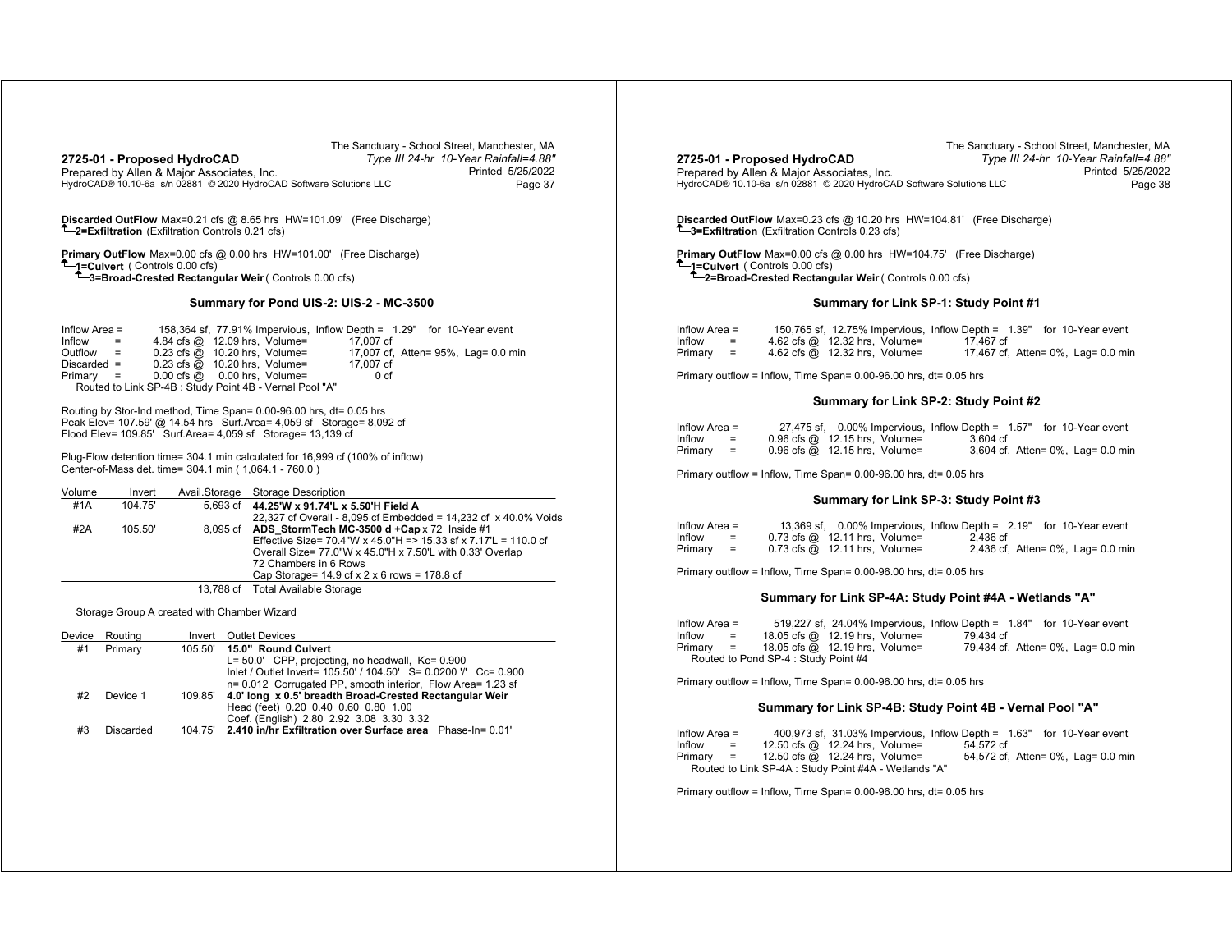**Discarded OutFlow** Max=0.21 cfs @ 8.65 hrs HW=101.09' (Free Discharge)
└2=Exfiltration (Exfiltration Controls 0.21 cfs)

**Primary OutFlow** Max=0.00 cfs @ 0.00 hrs HW=101.00' (Free Discharge)
└1=Culvert ( Controls 0.00 cfs)
 └3=Broad-Crested Rectangular Weir ( Controls 0.00 cfs)

### Summary for Pond UIS-2: UIS-2 - MC-3500

```
Inflow Area =      158,364 sf, 77.91% Impervious,  Inflow Depth =  1.29"   for 10-Year event
Inflow      =      4.84 cfs @  12.09 hrs,  Volume=          17,007 cf
Outflow     =      0.23 cfs @  10.20 hrs,  Volume=          17,007 cf,  Atten= 95%,  Lag= 0.0 min
Discarded   =      0.23 cfs @  10.20 hrs,  Volume=          17,007 cf
Primary     =      0.00 cfs @   0.00 hrs,  Volume=               0 cf
   Routed to Link SP-4B : Study Point 4B - Vernal Pool "A"
```

Routing by Stor-Ind method, Time Span= 0.00-96.00 hrs, dt= 0.05 hrs
Peak Elev= 107.59' @ 14.54 hrs Surf.Area= 4,059 sf Storage= 8,092 cf
Flood Elev= 109.85' Surf.Area= 4,059 sf Storage= 13,139 cf

Plug-Flow detention time= 304.1 min calculated for 16,999 cf (100% of inflow)
Center-of-Mass det. time= 304.1 min ( 1,064.1 - 760.0 )

| Volume | Invert | Avail.Storage | Storage Description |
|---|---|---|---|
| #1A | 104.75' | 5,693 cf | **44.25'W x 91.74'L x 5.50'H Field A**<br>22,327 cf Overall - 8,095 cf Embedded = 14,232 cf x 40.0% Voids |
| #2A | 105.50' | 8,095 cf | **ADS_StormTech MC-3500 d +Cap** x 72 Inside #1<br>Effective Size= 70.4"W x 45.0"H => 15.33 sf x 7.17'L = 110.0 cf<br>Overall Size= 77.0"W x 45.0"H x 7.50'L with 0.33' Overlap<br>72 Chambers in 6 Rows<br>Cap Storage= 14.9 cf x 2 x 6 rows = 178.8 cf |
| | | 13,788 cf | Total Available Storage |

Storage Group A created with Chamber Wizard

| Device | Routing | Invert | Outlet Devices |
|---|---|---|---|
| #1 | Primary | 105.50' | **15.0" Round Culvert**<br>L= 50.0' CPP, projecting, no headwall, Ke= 0.900<br>Inlet / Outlet Invert= 105.50' / 104.50' S= 0.0200 '/' Cc= 0.900<br>n= 0.012 Corrugated PP, smooth interior, Flow Area= 1.23 sf |
| #2 | Device 1 | 109.85' | **4.0' long x 0.5' breadth Broad-Crested Rectangular Weir**<br>Head (feet) 0.20 0.40 0.60 0.80 1.00<br>Coef. (English) 2.80 2.92 3.08 3.30 3.32 |
| #3 | Discarded | 104.75' | **2.410 in/hr Exfiltration over Surface area** Phase-In= 0.01' |

**Discarded OutFlow** Max=0.23 cfs @ 10.20 hrs HW=104.81' (Free Discharge)
└3=Exfiltration (Exfiltration Controls 0.23 cfs)

**Primary OutFlow** Max=0.00 cfs @ 0.00 hrs HW=104.75' (Free Discharge)
└1=Culvert ( Controls 0.00 cfs)
 └2=Broad-Crested Rectangular Weir ( Controls 0.00 cfs)

### Summary for Link SP-1: Study Point #1

```
Inflow Area =      150,765 sf, 12.75% Impervious,  Inflow Depth =  1.39"   for 10-Year event
Inflow      =      4.62 cfs @  12.32 hrs,  Volume=          17,467 cf
Primary     =      4.62 cfs @  12.32 hrs,  Volume=          17,467 cf,  Atten= 0%,  Lag= 0.0 min
```

Primary outflow = Inflow, Time Span= 0.00-96.00 hrs, dt= 0.05 hrs

### Summary for Link SP-2: Study Point #2

```
Inflow Area =       27,475 sf,  0.00% Impervious,  Inflow Depth =  1.57"   for 10-Year event
Inflow      =      0.96 cfs @  12.15 hrs,  Volume=           3,604 cf
Primary     =      0.96 cfs @  12.15 hrs,  Volume=           3,604 cf,  Atten= 0%,  Lag= 0.0 min
```

Primary outflow = Inflow, Time Span= 0.00-96.00 hrs, dt= 0.05 hrs

### Summary for Link SP-3: Study Point #3

```
Inflow Area =       13,369 sf,  0.00% Impervious,  Inflow Depth =  2.19"   for 10-Year event
Inflow      =      0.73 cfs @  12.11 hrs,  Volume=           2,436 cf
Primary     =      0.73 cfs @  12.11 hrs,  Volume=           2,436 cf,  Atten= 0%,  Lag= 0.0 min
```

Primary outflow = Inflow, Time Span= 0.00-96.00 hrs, dt= 0.05 hrs

### Summary for Link SP-4A: Study Point #4A - Wetlands "A"

```
Inflow Area =      519,227 sf, 24.04% Impervious,  Inflow Depth =  1.84"   for 10-Year event
Inflow      =     18.05 cfs @  12.19 hrs,  Volume=          79,434 cf
Primary     =     18.05 cfs @  12.19 hrs,  Volume=          79,434 cf,  Atten= 0%,  Lag= 0.0 min
   Routed to Pond SP-4 : Study Point #4
```

Primary outflow = Inflow, Time Span= 0.00-96.00 hrs, dt= 0.05 hrs

### Summary for Link SP-4B: Study Point 4B - Vernal Pool "A"

```
Inflow Area =      400,973 sf, 31.03% Impervious,  Inflow Depth =  1.63"   for 10-Year event
Inflow      =     12.50 cfs @  12.24 hrs,  Volume=          54,572 cf
Primary     =     12.50 cfs @  12.24 hrs,  Volume=          54,572 cf,  Atten= 0%,  Lag= 0.0 min
   Routed to Link SP-4A : Study Point #4A - Wetlands "A"
```

Primary outflow = Inflow, Time Span= 0.00-96.00 hrs, dt= 0.05 hrs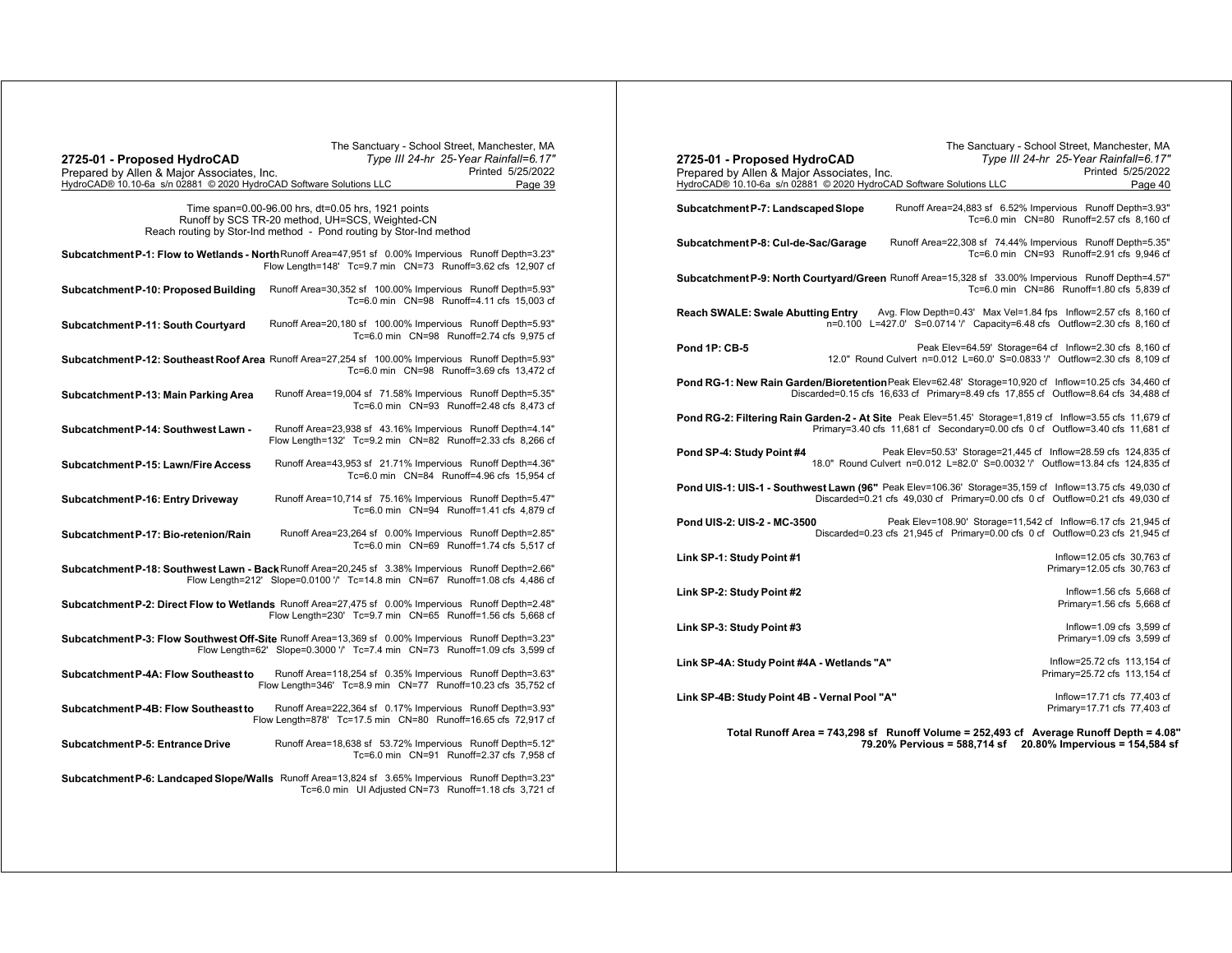Time span=0.00-96.00 hrs, dt=0.05 hrs, 1921 points
Runoff by SCS TR-20 method, UH=SCS, Weighted-CN
Reach routing by Stor-Ind method - Pond routing by Stor-Ind method

**Subcatchment P-1: Flow to Wetlands - North** Runoff Area=47,951 sf 0.00% Impervious Runoff Depth=3.23"
Flow Length=148' Tc=9.7 min CN=73 Runoff=3.62 cfs 12,907 cf

**Subcatchment P-10: Proposed Building** Runoff Area=30,352 sf 100.00% Impervious Runoff Depth=5.93"
Tc=6.0 min CN=98 Runoff=4.11 cfs 15,003 cf

**Subcatchment P-11: South Courtyard** Runoff Area=20,180 sf 100.00% Impervious Runoff Depth=5.93"
Tc=6.0 min CN=98 Runoff=2.74 cfs 9,975 cf

**Subcatchment P-12: Southeast Roof Area** Runoff Area=27,254 sf 100.00% Impervious Runoff Depth=5.93"
Tc=6.0 min CN=98 Runoff=3.69 cfs 13,472 cf

**Subcatchment P-13: Main Parking Area** Runoff Area=19,004 sf 71.58% Impervious Runoff Depth=5.35"
Tc=6.0 min CN=93 Runoff=2.48 cfs 8,473 cf

**Subcatchment P-14: Southwest Lawn -** Runoff Area=23,938 sf 43.16% Impervious Runoff Depth=4.14"
Flow Length=132' Tc=9.2 min CN=82 Runoff=2.33 cfs 8,266 cf

**Subcatchment P-15: Lawn/Fire Access** Runoff Area=43,953 sf 21.71% Impervious Runoff Depth=4.36"
Tc=6.0 min CN=84 Runoff=4.96 cfs 15,954 cf

**Subcatchment P-16: Entry Driveway** Runoff Area=10,714 sf 75.16% Impervious Runoff Depth=5.47"
Tc=6.0 min CN=94 Runoff=1.41 cfs 4,879 cf

**Subcatchment P-17: Bio-retenion/Rain** Runoff Area=23,264 sf 0.00% Impervious Runoff Depth=2.85"
Tc=6.0 min CN=69 Runoff=1.74 cfs 5,517 cf

**Subcatchment P-18: Southwest Lawn - Back** Runoff Area=20,245 sf 3.38% Impervious Runoff Depth=2.66"
Flow Length=212' Slope=0.0100 '/' Tc=14.8 min CN=67 Runoff=1.08 cfs 4,486 cf

**Subcatchment P-2: Direct Flow to Wetlands** Runoff Area=27,475 sf 0.00% Impervious Runoff Depth=2.48"
Flow Length=230' Tc=9.7 min CN=65 Runoff=1.56 cfs 5,668 cf

**Subcatchment P-3: Flow Southwest Off-Site** Runoff Area=13,369 sf 0.00% Impervious Runoff Depth=3.23"
Flow Length=62' Slope=0.3000 '/' Tc=7.4 min CN=73 Runoff=1.09 cfs 3,599 cf

**Subcatchment P-4A: Flow Southeast to** Runoff Area=118,254 sf 0.35% Impervious Runoff Depth=3.63"
Flow Length=346' Tc=8.9 min CN=77 Runoff=10.23 cfs 35,752 cf

**Subcatchment P-4B: Flow Southeast to** Runoff Area=222,364 sf 0.17% Impervious Runoff Depth=3.93"
Flow Length=878' Tc=17.5 min CN=80 Runoff=16.65 cfs 72,917 cf

**Subcatchment P-5: Entrance Drive** Runoff Area=18,638 sf 53.72% Impervious Runoff Depth=5.12"
Tc=6.0 min CN=91 Runoff=2.37 cfs 7,958 cf

**Subcatchment P-6: Landcaped Slope/Walls** Runoff Area=13,824 sf 3.65% Impervious Runoff Depth=3.23"
Tc=6.0 min UI Adjusted CN=73 Runoff=1.18 cfs 3,721 cf

**Subcatchment P-7: Landscaped Slope** Runoff Area=24,883 sf 6.52% Impervious Runoff Depth=3.93"
Tc=6.0 min CN=80 Runoff=2.57 cfs 8,160 cf

**Subcatchment P-8: Cul-de-Sac/Garage** Runoff Area=22,308 sf 74.44% Impervious Runoff Depth=5.35"
Tc=6.0 min CN=93 Runoff=2.91 cfs 9,946 cf

**Subcatchment P-9: North Courtyard/Green** Runoff Area=15,328 sf 33.00% Impervious Runoff Depth=4.57"
Tc=6.0 min CN=86 Runoff=1.80 cfs 5,839 cf

**Reach SWALE: Swale Abutting Entry** Avg. Flow Depth=0.43' Max Vel=1.84 fps Inflow=2.57 cfs 8,160 cf
n=0.100 L=427.0' S=0.0714 '/' Capacity=6.48 cfs Outflow=2.30 cfs 8,160 cf

**Pond 1P: CB-5** Peak Elev=64.59' Storage=64 cf Inflow=2.30 cfs 8,160 cf
12.0" Round Culvert n=0.012 L=60.0' S=0.0833 '/' Outflow=2.30 cfs 8,109 cf

**Pond RG-1: New Rain Garden/Bioretention** Peak Elev=62.48' Storage=10,920 cf Inflow=10.25 cfs 34,460 cf
Discarded=0.15 cfs 16,633 cf Primary=8.49 cfs 17,855 cf Outflow=8.64 cfs 34,488 cf

**Pond RG-2: Filtering Rain Garden-2 - At Site** Peak Elev=51.45' Storage=1,819 cf Inflow=3.55 cfs 11,679 cf
Primary=3.40 cfs 11,681 cf Secondary=0.00 cfs 0 cf Outflow=3.40 cfs 11,681 cf

**Pond SP-4: Study Point #4** Peak Elev=50.53' Storage=21,445 cf Inflow=28.59 cfs 124,835 cf
18.0" Round Culvert n=0.012 L=82.0' S=0.0032 '/' Outflow=13.84 cfs 124,835 cf

**Pond UIS-1: UIS-1 - Southwest Lawn (96"** Peak Elev=106.36' Storage=35,159 cf Inflow=13.75 cfs 49,030 cf
Discarded=0.21 cfs 49,030 cf Primary=0.00 cfs 0 cf Outflow=0.21 cfs 49,030 cf

**Pond UIS-2: UIS-2 - MC-3500** Peak Elev=108.90' Storage=11,542 cf Inflow=6.17 cfs 21,945 cf
Discarded=0.23 cfs 21,945 cf Primary=0.00 cfs 0 cf Outflow=0.23 cfs 21,945 cf

**Link SP-1: Study Point #1** Inflow=12.05 cfs 30,763 cf
Primary=12.05 cfs 30,763 cf

**Link SP-2: Study Point #2** Inflow=1.56 cfs 5,668 cf
Primary=1.56 cfs 5,668 cf

**Link SP-3: Study Point #3** Inflow=1.09 cfs 3,599 cf
Primary=1.09 cfs 3,599 cf

**Link SP-4A: Study Point #4A - Wetlands "A"** Inflow=25.72 cfs 113,154 cf
Primary=25.72 cfs 113,154 cf

**Link SP-4B: Study Point 4B - Vernal Pool "A"** Inflow=17.71 cfs 77,403 cf
Primary=17.71 cfs 77,403 cf

**Total Runoff Area = 743,298 sf Runoff Volume = 252,493 cf Average Runoff Depth = 4.08"**
**79.20% Pervious = 588,714 sf 20.80% Impervious = 154,584 sf**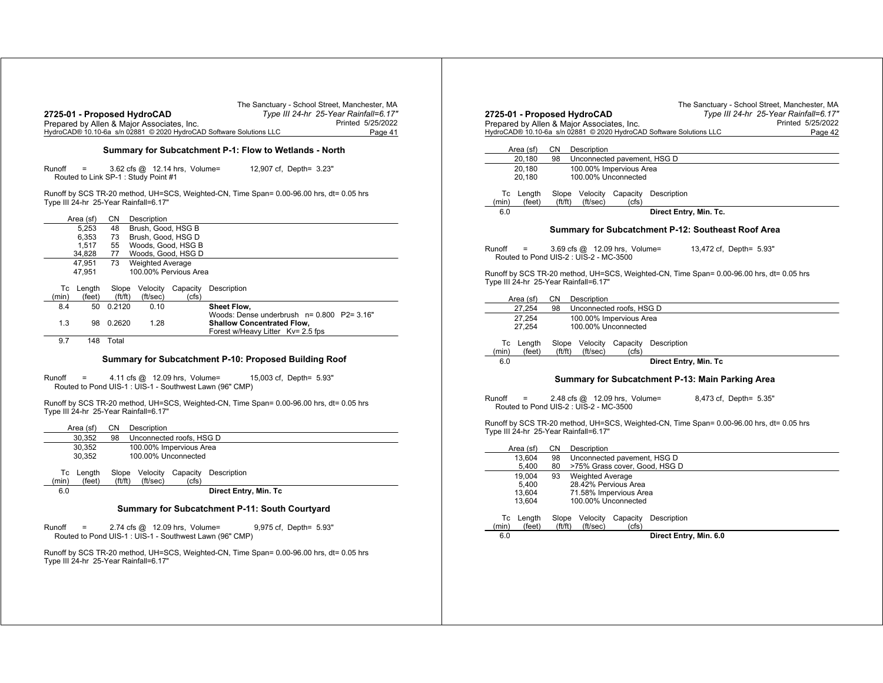## Summary for Subcatchment P-1: Flow to Wetlands - North

Runoff = 3.62 cfs @ 12.14 hrs, Volume= 12,907 cf, Depth= 3.23"
Routed to Link SP-1 : Study Point #1

Runoff by SCS TR-20 method, UH=SCS, Weighted-CN, Time Span= 0.00-96.00 hrs, dt= 0.05 hrs
Type III 24-hr 25-Year Rainfall=6.17"

| Area (sf) | CN | Description |
|---|---|---|
| 5,253 | 48 | Brush, Good, HSG B |
| 6,353 | 73 | Brush, Good, HSG D |
| 1,517 | 55 | Woods, Good, HSG B |
| 34,828 | 77 | Woods, Good, HSG D |
| 47,951 | 73 | Weighted Average |
| 47,951 | | 100.00% Pervious Area |

| Tc (min) | Length (feet) | Slope (ft/ft) | Velocity (ft/sec) | Capacity (cfs) | Description |
|---|---|---|---|---|---|
| 8.4 | 50 | 0.2120 | 0.10 | | **Sheet Flow,** Woods: Dense underbrush n= 0.800 P2= 3.16" |
| 1.3 | 98 | 0.2620 | 1.28 | | **Shallow Concentrated Flow,** Forest w/Heavy Litter Kv= 2.5 fps |
| 9.7 | 148 | Total | | | |

## Summary for Subcatchment P-10: Proposed Building Roof

Runoff = 4.11 cfs @ 12.09 hrs, Volume= 15,003 cf, Depth= 5.93"
Routed to Pond UIS-1 : UIS-1 - Southwest Lawn (96" CMP)

Runoff by SCS TR-20 method, UH=SCS, Weighted-CN, Time Span= 0.00-96.00 hrs, dt= 0.05 hrs
Type III 24-hr 25-Year Rainfall=6.17"

| Area (sf) | CN | Description |
|---|---|---|
| 30,352 | 98 | Unconnected roofs, HSG D |
| 30,352 | | 100.00% Impervious Area |
| 30,352 | | 100.00% Unconnected |

| Tc (min) | Length (feet) | Slope (ft/ft) | Velocity (ft/sec) | Capacity (cfs) | Description |
|---|---|---|---|---|---|
| 6.0 | | | | | **Direct Entry, Min. Tc** |

## Summary for Subcatchment P-11: South Courtyard

Runoff = 2.74 cfs @ 12.09 hrs, Volume= 9,975 cf, Depth= 5.93"
Routed to Pond UIS-1 : UIS-1 - Southwest Lawn (96" CMP)

Runoff by SCS TR-20 method, UH=SCS, Weighted-CN, Time Span= 0.00-96.00 hrs, dt= 0.05 hrs
Type III 24-hr 25-Year Rainfall=6.17"

| Area (sf) | CN | Description |
|---|---|---|
| 20,180 | 98 | Unconnected pavement, HSG D |
| 20,180 | | 100.00% Impervious Area |
| 20,180 | | 100.00% Unconnected |

| Tc (min) | Length (feet) | Slope (ft/ft) | Velocity (ft/sec) | Capacity (cfs) | Description |
|---|---|---|---|---|---|
| 6.0 | | | | | **Direct Entry, Min. Tc.** |

## Summary for Subcatchment P-12: Southeast Roof Area

Runoff = 3.69 cfs @ 12.09 hrs, Volume= 13,472 cf, Depth= 5.93"
Routed to Pond UIS-2 : UIS-2 - MC-3500

Runoff by SCS TR-20 method, UH=SCS, Weighted-CN, Time Span= 0.00-96.00 hrs, dt= 0.05 hrs
Type III 24-hr 25-Year Rainfall=6.17"

| Area (sf) | CN | Description |
|---|---|---|
| 27,254 | 98 | Unconnected roofs, HSG D |
| 27,254 | | 100.00% Impervious Area |
| 27,254 | | 100.00% Unconnected |

| Tc (min) | Length (feet) | Slope (ft/ft) | Velocity (ft/sec) | Capacity (cfs) | Description |
|---|---|---|---|---|---|
| 6.0 | | | | | **Direct Entry, Min. Tc** |

## Summary for Subcatchment P-13: Main Parking Area

Runoff = 2.48 cfs @ 12.09 hrs, Volume= 8,473 cf, Depth= 5.35"
Routed to Pond UIS-2 : UIS-2 - MC-3500

Runoff by SCS TR-20 method, UH=SCS, Weighted-CN, Time Span= 0.00-96.00 hrs, dt= 0.05 hrs
Type III 24-hr 25-Year Rainfall=6.17"

| Area (sf) | CN | Description |
|---|---|---|
| 13,604 | 98 | Unconnected pavement, HSG D |
| 5,400 | 80 | >75% Grass cover, Good, HSG D |
| 19,004 | 93 | Weighted Average |
| 5,400 | | 28.42% Pervious Area |
| 13,604 | | 71.58% Impervious Area |
| 13,604 | | 100.00% Unconnected |

| Tc (min) | Length (feet) | Slope (ft/ft) | Velocity (ft/sec) | Capacity (cfs) | Description |
|---|---|---|---|---|---|
| 6.0 | | | | | **Direct Entry, Min. 6.0** |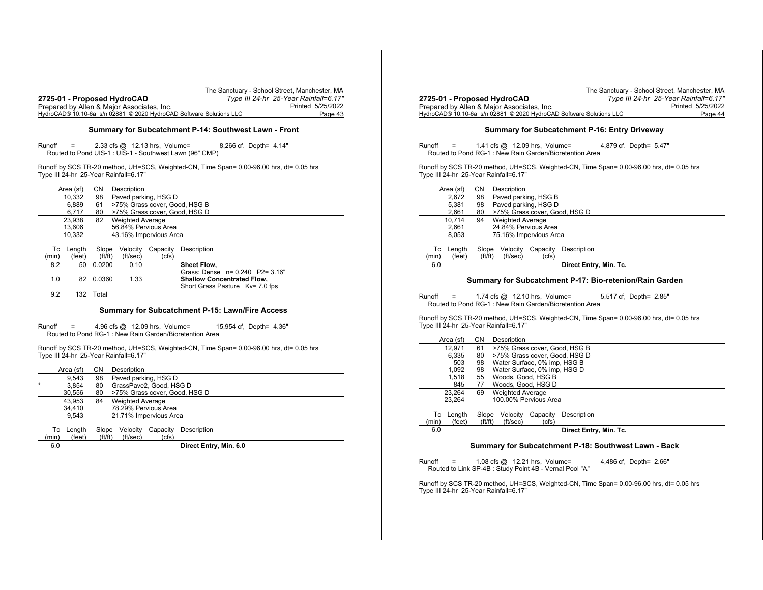## Summary for Subcatchment P-14: Southwest Lawn - Front

Runoff = 2.33 cfs @ 12.13 hrs, Volume= 8,266 cf, Depth= 4.14"
Routed to Pond UIS-1 : UIS-1 - Southwest Lawn (96" CMP)

Runoff by SCS TR-20 method, UH=SCS, Weighted-CN, Time Span= 0.00-96.00 hrs, dt= 0.05 hrs
Type III 24-hr 25-Year Rainfall=6.17"

| Area (sf) | CN | Description |
|---|---|---|
| 10,332 | 98 | Paved parking, HSG D |
| 6,889 | 61 | >75% Grass cover, Good, HSG B |
| 6,717 | 80 | >75% Grass cover, Good, HSG D |
| 23,938 | 82 | Weighted Average |
| 13,606 | | 56.84% Pervious Area |
| 10,332 | | 43.16% Impervious Area |

| Tc (min) | Length (feet) | Slope (ft/ft) | Velocity (ft/sec) | Capacity (cfs) | Description |
|---|---|---|---|---|---|
| 8.2 | 50 | 0.0200 | 0.10 | | **Sheet Flow,** Grass: Dense n= 0.240 P2= 3.16" |
| 1.0 | 82 | 0.0360 | 1.33 | | **Shallow Concentrated Flow,** Short Grass Pasture Kv= 7.0 fps |
| 9.2 | 132 | Total | | | |

## Summary for Subcatchment P-15: Lawn/Fire Access

Runoff = 4.96 cfs @ 12.09 hrs, Volume= 15,954 cf, Depth= 4.36"
Routed to Pond RG-1 : New Rain Garden/Bioretention Area

Runoff by SCS TR-20 method, UH=SCS, Weighted-CN, Time Span= 0.00-96.00 hrs, dt= 0.05 hrs
Type III 24-hr 25-Year Rainfall=6.17"

| | Area (sf) | CN | Description |
|---|---|---|---|
| | 9,543 | 98 | Paved parking, HSG D |
| * | 3,854 | 80 | GrassPave2, Good, HSG D |
| | 30,556 | 80 | >75% Grass cover, Good, HSG D |
| | 43,953 | 84 | Weighted Average |
| | 34,410 | | 78.29% Pervious Area |
| | 9,543 | | 21.71% Impervious Area |

| Tc (min) | Length (feet) | Slope (ft/ft) | Velocity (ft/sec) | Capacity (cfs) | Description |
|---|---|---|---|---|---|
| 6.0 | | | | | **Direct Entry, Min. 6.0** |

## Summary for Subcatchment P-16: Entry Driveway

Runoff = 1.41 cfs @ 12.09 hrs, Volume= 4,879 cf, Depth= 5.47"
Routed to Pond RG-1 : New Rain Garden/Bioretention Area

Runoff by SCS TR-20 method, UH=SCS, Weighted-CN, Time Span= 0.00-96.00 hrs, dt= 0.05 hrs
Type III 24-hr 25-Year Rainfall=6.17"

| Area (sf) | CN | Description |
|---|---|---|
| 2,672 | 98 | Paved parking, HSG B |
| 5,381 | 98 | Paved parking, HSG D |
| 2,661 | 80 | >75% Grass cover, Good, HSG D |
| 10,714 | 94 | Weighted Average |
| 2,661 | | 24.84% Pervious Area |
| 8,053 | | 75.16% Impervious Area |

| Tc (min) | Length (feet) | Slope (ft/ft) | Velocity (ft/sec) | Capacity (cfs) | Description |
|---|---|---|---|---|---|
| 6.0 | | | | | **Direct Entry, Min. Tc.** |

## Summary for Subcatchment P-17: Bio-retenion/Rain Garden

Runoff = 1.74 cfs @ 12.10 hrs, Volume= 5,517 cf, Depth= 2.85"
Routed to Pond RG-1 : New Rain Garden/Bioretention Area

Runoff by SCS TR-20 method, UH=SCS, Weighted-CN, Time Span= 0.00-96.00 hrs, dt= 0.05 hrs
Type III 24-hr 25-Year Rainfall=6.17"

| Area (sf) | CN | Description |
|---|---|---|
| 12,971 | 61 | >75% Grass cover, Good, HSG B |
| 6,335 | 80 | >75% Grass cover, Good, HSG D |
| 503 | 98 | Water Surface, 0% imp, HSG B |
| 1,092 | 98 | Water Surface, 0% imp, HSG D |
| 1,518 | 55 | Woods, Good, HSG B |
| 845 | 77 | Woods, Good, HSG D |
| 23,264 | 69 | Weighted Average |
| 23,264 | | 100.00% Pervious Area |

| Tc (min) | Length (feet) | Slope (ft/ft) | Velocity (ft/sec) | Capacity (cfs) | Description |
|---|---|---|---|---|---|
| 6.0 | | | | | **Direct Entry, Min. Tc.** |

## Summary for Subcatchment P-18: Southwest Lawn - Back

Runoff = 1.08 cfs @ 12.21 hrs, Volume= 4,486 cf, Depth= 2.66"
Routed to Link SP-4B : Study Point 4B - Vernal Pool "A"

Runoff by SCS TR-20 method, UH=SCS, Weighted-CN, Time Span= 0.00-96.00 hrs, dt= 0.05 hrs
Type III 24-hr 25-Year Rainfall=6.17"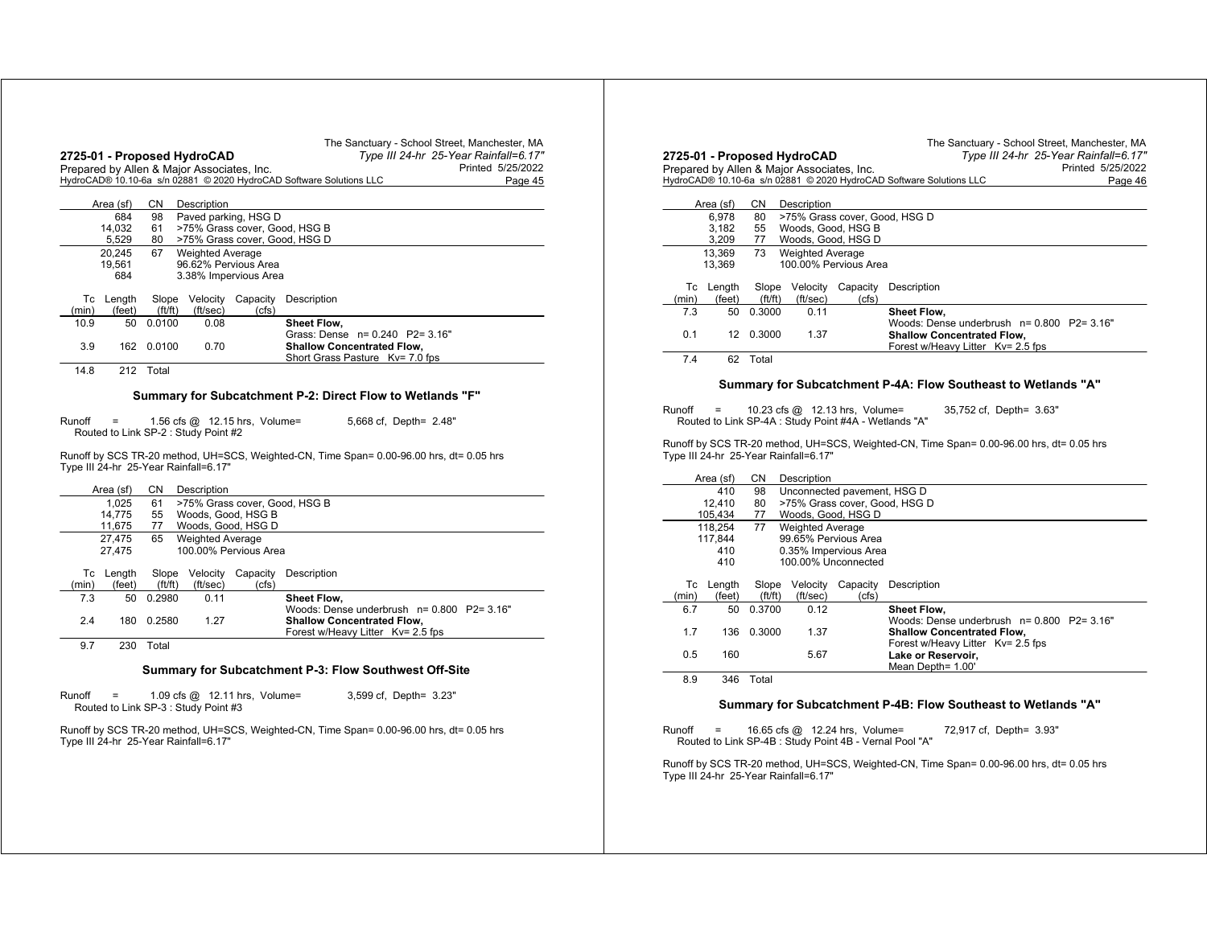| Area (sf) | CN | Description |
|---|---|---|
| 684 | 98 | Paved parking, HSG D |
| 14,032 | 61 | >75% Grass cover, Good, HSG B |
| 5,529 | 80 | >75% Grass cover, Good, HSG D |
| 20,245 | 67 | Weighted Average |
| 19,561 | | 96.62% Pervious Area |
| 684 | | 3.38% Impervious Area |

| Tc (min) | Length (feet) | Slope (ft/ft) | Velocity (ft/sec) | Capacity (cfs) | Description |
|---|---|---|---|---|---|
| 10.9 | 50 | 0.0100 | 0.08 | | **Sheet Flow,** Grass: Dense n= 0.240 P2= 3.16" |
| 3.9 | 162 | 0.0100 | 0.70 | | **Shallow Concentrated Flow,** Short Grass Pasture Kv= 7.0 fps |
| 14.8 | 212 | Total | | | |

### Summary for Subcatchment P-2: Direct Flow to Wetlands "F"

Runoff = 1.56 cfs @ 12.15 hrs, Volume= 5,668 cf, Depth= 2.48"
Routed to Link SP-2 : Study Point #2

Runoff by SCS TR-20 method, UH=SCS, Weighted-CN, Time Span= 0.00-96.00 hrs, dt= 0.05 hrs
Type III 24-hr 25-Year Rainfall=6.17"

| Area (sf) | CN | Description |
|---|---|---|
| 1,025 | 61 | >75% Grass cover, Good, HSG B |
| 14,775 | 55 | Woods, Good, HSG B |
| 11,675 | 77 | Woods, Good, HSG D |
| 27,475 | 65 | Weighted Average |
| 27,475 | | 100.00% Pervious Area |

| Tc (min) | Length (feet) | Slope (ft/ft) | Velocity (ft/sec) | Capacity (cfs) | Description |
|---|---|---|---|---|---|
| 7.3 | 50 | 0.2980 | 0.11 | | **Sheet Flow,** Woods: Dense underbrush n= 0.800 P2= 3.16" |
| 2.4 | 180 | 0.2580 | 1.27 | | **Shallow Concentrated Flow,** Forest w/Heavy Litter Kv= 2.5 fps |
| 9.7 | 230 | Total | | | |

### Summary for Subcatchment P-3: Flow Southwest Off-Site

Runoff = 1.09 cfs @ 12.11 hrs, Volume= 3,599 cf, Depth= 3.23"
Routed to Link SP-3 : Study Point #3

Runoff by SCS TR-20 method, UH=SCS, Weighted-CN, Time Span= 0.00-96.00 hrs, dt= 0.05 hrs
Type III 24-hr 25-Year Rainfall=6.17"

| Area (sf) | CN | Description |
|---|---|---|
| 6,978 | 80 | >75% Grass cover, Good, HSG D |
| 3,182 | 55 | Woods, Good, HSG B |
| 3,209 | 77 | Woods, Good, HSG D |
| 13,369 | 73 | Weighted Average |
| 13,369 | | 100.00% Pervious Area |

| Tc (min) | Length (feet) | Slope (ft/ft) | Velocity (ft/sec) | Capacity (cfs) | Description |
|---|---|---|---|---|---|
| 7.3 | 50 | 0.3000 | 0.11 | | **Sheet Flow,** Woods: Dense underbrush n= 0.800 P2= 3.16" |
| 0.1 | 12 | 0.3000 | 1.37 | | **Shallow Concentrated Flow,** Forest w/Heavy Litter Kv= 2.5 fps |
| 7.4 | 62 | Total | | | |

### Summary for Subcatchment P-4A: Flow Southeast to Wetlands "A"

Runoff = 10.23 cfs @ 12.13 hrs, Volume= 35,752 cf, Depth= 3.63"
Routed to Link SP-4A : Study Point #4A - Wetlands "A"

Runoff by SCS TR-20 method, UH=SCS, Weighted-CN, Time Span= 0.00-96.00 hrs, dt= 0.05 hrs
Type III 24-hr 25-Year Rainfall=6.17"

| Area (sf) | CN | Description |
|---|---|---|
| 410 | 98 | Unconnected pavement, HSG D |
| 12,410 | 80 | >75% Grass cover, Good, HSG D |
| 105,434 | 77 | Woods, Good, HSG D |
| 118,254 | 77 | Weighted Average |
| 117,844 | | 99.65% Pervious Area |
| 410 | | 0.35% Impervious Area |
| 410 | | 100.00% Unconnected |

| Tc (min) | Length (feet) | Slope (ft/ft) | Velocity (ft/sec) | Capacity (cfs) | Description |
|---|---|---|---|---|---|
| 6.7 | 50 | 0.3700 | 0.12 | | **Sheet Flow,** Woods: Dense underbrush n= 0.800 P2= 3.16" |
| 1.7 | 136 | 0.3000 | 1.37 | | **Shallow Concentrated Flow,** Forest w/Heavy Litter Kv= 2.5 fps |
| 0.5 | 160 | | 5.67 | | **Lake or Reservoir,** Mean Depth= 1.00' |
| 8.9 | 346 | Total | | | |

### Summary for Subcatchment P-4B: Flow Southeast to Wetlands "A"

Runoff = 16.65 cfs @ 12.24 hrs, Volume= 72,917 cf, Depth= 3.93"
Routed to Link SP-4B : Study Point 4B - Vernal Pool "A"

Runoff by SCS TR-20 method, UH=SCS, Weighted-CN, Time Span= 0.00-96.00 hrs, dt= 0.05 hrs
Type III 24-hr 25-Year Rainfall=6.17"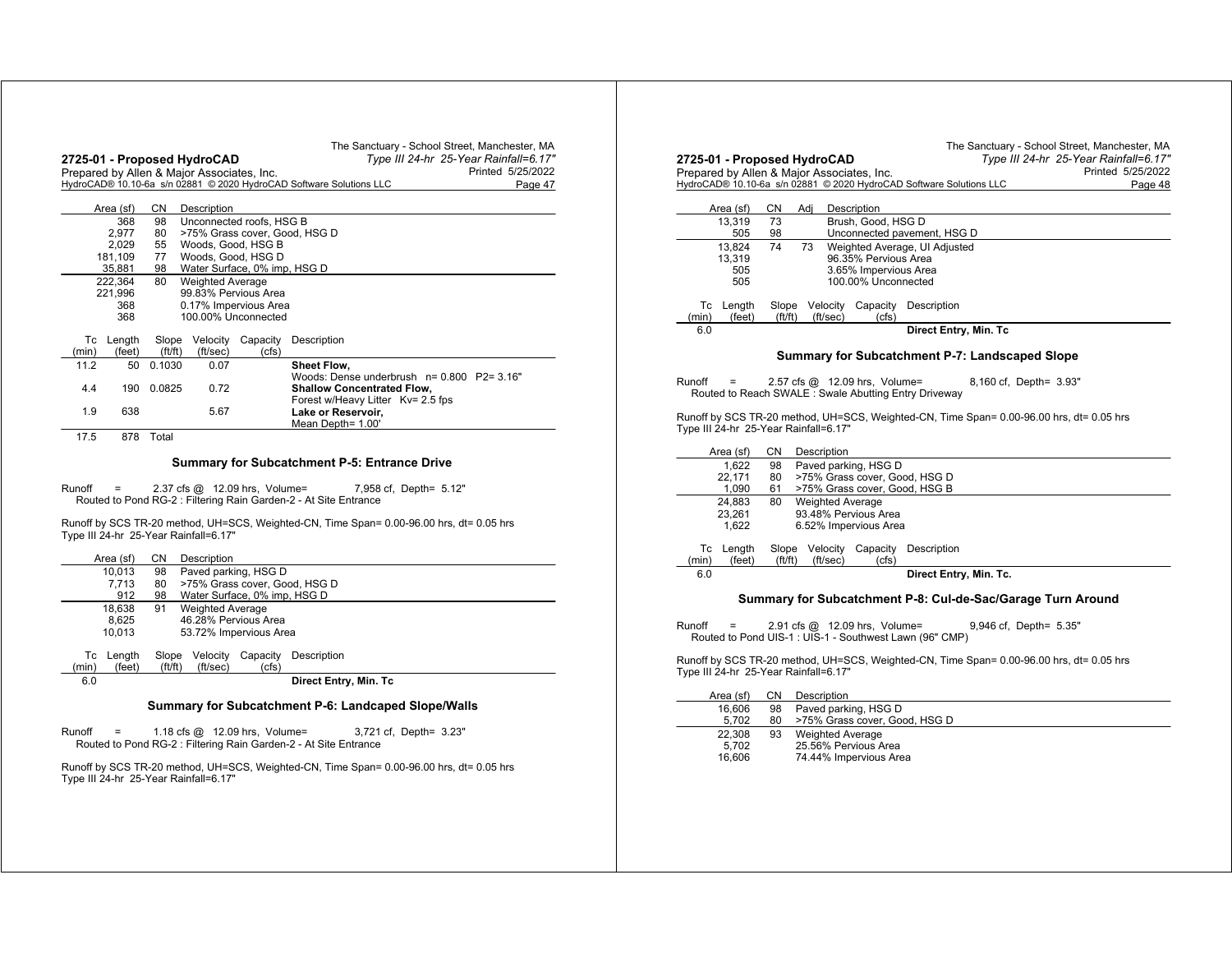| Area (sf) | CN | Description |
|---|---|---|
| 368 | 98 | Unconnected roofs, HSG B |
| 2,977 | 80 | >75% Grass cover, Good, HSG D |
| 2,029 | 55 | Woods, Good, HSG B |
| 181,109 | 77 | Woods, Good, HSG D |
| 35,881 | 98 | Water Surface, 0% imp, HSG D |
| 222,364 | 80 | Weighted Average |
| 221,996 | | 99.83% Pervious Area |
| 368 | | 0.17% Impervious Area |
| 368 | | 100.00% Unconnected |

| Tc (min) | Length (feet) | Slope (ft/ft) | Velocity (ft/sec) | Capacity (cfs) | Description |
|---|---|---|---|---|---|
| 11.2 | 50 | 0.1030 | 0.07 | | **Sheet Flow,** Woods: Dense underbrush n= 0.800 P2= 3.16" |
| 4.4 | 190 | 0.0825 | 0.72 | | **Shallow Concentrated Flow,** Forest w/Heavy Litter Kv= 2.5 fps |
| 1.9 | 638 | | 5.67 | | **Lake or Reservoir,** Mean Depth= 1.00' |
| 17.5 | 878 | Total | | | |

## Summary for Subcatchment P-5: Entrance Drive

Runoff = 2.37 cfs @ 12.09 hrs, Volume= 7,958 cf, Depth= 5.12"
Routed to Pond RG-2 : Filtering Rain Garden-2 - At Site Entrance

Runoff by SCS TR-20 method, UH=SCS, Weighted-CN, Time Span= 0.00-96.00 hrs, dt= 0.05 hrs
Type III 24-hr 25-Year Rainfall=6.17"

| Area (sf) | CN | Description |
|---|---|---|
| 10,013 | 98 | Paved parking, HSG D |
| 7,713 | 80 | >75% Grass cover, Good, HSG D |
| 912 | 98 | Water Surface, 0% imp, HSG D |
| 18,638 | 91 | Weighted Average |
| 8,625 | | 46.28% Pervious Area |
| 10,013 | | 53.72% Impervious Area |

| Tc (min) | Length (feet) | Slope (ft/ft) | Velocity (ft/sec) | Capacity (cfs) | Description |
|---|---|---|---|---|---|
| 6.0 | | | | | **Direct Entry, Min. Tc** |

## Summary for Subcatchment P-6: Landcaped Slope/Walls

Runoff = 1.18 cfs @ 12.09 hrs, Volume= 3,721 cf, Depth= 3.23"
Routed to Pond RG-2 : Filtering Rain Garden-2 - At Site Entrance

Runoff by SCS TR-20 method, UH=SCS, Weighted-CN, Time Span= 0.00-96.00 hrs, dt= 0.05 hrs
Type III 24-hr 25-Year Rainfall=6.17"

| Area (sf) | CN | Adj | Description |
|---|---|---|---|
| 13,319 | 73 | | Brush, Good, HSG D |
| 505 | 98 | | Unconnected pavement, HSG D |
| 13,824 | 74 | 73 | Weighted Average, UI Adjusted |
| 13,319 | | | 96.35% Pervious Area |
| 505 | | | 3.65% Impervious Area |
| 505 | | | 100.00% Unconnected |

| Tc (min) | Length (feet) | Slope (ft/ft) | Velocity (ft/sec) | Capacity (cfs) | Description |
|---|---|---|---|---|---|
| 6.0 | | | | | **Direct Entry, Min. Tc** |

## Summary for Subcatchment P-7: Landscaped Slope

Runoff = 2.57 cfs @ 12.09 hrs, Volume= 8,160 cf, Depth= 3.93"
Routed to Reach SWALE : Swale Abutting Entry Driveway

Runoff by SCS TR-20 method, UH=SCS, Weighted-CN, Time Span= 0.00-96.00 hrs, dt= 0.05 hrs
Type III 24-hr 25-Year Rainfall=6.17"

| Area (sf) | CN | Description |
|---|---|---|
| 1,622 | 98 | Paved parking, HSG D |
| 22,171 | 80 | >75% Grass cover, Good, HSG D |
| 1,090 | 61 | >75% Grass cover, Good, HSG B |
| 24,883 | 80 | Weighted Average |
| 23,261 | | 93.48% Pervious Area |
| 1,622 | | 6.52% Impervious Area |

| Tc (min) | Length (feet) | Slope (ft/ft) | Velocity (ft/sec) | Capacity (cfs) | Description |
|---|---|---|---|---|---|
| 6.0 | | | | | **Direct Entry, Min. Tc.** |

## Summary for Subcatchment P-8: Cul-de-Sac/Garage Turn Around

Runoff = 2.91 cfs @ 12.09 hrs, Volume= 9,946 cf, Depth= 5.35"
Routed to Pond UIS-1 : UIS-1 - Southwest Lawn (96" CMP)

Runoff by SCS TR-20 method, UH=SCS, Weighted-CN, Time Span= 0.00-96.00 hrs, dt= 0.05 hrs
Type III 24-hr 25-Year Rainfall=6.17"

| Area (sf) | CN | Description |
|---|---|---|
| 16,606 | 98 | Paved parking, HSG D |
| 5,702 | 80 | >75% Grass cover, Good, HSG D |
| 22,308 | 93 | Weighted Average |
| 5,702 | | 25.56% Pervious Area |
| 16,606 | | 74.44% Impervious Area |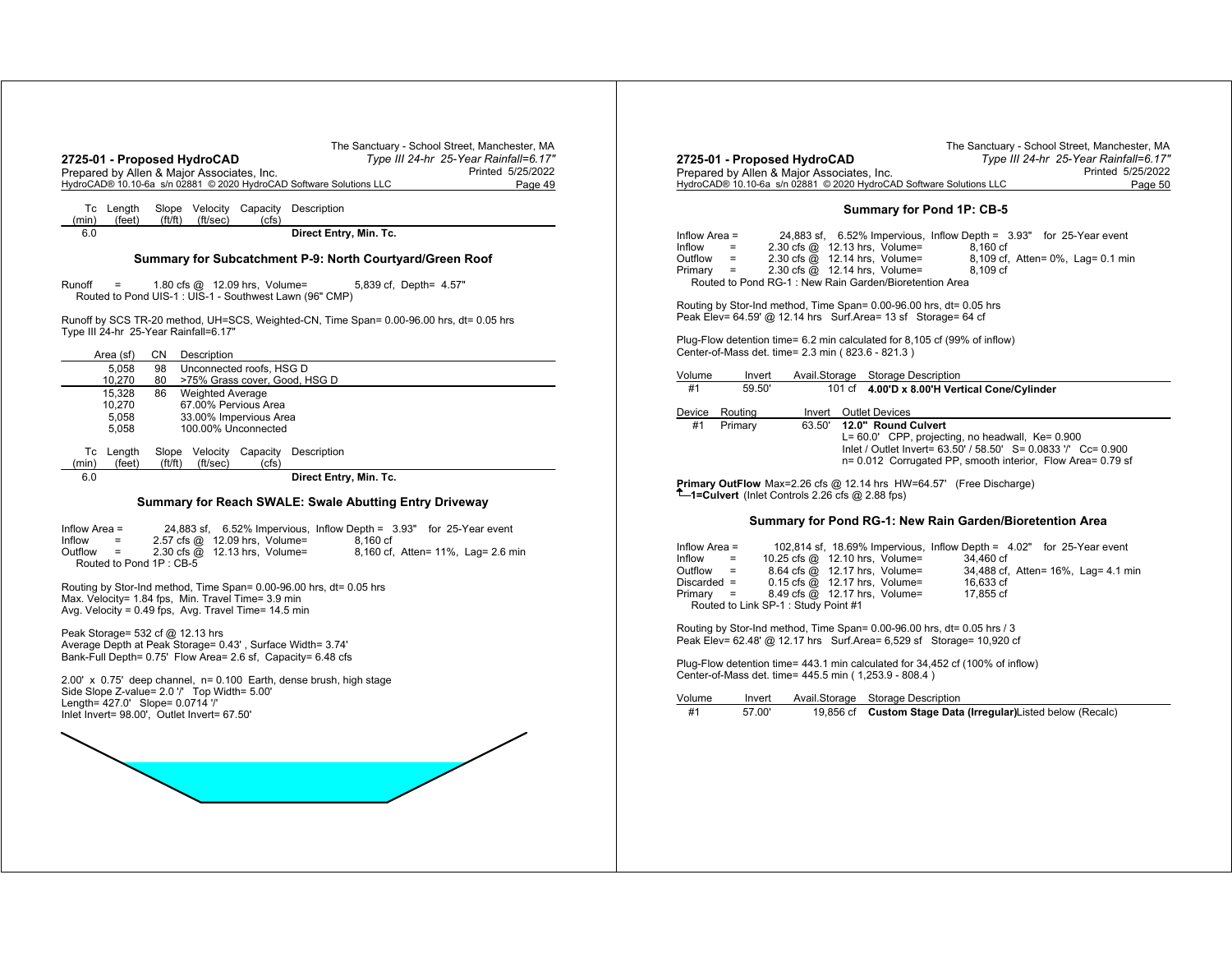| Tc (min) | Length (feet) | Slope (ft/ft) | Velocity (ft/sec) | Capacity (cfs) | Description |
|---|---|---|---|---|---|
| 6.0 | | | | | Direct Entry, Min. Tc. |

### Summary for Subcatchment P-9: North Courtyard/Green Roof

Runoff = 1.80 cfs @ 12.09 hrs, Volume= 5,839 cf, Depth= 4.57"
Routed to Pond UIS-1 : UIS-1 - Southwest Lawn (96" CMP)

Runoff by SCS TR-20 method, UH=SCS, Weighted-CN, Time Span= 0.00-96.00 hrs, dt= 0.05 hrs
Type III 24-hr 25-Year Rainfall=6.17"

| Area (sf) | CN | Description |
|---|---|---|
| 5,058 | 98 | Unconnected roofs, HSG D |
| 10,270 | 80 | >75% Grass cover, Good, HSG D |
| 15,328 | 86 | Weighted Average |
| 10,270 | | 67.00% Pervious Area |
| 5,058 | | 33.00% Impervious Area |
| 5,058 | | 100.00% Unconnected |

| Tc (min) | Length (feet) | Slope (ft/ft) | Velocity (ft/sec) | Capacity (cfs) | Description |
|---|---|---|---|---|---|
| 6.0 | | | | | Direct Entry, Min. Tc. |

### Summary for Reach SWALE: Swale Abutting Entry Driveway

Inflow Area = 24,883 sf, 6.52% Impervious, Inflow Depth = 3.93" for 25-Year event
Inflow = 2.57 cfs @ 12.09 hrs, Volume= 8,160 cf
Outflow = 2.30 cfs @ 12.13 hrs, Volume= 8,160 cf, Atten= 11%, Lag= 2.6 min
Routed to Pond 1P : CB-5

Routing by Stor-Ind method, Time Span= 0.00-96.00 hrs, dt= 0.05 hrs
Max. Velocity= 1.84 fps, Min. Travel Time= 3.9 min
Avg. Velocity = 0.49 fps, Avg. Travel Time= 14.5 min

Peak Storage= 532 cf @ 12.13 hrs
Average Depth at Peak Storage= 0.43' , Surface Width= 3.74'
Bank-Full Depth= 0.75' Flow Area= 2.6 sf, Capacity= 6.48 cfs

2.00' x 0.75' deep channel, n= 0.100 Earth, dense brush, high stage
Side Slope Z-value= 2.0 '/' Top Width= 5.00'
Length= 427.0' Slope= 0.0714 '/'
Inlet Invert= 98.00', Outlet Invert= 67.50'

### Summary for Pond 1P: CB-5

Inflow Area = 24,883 sf, 6.52% Impervious, Inflow Depth = 3.93" for 25-Year event
Inflow = 2.30 cfs @ 12.13 hrs, Volume= 8,160 cf
Outflow = 2.30 cfs @ 12.14 hrs, Volume= 8,109 cf, Atten= 0%, Lag= 0.1 min
Primary = 2.30 cfs @ 12.14 hrs, Volume= 8,109 cf
Routed to Pond RG-1 : New Rain Garden/Bioretention Area

Routing by Stor-Ind method, Time Span= 0.00-96.00 hrs, dt= 0.05 hrs
Peak Elev= 64.59' @ 12.14 hrs Surf.Area= 13 sf Storage= 64 cf

Plug-Flow detention time= 6.2 min calculated for 8,105 cf (99% of inflow)
Center-of-Mass det. time= 2.3 min ( 823.6 - 821.3 )

| Volume | Invert | Avail.Storage | Storage Description |
|---|---|---|---|
| #1 | 59.50' | 101 cf | **4.00'D x 8.00'H Vertical Cone/Cylinder** |

| Device | Routing | Invert | Outlet Devices |
|---|---|---|---|
| #1 | Primary | 63.50' | **12.0" Round Culvert**<br>L= 60.0' CPP, projecting, no headwall, Ke= 0.900<br>Inlet / Outlet Invert= 63.50' / 58.50' S= 0.0833 '/' Cc= 0.900<br>n= 0.012 Corrugated PP, smooth interior, Flow Area= 0.79 sf |

**Primary OutFlow** Max=2.26 cfs @ 12.14 hrs HW=64.57' (Free Discharge)
**1=Culvert** (Inlet Controls 2.26 cfs @ 2.88 fps)

### Summary for Pond RG-1: New Rain Garden/Bioretention Area

Inflow Area = 102,814 sf, 18.69% Impervious, Inflow Depth = 4.02" for 25-Year event
Inflow = 10.25 cfs @ 12.10 hrs, Volume= 34,460 cf
Outflow = 8.64 cfs @ 12.17 hrs, Volume= 34,488 cf, Atten= 16%, Lag= 4.1 min
Discarded = 0.15 cfs @ 12.17 hrs, Volume= 16,633 cf
Primary = 8.49 cfs @ 12.17 hrs, Volume= 17,855 cf
Routed to Link SP-1 : Study Point #1

Routing by Stor-Ind method, Time Span= 0.00-96.00 hrs, dt= 0.05 hrs / 3
Peak Elev= 62.48' @ 12.17 hrs Surf.Area= 6,529 sf Storage= 10,920 cf

Plug-Flow detention time= 443.1 min calculated for 34,452 cf (100% of inflow)
Center-of-Mass det. time= 445.5 min ( 1,253.9 - 808.4 )

| Volume | Invert | Avail.Storage | Storage Description |
|---|---|---|---|
| #1 | 57.00' | 19,856 cf | **Custom Stage Data (Irregular)**Listed below (Recalc) |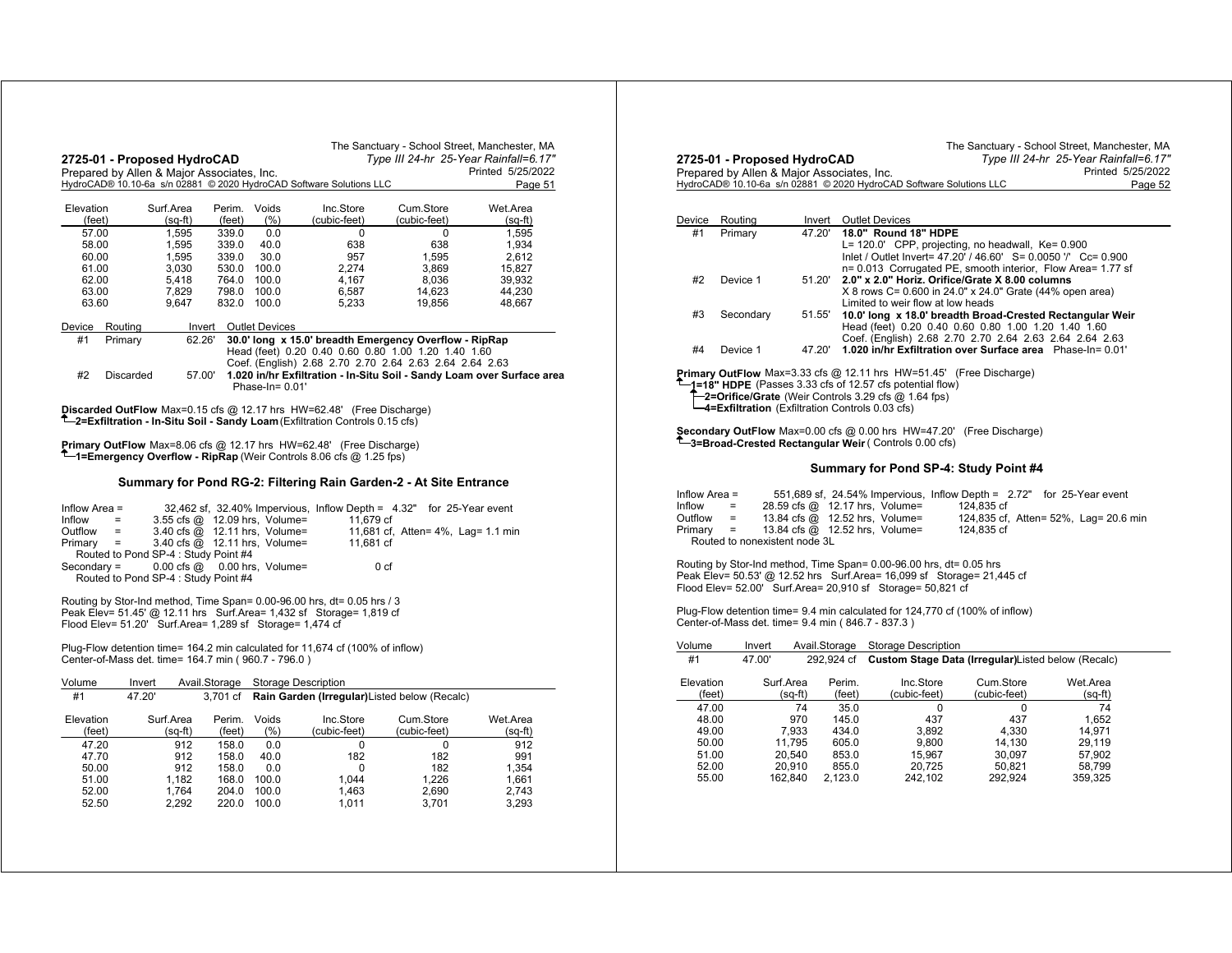| Elevation (feet) | Surf.Area (sq-ft) | Perim. (feet) | Voids (%) | Inc.Store (cubic-feet) | Cum.Store (cubic-feet) | Wet.Area (sq-ft) |
|---|---|---|---|---|---|---|
| 57.00 | 1,595 | 339.0 | 0.0 | 0 | 0 | 1,595 |
| 58.00 | 1,595 | 339.0 | 40.0 | 638 | 638 | 1,934 |
| 60.00 | 1,595 | 339.0 | 30.0 | 957 | 1,595 | 2,612 |
| 61.00 | 3,030 | 530.0 | 100.0 | 2,274 | 3,869 | 15,827 |
| 62.00 | 5,418 | 764.0 | 100.0 | 4,167 | 8,036 | 39,932 |
| 63.00 | 7,829 | 798.0 | 100.0 | 6,587 | 14,623 | 44,230 |
| 63.60 | 9,647 | 832.0 | 100.0 | 5,233 | 19,856 | 48,667 |

| Device | Routing | Invert | Outlet Devices |
|---|---|---|---|
| #1 | Primary | 62.26' | **30.0' long x 15.0' breadth Emergency Overflow - RipRap** Head (feet) 0.20 0.40 0.60 0.80 1.00 1.20 1.40 1.60 Coef. (English) 2.68 2.70 2.70 2.64 2.63 2.64 2.64 2.63 |
| #2 | Discarded | 57.00' | **1.020 in/hr Exfiltration - In-Situ Soil - Sandy Loam over Surface area** Phase-In= 0.01' |

**Discarded OutFlow** Max=0.15 cfs @ 12.17 hrs HW=62.48' (Free Discharge)
└**2=Exfiltration - In-Situ Soil - Sandy Loam** (Exfiltration Controls 0.15 cfs)

**Primary OutFlow** Max=8.06 cfs @ 12.17 hrs HW=62.48' (Free Discharge)
└**1=Emergency Overflow - RipRap** (Weir Controls 8.06 cfs @ 1.25 fps)

### Summary for Pond RG-2: Filtering Rain Garden-2 - At Site Entrance

```
Inflow Area =      32,462 sf, 32.40% Impervious, Inflow Depth = 4.32"  for 25-Year event
Inflow     =    3.55 cfs @ 12.09 hrs, Volume=       11,679 cf
Outflow    =    3.40 cfs @ 12.11 hrs, Volume=       11,681 cf, Atten= 4%, Lag= 1.1 min
Primary    =    3.40 cfs @ 12.11 hrs, Volume=       11,681 cf
   Routed to Pond SP-4 : Study Point #4
Secondary =     0.00 cfs @  0.00 hrs, Volume=            0 cf
   Routed to Pond SP-4 : Study Point #4
```

Routing by Stor-Ind method, Time Span= 0.00-96.00 hrs, dt= 0.05 hrs / 3
Peak Elev= 51.45' @ 12.11 hrs Surf.Area= 1,432 sf Storage= 1,819 cf
Flood Elev= 51.20' Surf.Area= 1,289 sf Storage= 1,474 cf

Plug-Flow detention time= 164.2 min calculated for 11,674 cf (100% of inflow)
Center-of-Mass det. time= 164.7 min ( 960.7 - 796.0 )

| Volume | Invert | Avail.Storage | Storage Description |
|---|---|---|---|
| #1 | 47.20' | 3,701 cf | **Rain Garden (Irregular)** Listed below (Recalc) |

| Elevation (feet) | Surf.Area (sq-ft) | Perim. (feet) | Voids (%) | Inc.Store (cubic-feet) | Cum.Store (cubic-feet) | Wet.Area (sq-ft) |
|---|---|---|---|---|---|---|
| 47.20 | 912 | 158.0 | 0.0 | 0 | 0 | 912 |
| 47.70 | 912 | 158.0 | 40.0 | 182 | 182 | 991 |
| 50.00 | 912 | 158.0 | 0.0 | 0 | 182 | 1,354 |
| 51.00 | 1,182 | 168.0 | 100.0 | 1,044 | 1,226 | 1,661 |
| 52.00 | 1,764 | 204.0 | 100.0 | 1,463 | 2,690 | 2,743 |
| 52.50 | 2,292 | 220.0 | 100.0 | 1,011 | 3,701 | 3,293 |

| Device | Routing | Invert | Outlet Devices |
|---|---|---|---|
| #1 | Primary | 47.20' | **18.0" Round 18" HDPE** L= 120.0' CPP, projecting, no headwall, Ke= 0.900 Inlet / Outlet Invert= 47.20' / 46.60' S= 0.0050 '/' Cc= 0.900 n= 0.013 Corrugated PE, smooth interior, Flow Area= 1.77 sf |
| #2 | Device 1 | 51.20' | **2.0" x 2.0" Horiz. Orifice/Grate X 8.00 columns** X 8 rows C= 0.600 in 24.0" x 24.0" Grate (44% open area) Limited to weir flow at low heads |
| #3 | Secondary | 51.55' | **10.0' long x 18.0' breadth Broad-Crested Rectangular Weir** Head (feet) 0.20 0.40 0.60 0.80 1.00 1.20 1.40 1.60 Coef. (English) 2.68 2.70 2.70 2.64 2.63 2.64 2.64 2.63 |
| #4 | Device 1 | 47.20' | **1.020 in/hr Exfiltration over Surface area** Phase-In= 0.01' |

**Primary OutFlow** Max=3.33 cfs @ 12.11 hrs HW=51.45' (Free Discharge)
└**1=18" HDPE** (Passes 3.33 cfs of 12.57 cfs potential flow)
  ├**2=Orifice/Grate** (Weir Controls 3.29 cfs @ 1.64 fps)
  └**4=Exfiltration** (Exfiltration Controls 0.03 cfs)

**Secondary OutFlow** Max=0.00 cfs @ 0.00 hrs HW=47.20' (Free Discharge)
└**3=Broad-Crested Rectangular Weir** ( Controls 0.00 cfs)

### Summary for Pond SP-4: Study Point #4

```
Inflow Area =     551,689 sf, 24.54% Impervious, Inflow Depth = 2.72"  for 25-Year event
Inflow     =   28.59 cfs @ 12.17 hrs, Volume=      124,835 cf
Outflow    =   13.84 cfs @ 12.52 hrs, Volume=      124,835 cf, Atten= 52%, Lag= 20.6 min
Primary    =   13.84 cfs @ 12.52 hrs, Volume=      124,835 cf
   Routed to nonexistent node 3L
```

Routing by Stor-Ind method, Time Span= 0.00-96.00 hrs, dt= 0.05 hrs
Peak Elev= 50.53' @ 12.52 hrs Surf.Area= 16,099 sf Storage= 21,445 cf
Flood Elev= 52.00' Surf.Area= 20,910 sf Storage= 50,821 cf

Plug-Flow detention time= 9.4 min calculated for 124,770 cf (100% of inflow)
Center-of-Mass det. time= 9.4 min ( 846.7 - 837.3 )

| Volume | Invert | Avail.Storage | Storage Description |
|---|---|---|---|
| #1 | 47.00' | 292,924 cf | **Custom Stage Data (Irregular)** Listed below (Recalc) |

| Elevation (feet) | Surf.Area (sq-ft) | Perim. (feet) | Inc.Store (cubic-feet) | Cum.Store (cubic-feet) | Wet.Area (sq-ft) |
|---|---|---|---|---|---|
| 47.00 | 74 | 35.0 | 0 | 0 | 74 |
| 48.00 | 970 | 145.0 | 437 | 437 | 1,652 |
| 49.00 | 7,933 | 434.0 | 3,892 | 4,330 | 14,971 |
| 50.00 | 11,795 | 605.0 | 9,800 | 14,130 | 29,119 |
| 51.00 | 20,540 | 853.0 | 15,967 | 30,097 | 57,902 |
| 52.00 | 20,910 | 855.0 | 20,725 | 50,821 | 58,799 |
| 55.00 | 162,840 | 2,123.0 | 242,102 | 292,924 | 359,325 |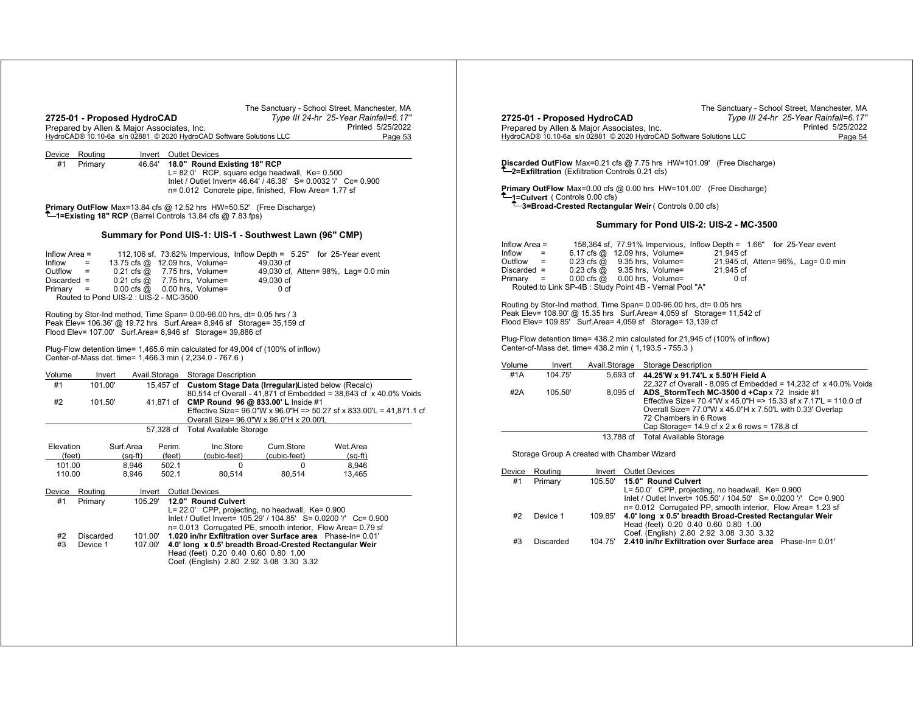| Device | Routing | Invert | Outlet Devices |
|---|---|---|---|
| #1 | Primary | 46.64' | **18.0" Round Existing 18" RCP** L= 82.0' RCP, square edge headwall, Ke= 0.500 Inlet / Outlet Invert= 46.64' / 46.38' S= 0.0032 '/' Cc= 0.900 n= 0.012 Concrete pipe, finished, Flow Area= 1.77 sf |

**Primary OutFlow** Max=13.84 cfs @ 12.52 hrs HW=50.52' (Free Discharge)
└─**1=Existing 18" RCP** (Barrel Controls 13.84 cfs @ 7.83 fps)

### Summary for Pond UIS-1: UIS-1 - Southwest Lawn (96" CMP)

```
Inflow Area =      112,106 sf, 73.62% Impervious,  Inflow Depth =  5.25"   for 25-Year event
Inflow     =     13.75 cfs @  12.09 hrs, Volume=        49,030 cf
Outflow    =      0.21 cfs @   7.75 hrs, Volume=        49,030 cf,  Atten= 98%,  Lag= 0.0 min
Discarded  =      0.21 cfs @   7.75 hrs, Volume=        49,030 cf
Primary    =      0.00 cfs @   0.00 hrs, Volume=             0 cf
   Routed to Pond UIS-2 : UIS-2 - MC-3500
```

Routing by Stor-Ind method, Time Span= 0.00-96.00 hrs, dt= 0.05 hrs / 3
Peak Elev= 106.36' @ 19.72 hrs Surf.Area= 8,946 sf Storage= 35,159 cf
Flood Elev= 107.00' Surf.Area= 8,946 sf Storage= 39,886 cf

Plug-Flow detention time= 1,465.6 min calculated for 49,004 cf (100% of inflow)
Center-of-Mass det. time= 1,466.3 min ( 2,234.0 - 767.6 )

| Volume | Invert | Avail.Storage | Storage Description |
|---|---|---|---|
| #1 | 101.00' | 15,457 cf | **Custom Stage Data (Irregular)** Listed below (Recalc) 80,514 cf Overall - 41,871 cf Embedded = 38,643 cf x 40.0% Voids |
| #2 | 101.50' | 41,871 cf | **CMP Round 96 @ 833.00' L** Inside #1 Effective Size= 96.0"W x 96.0"H => 50.27 sf x 833.00'L = 41,871.1 cf Overall Size= 96.0"W x 96.0"H x 20.00'L |
| | | 57,328 cf | Total Available Storage |

| Elevation (feet) | Surf.Area (sq-ft) | Perim. (feet) | Inc.Store (cubic-feet) | Cum.Store (cubic-feet) | Wet.Area (sq-ft) |
|---|---|---|---|---|---|
| 101.00 | 8,946 | 502.1 | 0 | 0 | 8,946 |
| 110.00 | 8,946 | 502.1 | 80,514 | 80,514 | 13,465 |

| Device | Routing | Invert | Outlet Devices |
|---|---|---|---|
| #1 | Primary | 105.29' | **12.0" Round Culvert** L= 22.0' CPP, projecting, no headwall, Ke= 0.900 Inlet / Outlet Invert= 105.29' / 104.85' S= 0.0200 '/' Cc= 0.900 n= 0.013 Corrugated PE, smooth interior, Flow Area= 0.79 sf |
| #2 | Discarded | 101.00' | **1.020 in/hr Exfiltration over Surface area** Phase-In= 0.01' |
| #3 | Device 1 | 107.00' | **4.0' long x 0.5' breadth Broad-Crested Rectangular Weir** Head (feet) 0.20 0.40 0.60 0.80 1.00 Coef. (English) 2.80 2.92 3.08 3.30 3.32 |

**Discarded OutFlow** Max=0.21 cfs @ 7.75 hrs HW=101.09' (Free Discharge)
└─**2=Exfiltration** (Exfiltration Controls 0.21 cfs)

**Primary OutFlow** Max=0.00 cfs @ 0.00 hrs HW=101.00' (Free Discharge)
└─**1=Culvert** ( Controls 0.00 cfs)
  └─**3=Broad-Crested Rectangular Weir** ( Controls 0.00 cfs)

### Summary for Pond UIS-2: UIS-2 - MC-3500

```
Inflow Area =      158,364 sf, 77.91% Impervious,  Inflow Depth =  1.66"   for 25-Year event
Inflow     =      6.17 cfs @  12.09 hrs, Volume=        21,945 cf
Outflow    =      0.23 cfs @   9.35 hrs, Volume=        21,945 cf,  Atten= 96%,  Lag= 0.0 min
Discarded  =      0.23 cfs @   9.35 hrs, Volume=        21,945 cf
Primary    =      0.00 cfs @   0.00 hrs, Volume=             0 cf
   Routed to Link SP-4B : Study Point 4B - Vernal Pool "A"
```

Routing by Stor-Ind method, Time Span= 0.00-96.00 hrs, dt= 0.05 hrs
Peak Elev= 108.90' @ 15.35 hrs Surf.Area= 4,059 sf Storage= 11,542 cf
Flood Elev= 109.85' Surf.Area= 4,059 sf Storage= 13,139 cf

Plug-Flow detention time= 438.2 min calculated for 21,945 cf (100% of inflow)
Center-of-Mass det. time= 438.2 min ( 1,193.5 - 755.3 )

| Volume | Invert | Avail.Storage | Storage Description |
|---|---|---|---|
| #1A | 104.75' | 5,693 cf | **44.25'W x 91.74'L x 5.50'H Field A** 22,327 cf Overall - 8,095 cf Embedded = 14,232 cf x 40.0% Voids |
| #2A | 105.50' | 8,095 cf | **ADS_StormTech MC-3500 d +Cap** x 72 Inside #1 Effective Size= 70.4"W x 45.0"H => 15.33 sf x 7.17'L = 110.0 cf Overall Size= 77.0"W x 45.0"H x 7.50'L with 0.33' Overlap 72 Chambers in 6 Rows Cap Storage= 14.9 cf x 2 x 6 rows = 178.8 cf |
| | | 13,788 cf | Total Available Storage |

Storage Group A created with Chamber Wizard

| Device | Routing | Invert | Outlet Devices |
|---|---|---|---|
| #1 | Primary | 105.50' | **15.0" Round Culvert** L= 50.0' CPP, projecting, no headwall, Ke= 0.900 Inlet / Outlet Invert= 105.50' / 104.50' S= 0.0200 '/' Cc= 0.900 n= 0.012 Corrugated PP, smooth interior, Flow Area= 1.23 sf |
| #2 | Device 1 | 109.85' | **4.0' long x 0.5' breadth Broad-Crested Rectangular Weir** Head (feet) 0.20 0.40 0.60 0.80 1.00 Coef. (English) 2.80 2.92 3.08 3.30 3.32 |
| #3 | Discarded | 104.75' | **2.410 in/hr Exfiltration over Surface area** Phase-In= 0.01' |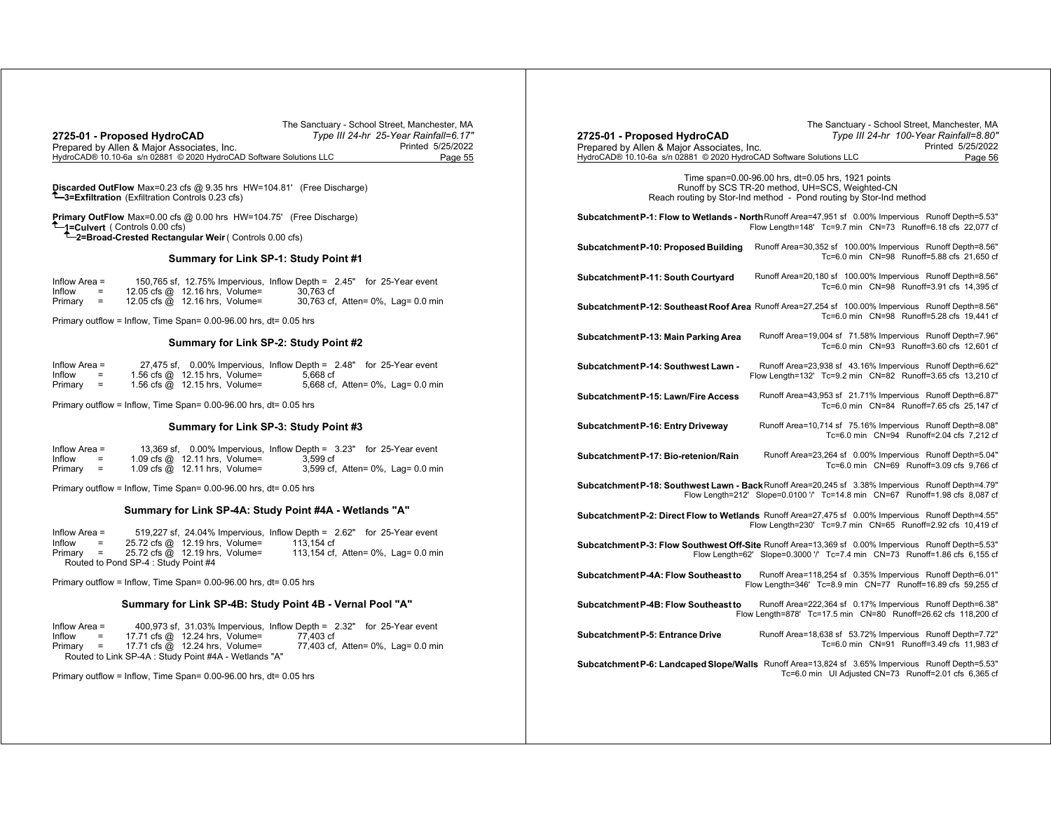**Discarded OutFlow** Max=0.23 cfs @ 9.35 hrs HW=104.81' (Free Discharge)
**3=Exfiltration** (Exfiltration Controls 0.23 cfs)

**Primary OutFlow** Max=0.00 cfs @ 0.00 hrs HW=104.75' (Free Discharge)
**1=Culvert** ( Controls 0.00 cfs)
**2=Broad-Crested Rectangular Weir** ( Controls 0.00 cfs)

### Summary for Link SP-1: Study Point #1

```
Inflow Area =      150,765 sf, 12.75% Impervious,  Inflow Depth =  2.45"   for 25-Year event
Inflow    =      12.05 cfs @  12.16 hrs,  Volume=          30,763 cf
Primary   =      12.05 cfs @  12.16 hrs,  Volume=          30,763 cf,  Atten= 0%,  Lag= 0.0 min
```

Primary outflow = Inflow, Time Span= 0.00-96.00 hrs, dt= 0.05 hrs

### Summary for Link SP-2: Study Point #2

```
Inflow Area =       27,475 sf,  0.00% Impervious,  Inflow Depth =  2.48"   for 25-Year event
Inflow    =       1.56 cfs @  12.15 hrs,  Volume=           5,668 cf
Primary   =       1.56 cfs @  12.15 hrs,  Volume=           5,668 cf,  Atten= 0%,  Lag= 0.0 min
```

Primary outflow = Inflow, Time Span= 0.00-96.00 hrs, dt= 0.05 hrs

### Summary for Link SP-3: Study Point #3

```
Inflow Area =       13,369 sf,  0.00% Impervious,  Inflow Depth =  3.23"   for 25-Year event
Inflow    =       1.09 cfs @  12.11 hrs,  Volume=           3,599 cf
Primary   =       1.09 cfs @  12.11 hrs,  Volume=           3,599 cf,  Atten= 0%,  Lag= 0.0 min
```

Primary outflow = Inflow, Time Span= 0.00-96.00 hrs, dt= 0.05 hrs

### Summary for Link SP-4A: Study Point #4A - Wetlands "A"

```
Inflow Area =      519,227 sf, 24.04% Impervious,  Inflow Depth =  2.62"   for 25-Year event
Inflow    =      25.72 cfs @  12.19 hrs,  Volume=         113,154 cf
Primary   =      25.72 cfs @  12.19 hrs,  Volume=         113,154 cf,  Atten= 0%,  Lag= 0.0 min
   Routed to Pond SP-4 : Study Point #4
```

Primary outflow = Inflow, Time Span= 0.00-96.00 hrs, dt= 0.05 hrs

### Summary for Link SP-4B: Study Point 4B - Vernal Pool "A"

```
Inflow Area =      400,973 sf, 31.03% Impervious,  Inflow Depth =  2.32"   for 25-Year event
Inflow    =      17.71 cfs @  12.24 hrs,  Volume=          77,403 cf
Primary   =      17.71 cfs @  12.24 hrs,  Volume=          77,403 cf,  Atten= 0%,  Lag= 0.0 min
   Routed to Link SP-4A : Study Point #4A - Wetlands "A"
```

Primary outflow = Inflow, Time Span= 0.00-96.00 hrs, dt= 0.05 hrs

---

*Type III 24-hr 100-Year Rainfall=8.80"*

Time span=0.00-96.00 hrs, dt=0.05 hrs, 1921 points
Runoff by SCS TR-20 method, UH=SCS, Weighted-CN
Reach routing by Stor-Ind method - Pond routing by Stor-Ind method

**Subcatchment P-1: Flow to Wetlands - North** Runoff Area=47,951 sf 0.00% Impervious Runoff Depth=5.53"
Flow Length=148' Tc=9.7 min CN=73 Runoff=6.18 cfs 22,077 cf

**Subcatchment P-10: Proposed Building** Runoff Area=30,352 sf 100.00% Impervious Runoff Depth=8.56"
Tc=6.0 min CN=98 Runoff=5.88 cfs 21,650 cf

**Subcatchment P-11: South Courtyard** Runoff Area=20,180 sf 100.00% Impervious Runoff Depth=8.56"
Tc=6.0 min CN=98 Runoff=3.91 cfs 14,395 cf

**Subcatchment P-12: Southeast Roof Area** Runoff Area=27,254 sf 100.00% Impervious Runoff Depth=8.56"
Tc=6.0 min CN=98 Runoff=5.28 cfs 19,441 cf

**Subcatchment P-13: Main Parking Area** Runoff Area=19,004 sf 71.58% Impervious Runoff Depth=7.96"
Tc=6.0 min CN=93 Runoff=3.60 cfs 12,601 cf

**Subcatchment P-14: Southwest Lawn -** Runoff Area=23,938 sf 43.16% Impervious Runoff Depth=6.62"
Flow Length=132' Tc=9.2 min CN=82 Runoff=3.65 cfs 13,210 cf

**Subcatchment P-15: Lawn/Fire Access** Runoff Area=43,953 sf 21.71% Impervious Runoff Depth=6.87"
Tc=6.0 min CN=84 Runoff=7.65 cfs 25,147 cf

**Subcatchment P-16: Entry Driveway** Runoff Area=10,714 sf 75.16% Impervious Runoff Depth=8.08"
Tc=6.0 min CN=94 Runoff=2.04 cfs 7,212 cf

**Subcatchment P-17: Bio-retenion/Rain** Runoff Area=23,264 sf 0.00% Impervious Runoff Depth=5.04"
Tc=6.0 min CN=69 Runoff=3.09 cfs 9,766 cf

**Subcatchment P-18: Southwest Lawn - Back** Runoff Area=20,245 sf 3.38% Impervious Runoff Depth=4.79"
Flow Length=212' Slope=0.0100 '/' Tc=14.8 min CN=67 Runoff=1.98 cfs 8,087 cf

**Subcatchment P-2: Direct Flow to Wetlands** Runoff Area=27,475 sf 0.00% Impervious Runoff Depth=4.55"
Flow Length=230' Tc=9.7 min CN=65 Runoff=2.92 cfs 10,419 cf

**Subcatchment P-3: Flow Southwest Off-Site** Runoff Area=13,369 sf 0.00% Impervious Runoff Depth=5.53"
Flow Length=62' Slope=0.3000 '/' Tc=7.4 min CN=73 Runoff=1.86 cfs 6,155 cf

**Subcatchment P-4A: Flow Southeast to** Runoff Area=118,254 sf 0.35% Impervious Runoff Depth=6.01"
Flow Length=346' Tc=8.9 min CN=77 Runoff=16.89 cfs 59,255 cf

**Subcatchment P-4B: Flow Southeast to** Runoff Area=222,364 sf 0.17% Impervious Runoff Depth=6.38"
Flow Length=878' Tc=17.5 min CN=80 Runoff=26.62 cfs 118,200 cf

**Subcatchment P-5: Entrance Drive** Runoff Area=18,638 sf 53.72% Impervious Runoff Depth=7.72"
Tc=6.0 min CN=91 Runoff=3.49 cfs 11,983 cf

**Subcatchment P-6: Landcaped Slope/Walls** Runoff Area=13,824 sf 3.65% Impervious Runoff Depth=5.53"
Tc=6.0 min UI Adjusted CN=73 Runoff=2.01 cfs 6,365 cf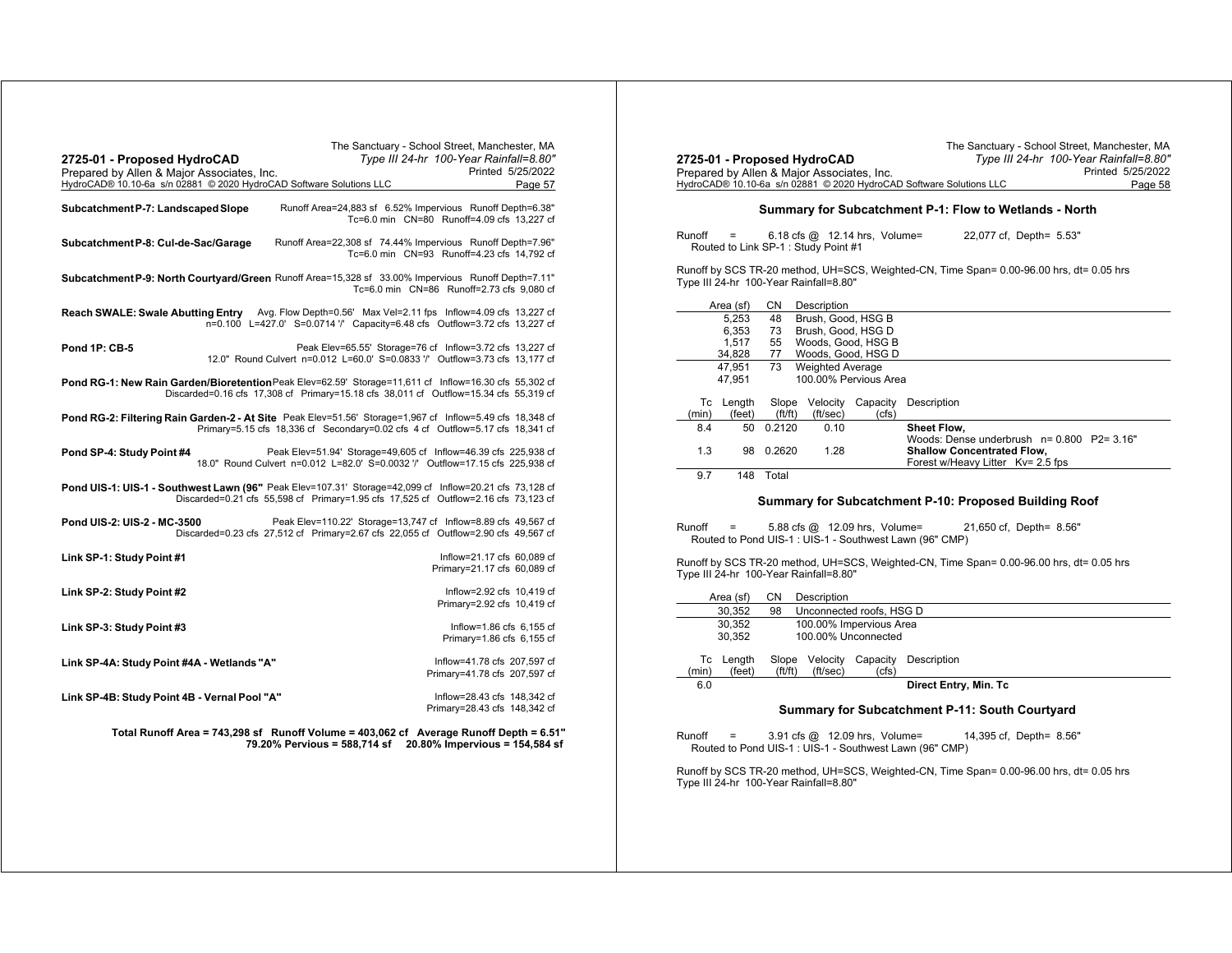**Subcatchment P-7: Landscaped Slope** Runoff Area=24,883 sf 6.52% Impervious Runoff Depth=6.38"
Tc=6.0 min CN=80 Runoff=4.09 cfs 13,227 cf

**Subcatchment P-8: Cul-de-Sac/Garage** Runoff Area=22,308 sf 74.44% Impervious Runoff Depth=7.96"
Tc=6.0 min CN=93 Runoff=4.23 cfs 14,792 cf

**Subcatchment P-9: North Courtyard/Green** Runoff Area=15,328 sf 33.00% Impervious Runoff Depth=7.11"
Tc=6.0 min CN=86 Runoff=2.73 cfs 9,080 cf

**Reach SWALE: Swale Abutting Entry** Avg. Flow Depth=0.56' Max Vel=2.11 fps Inflow=4.09 cfs 13,227 cf
n=0.100 L=427.0' S=0.0714 '/' Capacity=6.48 cfs Outflow=3.72 cfs 13,227 cf

**Pond 1P: CB-5** Peak Elev=65.55' Storage=76 cf Inflow=3.72 cfs 13,227 cf
12.0" Round Culvert n=0.012 L=60.0' S=0.0833 '/' Outflow=3.73 cfs 13,177 cf

**Pond RG-1: New Rain Garden/Bioretention** Peak Elev=62.59' Storage=11,611 cf Inflow=16.30 cfs 55,302 cf
Discarded=0.16 cfs 17,308 cf Primary=15.18 cfs 38,011 cf Outflow=15.34 cfs 55,319 cf

**Pond RG-2: Filtering Rain Garden-2 - At Site** Peak Elev=51.56' Storage=1,967 cf Inflow=5.49 cfs 18,348 cf
Primary=5.15 cfs 18,336 cf Secondary=0.02 cfs 4 cf Outflow=5.17 cfs 18,341 cf

**Pond SP-4: Study Point #4** Peak Elev=51.94' Storage=49,605 cf Inflow=46.39 cfs 225,938 cf
18.0" Round Culvert n=0.012 L=82.0' S=0.0032 '/' Outflow=17.15 cfs 225,938 cf

**Pond UIS-1: UIS-1 - Southwest Lawn (96"** Peak Elev=107.31' Storage=42,099 cf Inflow=20.21 cfs 73,128 cf
Discarded=0.21 cfs 55,598 cf Primary=1.95 cfs 17,525 cf Outflow=2.16 cfs 73,123 cf

**Pond UIS-2: UIS-2 - MC-3500** Peak Elev=110.22' Storage=13,747 cf Inflow=8.89 cfs 49,567 cf
Discarded=0.23 cfs 27,512 cf Primary=2.67 cfs 22,055 cf Outflow=2.90 cfs 49,567 cf

**Link SP-1: Study Point #1** Inflow=21.17 cfs 60,089 cf
Primary=21.17 cfs 60,089 cf

**Link SP-2: Study Point #2** Inflow=2.92 cfs 10,419 cf
Primary=2.92 cfs 10,419 cf

**Link SP-3: Study Point #3** Inflow=1.86 cfs 6,155 cf
Primary=1.86 cfs 6,155 cf

**Link SP-4A: Study Point #4A - Wetlands "A"** Inflow=41.78 cfs 207,597 cf
Primary=41.78 cfs 207,597 cf

**Link SP-4B: Study Point 4B - Vernal Pool "A"** Inflow=28.43 cfs 148,342 cf
Primary=28.43 cfs 148,342 cf

**Total Runoff Area = 743,298 sf Runoff Volume = 403,062 cf Average Runoff Depth = 6.51"**
**79.20% Pervious = 588,714 sf 20.80% Impervious = 154,584 sf**

### Summary for Subcatchment P-1: Flow to Wetlands - North

Runoff = 6.18 cfs @ 12.14 hrs, Volume= 22,077 cf, Depth= 5.53"
Routed to Link SP-1 : Study Point #1

Runoff by SCS TR-20 method, UH=SCS, Weighted-CN, Time Span= 0.00-96.00 hrs, dt= 0.05 hrs
Type III 24-hr 100-Year Rainfall=8.80"

| Area (sf) | CN | Description |
|---|---|---|
| 5,253 | 48 | Brush, Good, HSG B |
| 6,353 | 73 | Brush, Good, HSG D |
| 1,517 | 55 | Woods, Good, HSG B |
| 34,828 | 77 | Woods, Good, HSG D |
| 47,951 | 73 | Weighted Average |
| 47,951 | | 100.00% Pervious Area |

| Tc (min) | Length (feet) | Slope (ft/ft) | Velocity (ft/sec) | Capacity (cfs) | Description |
|---|---|---|---|---|---|
| 8.4 | 50 | 0.2120 | 0.10 | | **Sheet Flow,** Woods: Dense underbrush n= 0.800 P2= 3.16" |
| 1.3 | 98 | 0.2620 | 1.28 | | **Shallow Concentrated Flow,** Forest w/Heavy Litter Kv= 2.5 fps |
| 9.7 | 148 | Total | | | |

### Summary for Subcatchment P-10: Proposed Building Roof

Runoff = 5.88 cfs @ 12.09 hrs, Volume= 21,650 cf, Depth= 8.56"
Routed to Pond UIS-1 : UIS-1 - Southwest Lawn (96" CMP)

Runoff by SCS TR-20 method, UH=SCS, Weighted-CN, Time Span= 0.00-96.00 hrs, dt= 0.05 hrs
Type III 24-hr 100-Year Rainfall=8.80"

| Area (sf) | CN | Description |
|---|---|---|
| 30,352 | 98 | Unconnected roofs, HSG D |
| 30,352 | | 100.00% Impervious Area |
| 30,352 | | 100.00% Unconnected |

| Tc (min) | Length (feet) | Slope (ft/ft) | Velocity (ft/sec) | Capacity (cfs) | Description |
|---|---|---|---|---|---|
| 6.0 | | | | | **Direct Entry, Min. Tc** |

### Summary for Subcatchment P-11: South Courtyard

Runoff = 3.91 cfs @ 12.09 hrs, Volume= 14,395 cf, Depth= 8.56"
Routed to Pond UIS-1 : UIS-1 - Southwest Lawn (96" CMP)

Runoff by SCS TR-20 method, UH=SCS, Weighted-CN, Time Span= 0.00-96.00 hrs, dt= 0.05 hrs
Type III 24-hr 100-Year Rainfall=8.80"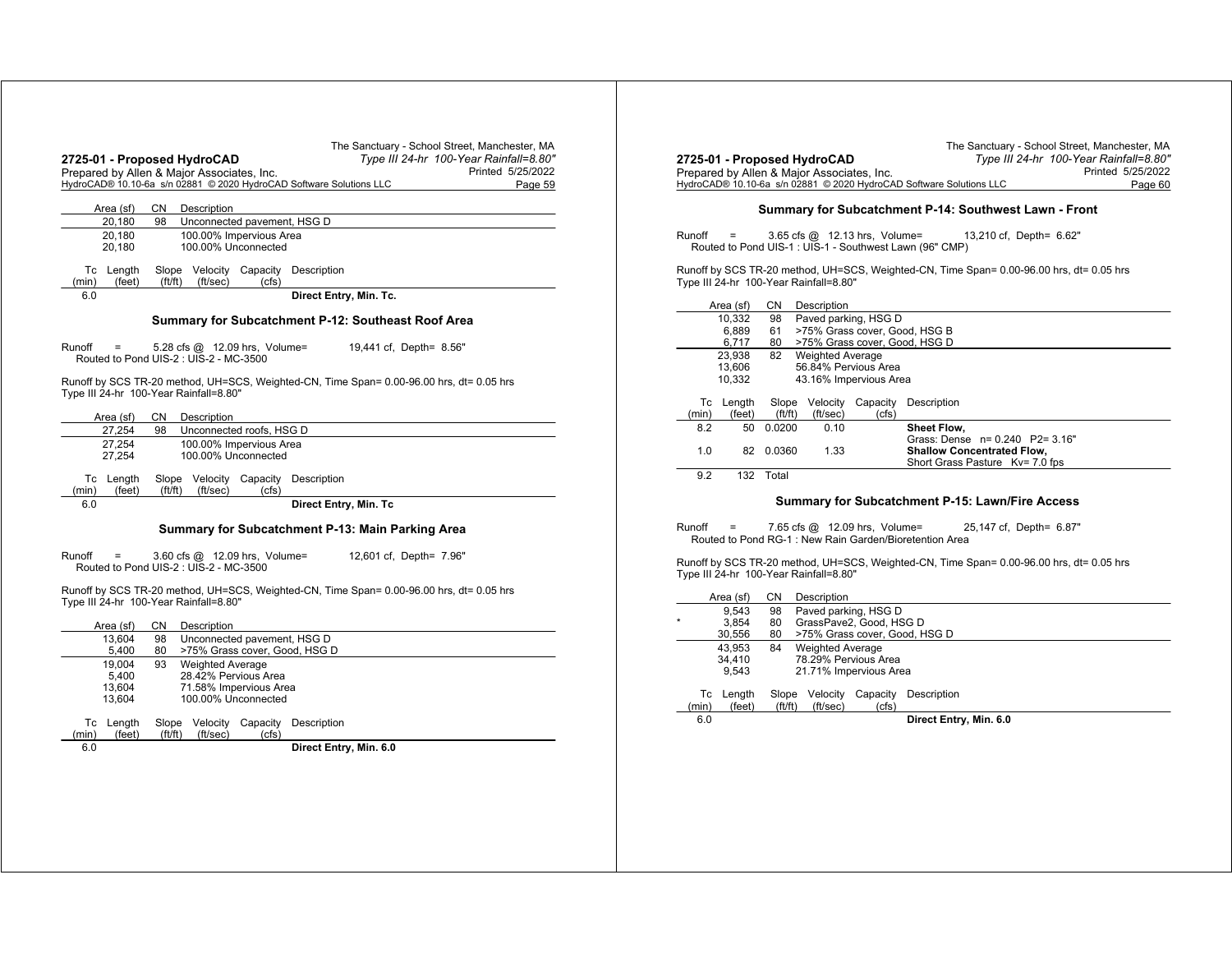| Area (sf) | CN | Description |
|---|---|---|
| 20,180 | 98 | Unconnected pavement, HSG D |
| 20,180 | | 100.00% Impervious Area |
| 20,180 | | 100.00% Unconnected |

| Tc (min) | Length (feet) | Slope (ft/ft) | Velocity (ft/sec) | Capacity (cfs) | Description |
|---|---|---|---|---|---|
| 6.0 | | | | | Direct Entry, Min. Tc. |

### Summary for Subcatchment P-12: Southeast Roof Area

Runoff = 5.28 cfs @ 12.09 hrs, Volume= 19,441 cf, Depth= 8.56"
Routed to Pond UIS-2 : UIS-2 - MC-3500

Runoff by SCS TR-20 method, UH=SCS, Weighted-CN, Time Span= 0.00-96.00 hrs, dt= 0.05 hrs
Type III 24-hr 100-Year Rainfall=8.80"

| Area (sf) | CN | Description |
|---|---|---|
| 27,254 | 98 | Unconnected roofs, HSG D |
| 27,254 | | 100.00% Impervious Area |
| 27,254 | | 100.00% Unconnected |

| Tc (min) | Length (feet) | Slope (ft/ft) | Velocity (ft/sec) | Capacity (cfs) | Description |
|---|---|---|---|---|---|
| 6.0 | | | | | Direct Entry, Min. Tc |

### Summary for Subcatchment P-13: Main Parking Area

Runoff = 3.60 cfs @ 12.09 hrs, Volume= 12,601 cf, Depth= 7.96"
Routed to Pond UIS-2 : UIS-2 - MC-3500

Runoff by SCS TR-20 method, UH=SCS, Weighted-CN, Time Span= 0.00-96.00 hrs, dt= 0.05 hrs
Type III 24-hr 100-Year Rainfall=8.80"

| Area (sf) | CN | Description |
|---|---|---|
| 13,604 | 98 | Unconnected pavement, HSG D |
| 5,400 | 80 | >75% Grass cover, Good, HSG D |
| 19,004 | 93 | Weighted Average |
| 5,400 | | 28.42% Pervious Area |
| 13,604 | | 71.58% Impervious Area |
| 13,604 | | 100.00% Unconnected |

| Tc (min) | Length (feet) | Slope (ft/ft) | Velocity (ft/sec) | Capacity (cfs) | Description |
|---|---|---|---|---|---|
| 6.0 | | | | | Direct Entry, Min. 6.0 |

### Summary for Subcatchment P-14: Southwest Lawn - Front

Runoff = 3.65 cfs @ 12.13 hrs, Volume= 13,210 cf, Depth= 6.62"
Routed to Pond UIS-1 : UIS-1 - Southwest Lawn (96" CMP)

Runoff by SCS TR-20 method, UH=SCS, Weighted-CN, Time Span= 0.00-96.00 hrs, dt= 0.05 hrs
Type III 24-hr 100-Year Rainfall=8.80"

| Area (sf) | CN | Description |
|---|---|---|
| 10,332 | 98 | Paved parking, HSG D |
| 6,889 | 61 | >75% Grass cover, Good, HSG B |
| 6,717 | 80 | >75% Grass cover, Good, HSG D |
| 23,938 | 82 | Weighted Average |
| 13,606 | | 56.84% Pervious Area |
| 10,332 | | 43.16% Impervious Area |

| Tc (min) | Length (feet) | Slope (ft/ft) | Velocity (ft/sec) | Capacity (cfs) | Description |
|---|---|---|---|---|---|
| 8.2 | 50 | 0.0200 | 0.10 | | **Sheet Flow,** Grass: Dense n= 0.240 P2= 3.16" |
| 1.0 | 82 | 0.0360 | 1.33 | | **Shallow Concentrated Flow,** Short Grass Pasture Kv= 7.0 fps |
| 9.2 | 132 | Total | | | |

### Summary for Subcatchment P-15: Lawn/Fire Access

Runoff = 7.65 cfs @ 12.09 hrs, Volume= 25,147 cf, Depth= 6.87"
Routed to Pond RG-1 : New Rain Garden/Bioretention Area

Runoff by SCS TR-20 method, UH=SCS, Weighted-CN, Time Span= 0.00-96.00 hrs, dt= 0.05 hrs
Type III 24-hr 100-Year Rainfall=8.80"

| | Area (sf) | CN | Description |
|---|---|---|---|
| | 9,543 | 98 | Paved parking, HSG D |
| * | 3,854 | 80 | GrassPave2, Good, HSG D |
| | 30,556 | 80 | >75% Grass cover, Good, HSG D |
| | 43,953 | 84 | Weighted Average |
| | 34,410 | | 78.29% Pervious Area |
| | 9,543 | | 21.71% Impervious Area |

| Tc (min) | Length (feet) | Slope (ft/ft) | Velocity (ft/sec) | Capacity (cfs) | Description |
|---|---|---|---|---|---|
| 6.0 | | | | | Direct Entry, Min. 6.0 |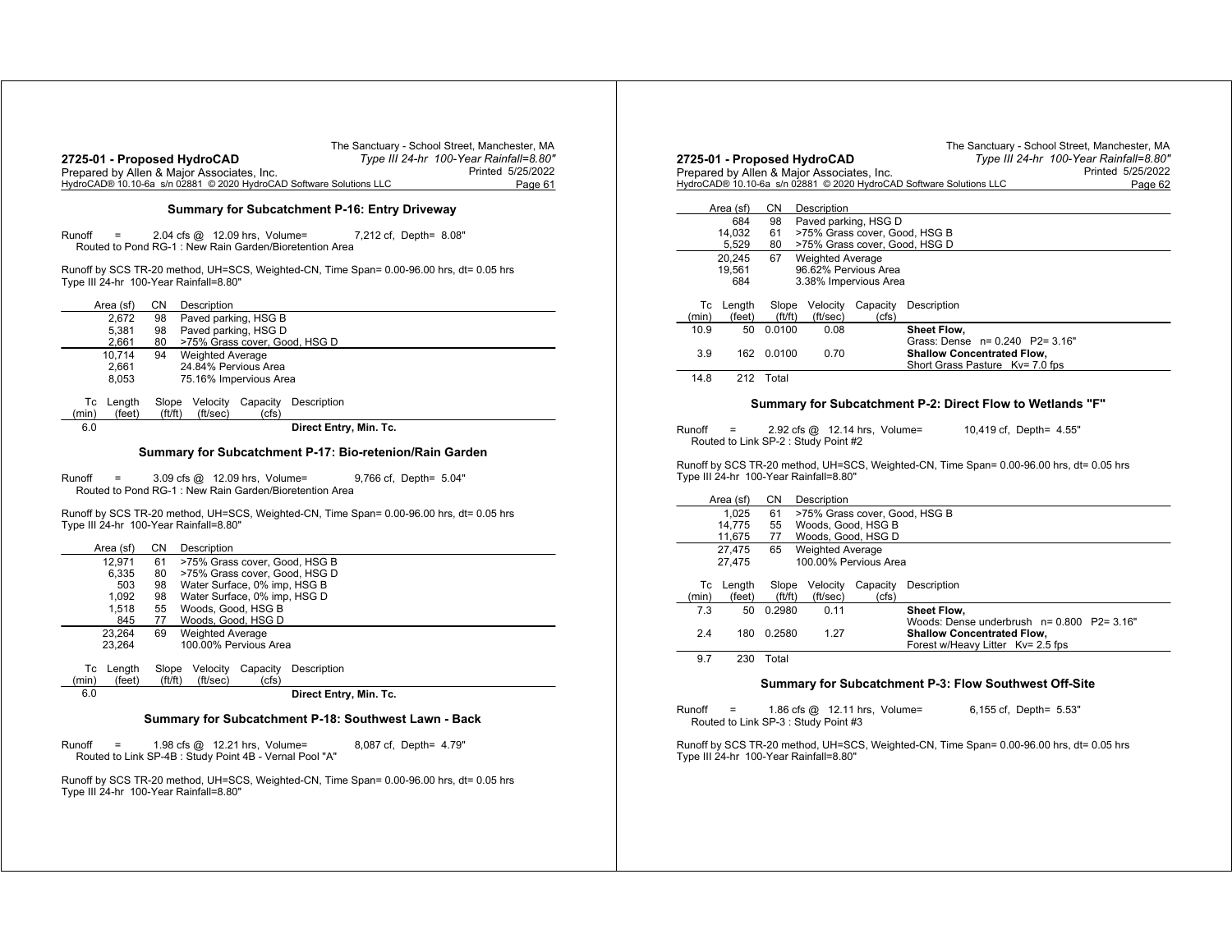### Summary for Subcatchment P-16: Entry Driveway

Runoff = 2.04 cfs @ 12.09 hrs, Volume= 7,212 cf, Depth= 8.08"
Routed to Pond RG-1 : New Rain Garden/Bioretention Area

Runoff by SCS TR-20 method, UH=SCS, Weighted-CN, Time Span= 0.00-96.00 hrs, dt= 0.05 hrs
Type III 24-hr 100-Year Rainfall=8.80"

| Area (sf) | CN | Description |
|---|---|---|
| 2,672 | 98 | Paved parking, HSG B |
| 5,381 | 98 | Paved parking, HSG D |
| 2,661 | 80 | >75% Grass cover, Good, HSG D |
| 10,714 | 94 | Weighted Average |
| 2,661 | | 24.84% Pervious Area |
| 8,053 | | 75.16% Impervious Area |

| Tc (min) | Length (feet) | Slope (ft/ft) | Velocity (ft/sec) | Capacity (cfs) | Description |
|---|---|---|---|---|---|
| 6.0 | | | | | **Direct Entry, Min. Tc.** |

### Summary for Subcatchment P-17: Bio-retenion/Rain Garden

Runoff = 3.09 cfs @ 12.09 hrs, Volume= 9,766 cf, Depth= 5.04"
Routed to Pond RG-1 : New Rain Garden/Bioretention Area

Runoff by SCS TR-20 method, UH=SCS, Weighted-CN, Time Span= 0.00-96.00 hrs, dt= 0.05 hrs
Type III 24-hr 100-Year Rainfall=8.80"

| Area (sf) | CN | Description |
|---|---|---|
| 12,971 | 61 | >75% Grass cover, Good, HSG B |
| 6,335 | 80 | >75% Grass cover, Good, HSG D |
| 503 | 98 | Water Surface, 0% imp, HSG B |
| 1,092 | 98 | Water Surface, 0% imp, HSG D |
| 1,518 | 55 | Woods, Good, HSG B |
| 845 | 77 | Woods, Good, HSG D |
| 23,264 | 69 | Weighted Average |
| 23,264 | | 100.00% Pervious Area |

| Tc (min) | Length (feet) | Slope (ft/ft) | Velocity (ft/sec) | Capacity (cfs) | Description |
|---|---|---|---|---|---|
| 6.0 | | | | | **Direct Entry, Min. Tc.** |

### Summary for Subcatchment P-18: Southwest Lawn - Back

Runoff = 1.98 cfs @ 12.21 hrs, Volume= 8,087 cf, Depth= 4.79"
Routed to Link SP-4B : Study Point 4B - Vernal Pool "A"

Runoff by SCS TR-20 method, UH=SCS, Weighted-CN, Time Span= 0.00-96.00 hrs, dt= 0.05 hrs
Type III 24-hr 100-Year Rainfall=8.80"

| Area (sf) | CN | Description |
|---|---|---|
| 684 | 98 | Paved parking, HSG D |
| 14,032 | 61 | >75% Grass cover, Good, HSG B |
| 5,529 | 80 | >75% Grass cover, Good, HSG D |
| 20,245 | 67 | Weighted Average |
| 19,561 | | 96.62% Pervious Area |
| 684 | | 3.38% Impervious Area |

| Tc (min) | Length (feet) | Slope (ft/ft) | Velocity (ft/sec) | Capacity (cfs) | Description |
|---|---|---|---|---|---|
| 10.9 | 50 | 0.0100 | 0.08 | | **Sheet Flow,** Grass: Dense n= 0.240 P2= 3.16" |
| 3.9 | 162 | 0.0100 | 0.70 | | **Shallow Concentrated Flow,** Short Grass Pasture Kv= 7.0 fps |
| 14.8 | 212 | Total | | | |

### Summary for Subcatchment P-2: Direct Flow to Wetlands "F"

Runoff = 2.92 cfs @ 12.14 hrs, Volume= 10,419 cf, Depth= 4.55"
Routed to Link SP-2 : Study Point #2

Runoff by SCS TR-20 method, UH=SCS, Weighted-CN, Time Span= 0.00-96.00 hrs, dt= 0.05 hrs
Type III 24-hr 100-Year Rainfall=8.80"

| Area (sf) | CN | Description |
|---|---|---|
| 1,025 | 61 | >75% Grass cover, Good, HSG B |
| 14,775 | 55 | Woods, Good, HSG B |
| 11,675 | 77 | Woods, Good, HSG D |
| 27,475 | 65 | Weighted Average |
| 27,475 | | 100.00% Pervious Area |

| Tc (min) | Length (feet) | Slope (ft/ft) | Velocity (ft/sec) | Capacity (cfs) | Description |
|---|---|---|---|---|---|
| 7.3 | 50 | 0.2980 | 0.11 | | **Sheet Flow,** Woods: Dense underbrush n= 0.800 P2= 3.16" |
| 2.4 | 180 | 0.2580 | 1.27 | | **Shallow Concentrated Flow,** Forest w/Heavy Litter Kv= 2.5 fps |
| 9.7 | 230 | Total | | | |

### Summary for Subcatchment P-3: Flow Southwest Off-Site

Runoff = 1.86 cfs @ 12.11 hrs, Volume= 6,155 cf, Depth= 5.53"
Routed to Link SP-3 : Study Point #3

Runoff by SCS TR-20 method, UH=SCS, Weighted-CN, Time Span= 0.00-96.00 hrs, dt= 0.05 hrs
Type III 24-hr 100-Year Rainfall=8.80"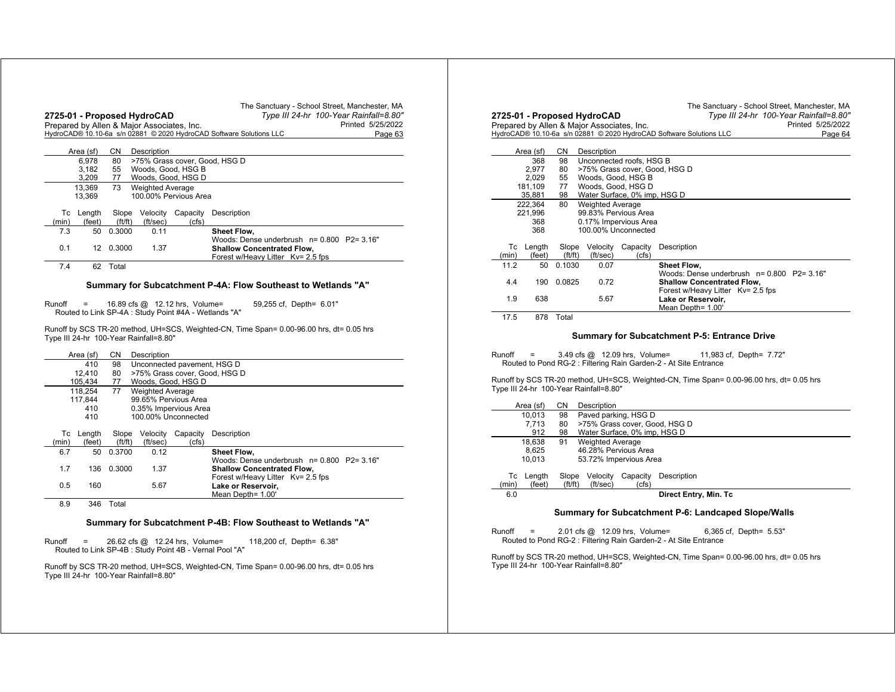| Area (sf) | CN | Description |
|---|---|---|
| 6,978 | 80 | >75% Grass cover, Good, HSG D |
| 3,182 | 55 | Woods, Good, HSG B |
| 3,209 | 77 | Woods, Good, HSG D |
| 13,369 | 73 | Weighted Average |
| 13,369 | | 100.00% Pervious Area |

| Tc (min) | Length (feet) | Slope (ft/ft) | Velocity (ft/sec) | Capacity (cfs) | Description |
|---|---|---|---|---|---|
| 7.3 | 50 | 0.3000 | 0.11 | | **Sheet Flow,** Woods: Dense underbrush n= 0.800 P2= 3.16" |
| 0.1 | 12 | 0.3000 | 1.37 | | **Shallow Concentrated Flow,** Forest w/Heavy Litter Kv= 2.5 fps |
| 7.4 | 62 | Total | | | |

### Summary for Subcatchment P-4A: Flow Southeast to Wetlands "A"

Runoff = 16.89 cfs @ 12.12 hrs, Volume= 59,255 cf, Depth= 6.01"
Routed to Link SP-4A : Study Point #4A - Wetlands "A"

Runoff by SCS TR-20 method, UH=SCS, Weighted-CN, Time Span= 0.00-96.00 hrs, dt= 0.05 hrs
Type III 24-hr 100-Year Rainfall=8.80"

| Area (sf) | CN | Description |
|---|---|---|
| 410 | 98 | Unconnected pavement, HSG D |
| 12,410 | 80 | >75% Grass cover, Good, HSG D |
| 105,434 | 77 | Woods, Good, HSG D |
| 118,254 | 77 | Weighted Average |
| 117,844 | | 99.65% Pervious Area |
| 410 | | 0.35% Impervious Area |
| 410 | | 100.00% Unconnected |

| Tc (min) | Length (feet) | Slope (ft/ft) | Velocity (ft/sec) | Capacity (cfs) | Description |
|---|---|---|---|---|---|
| 6.7 | 50 | 0.3700 | 0.12 | | **Sheet Flow,** Woods: Dense underbrush n= 0.800 P2= 3.16" |
| 1.7 | 136 | 0.3000 | 1.37 | | **Shallow Concentrated Flow,** Forest w/Heavy Litter Kv= 2.5 fps |
| 0.5 | 160 | | 5.67 | | **Lake or Reservoir,** Mean Depth= 1.00' |
| 8.9 | 346 | Total | | | |

### Summary for Subcatchment P-4B: Flow Southeast to Wetlands "A"

Runoff = 26.62 cfs @ 12.24 hrs, Volume= 118,200 cf, Depth= 6.38"
Routed to Link SP-4B : Study Point 4B - Vernal Pool "A"

Runoff by SCS TR-20 method, UH=SCS, Weighted-CN, Time Span= 0.00-96.00 hrs, dt= 0.05 hrs
Type III 24-hr 100-Year Rainfall=8.80"

| Area (sf) | CN | Description |
|---|---|---|
| 368 | 98 | Unconnected roofs, HSG B |
| 2,977 | 80 | >75% Grass cover, Good, HSG D |
| 2,029 | 55 | Woods, Good, HSG B |
| 181,109 | 77 | Woods, Good, HSG D |
| 35,881 | 98 | Water Surface, 0% imp, HSG D |
| 222,364 | 80 | Weighted Average |
| 221,996 | | 99.83% Pervious Area |
| 368 | | 0.17% Impervious Area |
| 368 | | 100.00% Unconnected |

| Tc (min) | Length (feet) | Slope (ft/ft) | Velocity (ft/sec) | Capacity (cfs) | Description |
|---|---|---|---|---|---|
| 11.2 | 50 | 0.1030 | 0.07 | | **Sheet Flow,** Woods: Dense underbrush n= 0.800 P2= 3.16" |
| 4.4 | 190 | 0.0825 | 0.72 | | **Shallow Concentrated Flow,** Forest w/Heavy Litter Kv= 2.5 fps |
| 1.9 | 638 | | 5.67 | | **Lake or Reservoir,** Mean Depth= 1.00' |
| 17.5 | 878 | Total | | | |

### Summary for Subcatchment P-5: Entrance Drive

Runoff = 3.49 cfs @ 12.09 hrs, Volume= 11,983 cf, Depth= 7.72"
Routed to Pond RG-2 : Filtering Rain Garden-2 - At Site Entrance

Runoff by SCS TR-20 method, UH=SCS, Weighted-CN, Time Span= 0.00-96.00 hrs, dt= 0.05 hrs
Type III 24-hr 100-Year Rainfall=8.80"

| Area (sf) | CN | Description |
|---|---|---|
| 10,013 | 98 | Paved parking, HSG D |
| 7,713 | 80 | >75% Grass cover, Good, HSG D |
| 912 | 98 | Water Surface, 0% imp, HSG D |
| 18,638 | 91 | Weighted Average |
| 8,625 | | 46.28% Pervious Area |
| 10,013 | | 53.72% Impervious Area |

| Tc (min) | Length (feet) | Slope (ft/ft) | Velocity (ft/sec) | Capacity (cfs) | Description |
|---|---|---|---|---|---|
| 6.0 | | | | | **Direct Entry, Min. Tc** |

### Summary for Subcatchment P-6: Landcaped Slope/Walls

Runoff = 2.01 cfs @ 12.09 hrs, Volume= 6,365 cf, Depth= 5.53"
Routed to Pond RG-2 : Filtering Rain Garden-2 - At Site Entrance

Runoff by SCS TR-20 method, UH=SCS, Weighted-CN, Time Span= 0.00-96.00 hrs, dt= 0.05 hrs
Type III 24-hr 100-Year Rainfall=8.80"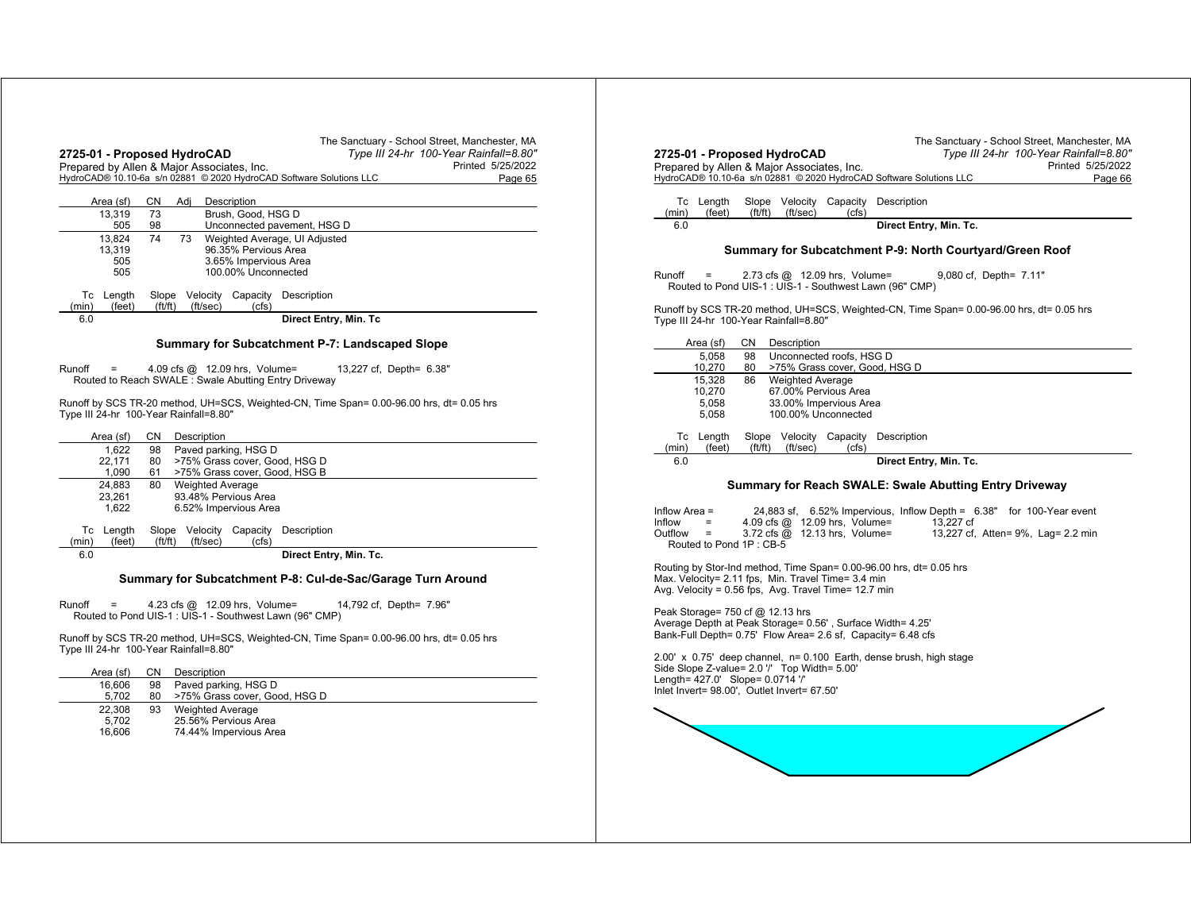| Area (sf) | CN | Adj | Description |
|---|---|---|---|
| 13,319 | 73 | | Brush, Good, HSG D |
| 505 | 98 | | Unconnected pavement, HSG D |
| 13,824 | 74 | 73 | Weighted Average, UI Adjusted |
| 13,319 | | | 96.35% Pervious Area |
| 505 | | | 3.65% Impervious Area |
| 505 | | | 100.00% Unconnected |

| Tc (min) | Length (feet) | Slope (ft/ft) | Velocity (ft/sec) | Capacity (cfs) | Description |
|---|---|---|---|---|---|
| 6.0 | | | | | Direct Entry, Min. Tc |

## Summary for Subcatchment P-7: Landscaped Slope

Runoff = 4.09 cfs @ 12.09 hrs, Volume= 13,227 cf, Depth= 6.38"
Routed to Reach SWALE : Swale Abutting Entry Driveway

Runoff by SCS TR-20 method, UH=SCS, Weighted-CN, Time Span= 0.00-96.00 hrs, dt= 0.05 hrs
Type III 24-hr 100-Year Rainfall=8.80"

| Area (sf) | CN | Description |
|---|---|---|
| 1,622 | 98 | Paved parking, HSG D |
| 22,171 | 80 | >75% Grass cover, Good, HSG D |
| 1,090 | 61 | >75% Grass cover, Good, HSG B |
| 24,883 | 80 | Weighted Average |
| 23,261 | | 93.48% Pervious Area |
| 1,622 | | 6.52% Impervious Area |

| Tc (min) | Length (feet) | Slope (ft/ft) | Velocity (ft/sec) | Capacity (cfs) | Description |
|---|---|---|---|---|---|
| 6.0 | | | | | Direct Entry, Min. Tc. |

## Summary for Subcatchment P-8: Cul-de-Sac/Garage Turn Around

Runoff = 4.23 cfs @ 12.09 hrs, Volume= 14,792 cf, Depth= 7.96"
Routed to Pond UIS-1 : UIS-1 - Southwest Lawn (96" CMP)

Runoff by SCS TR-20 method, UH=SCS, Weighted-CN, Time Span= 0.00-96.00 hrs, dt= 0.05 hrs
Type III 24-hr 100-Year Rainfall=8.80"

| Area (sf) | CN | Description |
|---|---|---|
| 16,606 | 98 | Paved parking, HSG D |
| 5,702 | 80 | >75% Grass cover, Good, HSG D |
| 22,308 | 93 | Weighted Average |
| 5,702 | | 25.56% Pervious Area |
| 16,606 | | 74.44% Impervious Area |

| Tc (min) | Length (feet) | Slope (ft/ft) | Velocity (ft/sec) | Capacity (cfs) | Description |
|---|---|---|---|---|---|
| 6.0 | | | | | Direct Entry, Min. Tc. |

## Summary for Subcatchment P-9: North Courtyard/Green Roof

Runoff = 2.73 cfs @ 12.09 hrs, Volume= 9,080 cf, Depth= 7.11"
Routed to Pond UIS-1 : UIS-1 - Southwest Lawn (96" CMP)

Runoff by SCS TR-20 method, UH=SCS, Weighted-CN, Time Span= 0.00-96.00 hrs, dt= 0.05 hrs
Type III 24-hr 100-Year Rainfall=8.80"

| Area (sf) | CN | Description |
|---|---|---|
| 5,058 | 98 | Unconnected roofs, HSG D |
| 10,270 | 80 | >75% Grass cover, Good, HSG D |
| 15,328 | 86 | Weighted Average |
| 10,270 | | 67.00% Pervious Area |
| 5,058 | | 33.00% Impervious Area |
| 5,058 | | 100.00% Unconnected |

| Tc (min) | Length (feet) | Slope (ft/ft) | Velocity (ft/sec) | Capacity (cfs) | Description |
|---|---|---|---|---|---|
| 6.0 | | | | | Direct Entry, Min. Tc. |

## Summary for Reach SWALE: Swale Abutting Entry Driveway

Inflow Area = 24,883 sf, 6.52% Impervious, Inflow Depth = 6.38" for 100-Year event
Inflow = 4.09 cfs @ 12.09 hrs, Volume= 13,227 cf
Outflow = 3.72 cfs @ 12.13 hrs, Volume= 13,227 cf, Atten= 9%, Lag= 2.2 min
Routed to Pond 1P : CB-5

Routing by Stor-Ind method, Time Span= 0.00-96.00 hrs, dt= 0.05 hrs
Max. Velocity= 2.11 fps, Min. Travel Time= 3.4 min
Avg. Velocity = 0.56 fps, Avg. Travel Time= 12.7 min

Peak Storage= 750 cf @ 12.13 hrs
Average Depth at Peak Storage= 0.56' , Surface Width= 4.25'
Bank-Full Depth= 0.75' Flow Area= 2.6 sf, Capacity= 6.48 cfs

2.00' x 0.75' deep channel, n= 0.100 Earth, dense brush, high stage
Side Slope Z-value= 2.0 '/' Top Width= 5.00'
Length= 427.0' Slope= 0.0714 '/'
Inlet Invert= 98.00', Outlet Invert= 67.50'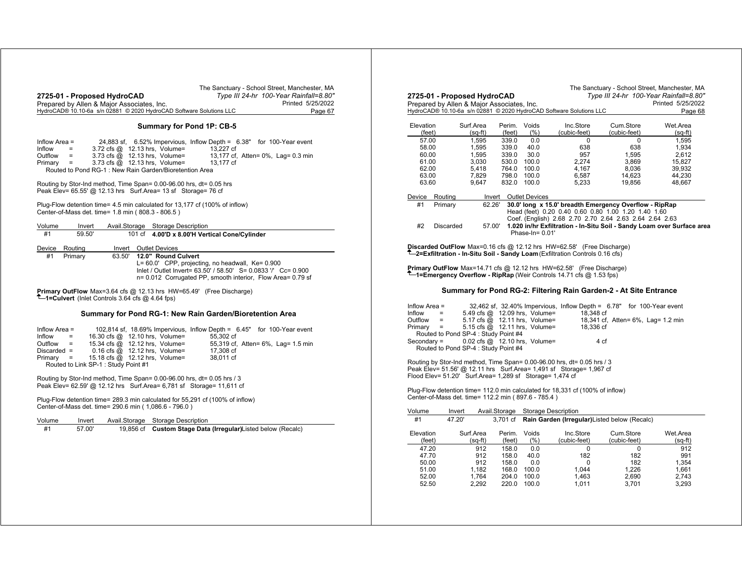## Summary for Pond 1P: CB-5

```
Inflow Area =        24,883 sf,  6.52% Impervious,  Inflow Depth =  6.38"   for 100-Year event
Inflow    =       3.72 cfs @  12.13 hrs,  Volume=          13,227 cf
Outflow   =       3.73 cfs @  12.13 hrs,  Volume=          13,177 cf,  Atten= 0%,  Lag= 0.3 min
Primary   =       3.73 cfs @  12.13 hrs,  Volume=          13,177 cf
   Routed to Pond RG-1 : New Rain Garden/Bioretention Area
```

Routing by Stor-Ind method, Time Span= 0.00-96.00 hrs, dt= 0.05 hrs
Peak Elev= 65.55' @ 12.13 hrs   Surf.Area= 13 sf   Storage= 76 cf

Plug-Flow detention time= 4.5 min calculated for 13,177 cf (100% of inflow)
Center-of-Mass det. time= 1.8 min ( 808.3 - 806.5 )

| Volume | Invert | Avail.Storage | Storage Description |
|---|---|---|---|
| #1 | 59.50' | 101 cf | **4.00'D x 8.00'H Vertical Cone/Cylinder** |

| Device | Routing | Invert | Outlet Devices |
|---|---|---|---|
| #1 | Primary | 63.50' | **12.0" Round Culvert**<br>L= 60.0'  CPP, projecting, no headwall,  Ke= 0.900<br>Inlet / Outlet Invert= 63.50' / 58.50'  S= 0.0833 '/'  Cc= 0.900<br>n= 0.012  Corrugated PP, smooth interior,  Flow Area= 0.79 sf |

**Primary OutFlow** Max=3.64 cfs @ 12.13 hrs  HW=65.49'  (Free Discharge)
**1=Culvert** (Inlet Controls 3.64 cfs @ 4.64 fps)

## Summary for Pond RG-1: New Rain Garden/Bioretention Area

```
Inflow Area =       102,814 sf, 18.69% Impervious,  Inflow Depth =  6.45"   for 100-Year event
Inflow    =      16.30 cfs @  12.10 hrs,  Volume=          55,302 cf
Outflow   =      15.34 cfs @  12.12 hrs,  Volume=          55,319 cf,  Atten= 6%,  Lag= 1.5 min
Discarded =       0.16 cfs @  12.12 hrs,  Volume=          17,308 cf
Primary   =      15.18 cfs @  12.12 hrs,  Volume=          38,011 cf
   Routed to Link SP-1 : Study Point #1
```

Routing by Stor-Ind method, Time Span= 0.00-96.00 hrs, dt= 0.05 hrs / 3
Peak Elev= 62.59' @ 12.12 hrs   Surf.Area= 6,781 sf   Storage= 11,611 cf

Plug-Flow detention time= 289.3 min calculated for 55,291 cf (100% of inflow)
Center-of-Mass det. time= 290.6 min ( 1,086.6 - 796.0 )

| Volume | Invert | Avail.Storage | Storage Description |
|---|---|---|---|
| #1 | 57.00' | 19,856 cf | **Custom Stage Data (Irregular)** Listed below (Recalc) |

| Elevation (feet) | Surf.Area (sq-ft) | Perim. (feet) | Voids (%) | Inc.Store (cubic-feet) | Cum.Store (cubic-feet) | Wet.Area (sq-ft) |
|---|---|---|---|---|---|---|
| 57.00 | 1,595 | 339.0 | 0.0 | 0 | 0 | 1,595 |
| 58.00 | 1,595 | 339.0 | 40.0 | 638 | 638 | 1,934 |
| 60.00 | 1,595 | 339.0 | 30.0 | 957 | 1,595 | 2,612 |
| 61.00 | 3,030 | 530.0 | 100.0 | 2,274 | 3,869 | 15,827 |
| 62.00 | 5,418 | 764.0 | 100.0 | 4,167 | 8,036 | 39,932 |
| 63.00 | 7,829 | 798.0 | 100.0 | 6,587 | 14,623 | 44,230 |
| 63.60 | 9,647 | 832.0 | 100.0 | 5,233 | 19,856 | 48,667 |

| Device | Routing | Invert | Outlet Devices |
|---|---|---|---|
| #1 | Primary | 62.26' | **30.0' long x 15.0' breadth Emergency Overflow - RipRap**<br>Head (feet) 0.20 0.40 0.60 0.80 1.00 1.20 1.40 1.60<br>Coef. (English) 2.68 2.70 2.70 2.64 2.63 2.64 2.64 2.63 |
| #2 | Discarded | 57.00' | **1.020 in/hr Exfiltration - In-Situ Soil - Sandy Loam over Surface area**<br>Phase-In= 0.01' |

**Discarded OutFlow** Max=0.16 cfs @ 12.12 hrs  HW=62.58'  (Free Discharge)
**2=Exfiltration - In-Situ Soil - Sandy Loam** (Exfiltration Controls 0.16 cfs)

**Primary OutFlow** Max=14.71 cfs @ 12.12 hrs  HW=62.58'  (Free Discharge)
**1=Emergency Overflow - RipRap** (Weir Controls 14.71 cfs @ 1.53 fps)

## Summary for Pond RG-2: Filtering Rain Garden-2 - At Site Entrance

```
Inflow Area =        32,462 sf, 32.40% Impervious,  Inflow Depth =  6.78"   for 100-Year event
Inflow    =       5.49 cfs @  12.09 hrs,  Volume=          18,348 cf
Outflow   =       5.17 cfs @  12.11 hrs,  Volume=          18,341 cf,  Atten= 6%,  Lag= 1.2 min
Primary   =       5.15 cfs @  12.11 hrs,  Volume=          18,336 cf
   Routed to Pond SP-4 : Study Point #4
Secondary =       0.02 cfs @  12.10 hrs,  Volume=               4 cf
   Routed to Pond SP-4 : Study Point #4
```

Routing by Stor-Ind method, Time Span= 0.00-96.00 hrs, dt= 0.05 hrs / 3
Peak Elev= 51.56' @ 12.11 hrs   Surf.Area= 1,491 sf   Storage= 1,967 cf
Flood Elev= 51.20'   Surf.Area= 1,289 sf   Storage= 1,474 cf

Plug-Flow detention time= 112.0 min calculated for 18,331 cf (100% of inflow)
Center-of-Mass det. time= 112.2 min ( 897.6 - 785.4 )

| Volume | Invert | Avail.Storage | Storage Description |
|---|---|---|---|
| #1 | 47.20' | 3,701 cf | **Rain Garden (Irregular)** Listed below (Recalc) |

| Elevation (feet) | Surf.Area (sq-ft) | Perim. (feet) | Voids (%) | Inc.Store (cubic-feet) | Cum.Store (cubic-feet) | Wet.Area (sq-ft) |
|---|---|---|---|---|---|---|
| 47.20 | 912 | 158.0 | 0.0 | 0 | 0 | 912 |
| 47.70 | 912 | 158.0 | 40.0 | 182 | 182 | 991 |
| 50.00 | 912 | 158.0 | 0.0 | 0 | 182 | 1,354 |
| 51.00 | 1,182 | 168.0 | 100.0 | 1,044 | 1,226 | 1,661 |
| 52.00 | 1,764 | 204.0 | 100.0 | 1,463 | 2,690 | 2,743 |
| 52.50 | 2,292 | 220.0 | 100.0 | 1,011 | 3,701 | 3,293 |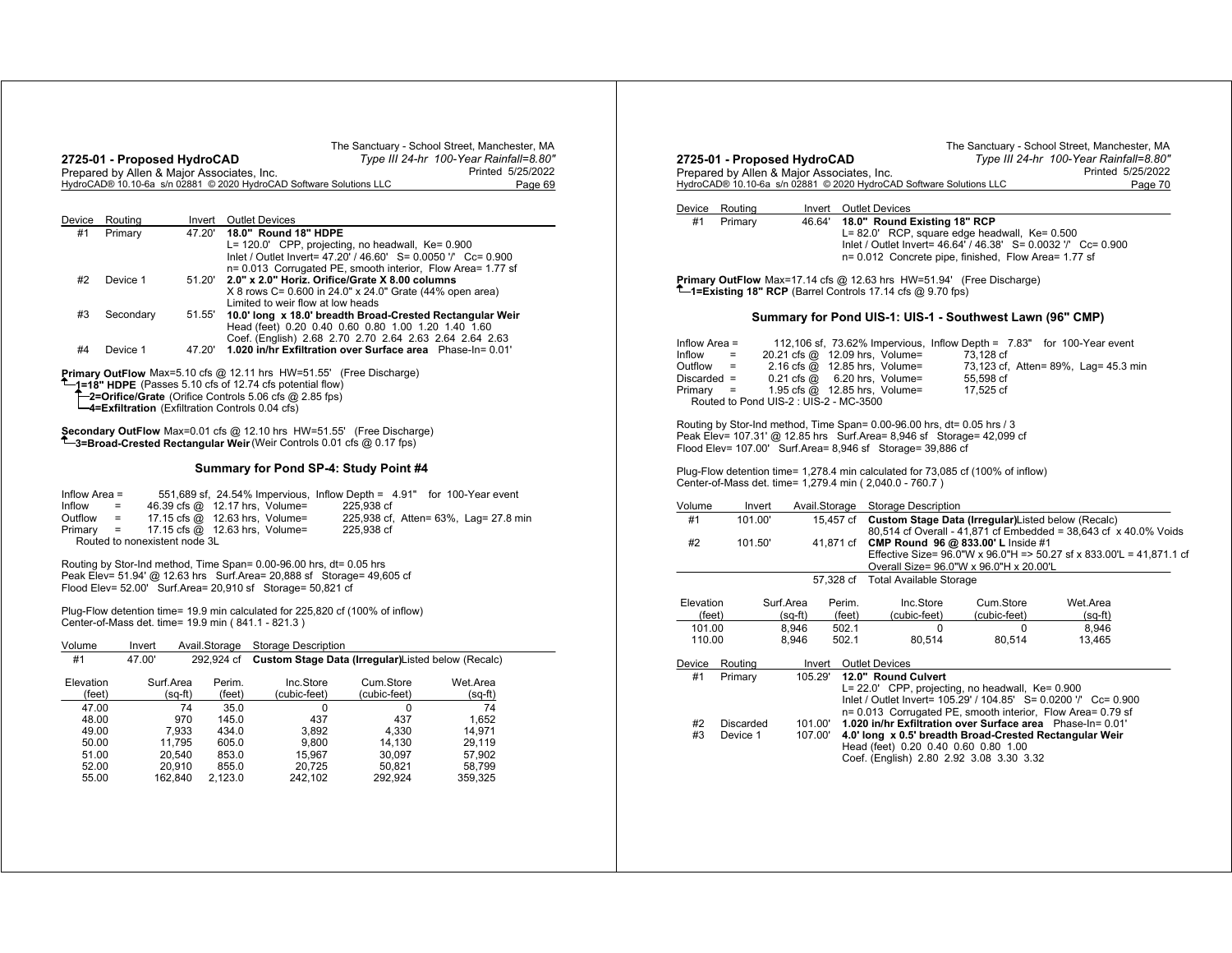| Device | Routing | Invert | Outlet Devices |
|---|---|---|---|
| #1 | Primary | 47.20' | **18.0" Round 18" HDPE**<br>L= 120.0' CPP, projecting, no headwall, Ke= 0.900<br>Inlet / Outlet Invert= 47.20' / 46.60' S= 0.0050 '/' Cc= 0.900<br>n= 0.013 Corrugated PE, smooth interior, Flow Area= 1.77 sf |
| #2 | Device 1 | 51.20' | **2.0" x 2.0" Horiz. Orifice/Grate X 8.00 columns**<br>X 8 rows C= 0.600 in 24.0" x 24.0" Grate (44% open area)<br>Limited to weir flow at low heads |
| #3 | Secondary | 51.55' | **10.0' long x 18.0' breadth Broad-Crested Rectangular Weir**<br>Head (feet) 0.20 0.40 0.60 0.80 1.00 1.20 1.40 1.60<br>Coef. (English) 2.68 2.70 2.70 2.64 2.63 2.64 2.64 2.63 |
| #4 | Device 1 | 47.20' | **1.020 in/hr Exfiltration over Surface area** Phase-In= 0.01' |

**Primary OutFlow** Max=5.10 cfs @ 12.11 hrs HW=51.55' (Free Discharge)
- **1=18" HDPE** (Passes 5.10 cfs of 12.74 cfs potential flow)
  - **2=Orifice/Grate** (Orifice Controls 5.06 cfs @ 2.85 fps)
  - **4=Exfiltration** (Exfiltration Controls 0.04 cfs)

**Secondary OutFlow** Max=0.01 cfs @ 12.10 hrs HW=51.55' (Free Discharge)
- **3=Broad-Crested Rectangular Weir** (Weir Controls 0.01 cfs @ 0.17 fps)

## Summary for Pond SP-4: Study Point #4

```
Inflow Area =     551,689 sf, 24.54% Impervious, Inflow Depth = 4.91"  for 100-Year event
Inflow     =      46.39 cfs @ 12.17 hrs, Volume=       225,938 cf
Outflow    =      17.15 cfs @ 12.63 hrs, Volume=       225,938 cf, Atten= 63%, Lag= 27.8 min
Primary    =      17.15 cfs @ 12.63 hrs, Volume=       225,938 cf
   Routed to nonexistent node 3L
```

Routing by Stor-Ind method, Time Span= 0.00-96.00 hrs, dt= 0.05 hrs
Peak Elev= 51.94' @ 12.63 hrs Surf.Area= 20,888 sf Storage= 49,605 cf
Flood Elev= 52.00' Surf.Area= 20,910 sf Storage= 50,821 cf

Plug-Flow detention time= 19.9 min calculated for 225,820 cf (100% of inflow)
Center-of-Mass det. time= 19.9 min ( 841.1 - 821.3 )

| Volume | Invert | Avail.Storage | Storage Description |
|---|---|---|---|
| #1 | 47.00' | 292,924 cf | **Custom Stage Data (Irregular)** Listed below (Recalc) |

| Elevation (feet) | Surf.Area (sq-ft) | Perim. (feet) | Inc.Store (cubic-feet) | Cum.Store (cubic-feet) | Wet.Area (sq-ft) |
|---|---|---|---|---|---|
| 47.00 | 74 | 35.0 | 0 | 0 | 74 |
| 48.00 | 970 | 145.0 | 437 | 437 | 1,652 |
| 49.00 | 7,933 | 434.0 | 3,892 | 4,330 | 14,971 |
| 50.00 | 11,795 | 605.0 | 9,800 | 14,130 | 29,119 |
| 51.00 | 20,540 | 853.0 | 15,967 | 30,097 | 57,902 |
| 52.00 | 20,910 | 855.0 | 20,725 | 50,821 | 58,799 |
| 55.00 | 162,840 | 2,123.0 | 242,102 | 292,924 | 359,325 |

| Device | Routing | Invert | Outlet Devices |
|---|---|---|---|
| #1 | Primary | 46.64' | **18.0" Round Existing 18" RCP**<br>L= 82.0' RCP, square edge headwall, Ke= 0.500<br>Inlet / Outlet Invert= 46.64' / 46.38' S= 0.0032 '/' Cc= 0.900<br>n= 0.012 Concrete pipe, finished, Flow Area= 1.77 sf |

**Primary OutFlow** Max=17.14 cfs @ 12.63 hrs HW=51.94' (Free Discharge)
- **1=Existing 18" RCP** (Barrel Controls 17.14 cfs @ 9.70 fps)

## Summary for Pond UIS-1: UIS-1 - Southwest Lawn (96" CMP)

```
Inflow Area =     112,106 sf, 73.62% Impervious, Inflow Depth = 7.83"  for 100-Year event
Inflow     =      20.21 cfs @ 12.09 hrs, Volume=        73,128 cf
Outflow    =       2.16 cfs @ 12.85 hrs, Volume=        73,123 cf, Atten= 89%, Lag= 45.3 min
Discarded  =       0.21 cfs @  6.20 hrs, Volume=        55,598 cf
Primary    =       1.95 cfs @ 12.85 hrs, Volume=        17,525 cf
   Routed to Pond UIS-2 : UIS-2 - MC-3500
```

Routing by Stor-Ind method, Time Span= 0.00-96.00 hrs, dt= 0.05 hrs / 3
Peak Elev= 107.31' @ 12.85 hrs Surf.Area= 8,946 sf Storage= 42,099 cf
Flood Elev= 107.00' Surf.Area= 8,946 sf Storage= 39,886 cf

Plug-Flow detention time= 1,278.4 min calculated for 73,085 cf (100% of inflow)
Center-of-Mass det. time= 1,279.4 min ( 2,040.0 - 760.7 )

| Volume | Invert | Avail.Storage | Storage Description |
|---|---|---|---|
| #1 | 101.00' | 15,457 cf | **Custom Stage Data (Irregular)** Listed below (Recalc)<br>80,514 cf Overall - 41,871 cf Embedded = 38,643 cf x 40.0% Voids |
| #2 | 101.50' | 41,871 cf | **CMP Round 96 @ 833.00' L** Inside #1<br>Effective Size= 96.0"W x 96.0"H => 50.27 sf x 833.00'L = 41,871.1 cf<br>Overall Size= 96.0"W x 96.0"H x 20.00'L |
| | | 57,328 cf | Total Available Storage |

| Elevation (feet) | Surf.Area (sq-ft) | Perim. (feet) | Inc.Store (cubic-feet) | Cum.Store (cubic-feet) | Wet.Area (sq-ft) |
|---|---|---|---|---|---|
| 101.00 | 8,946 | 502.1 | 0 | 0 | 8,946 |
| 110.00 | 8,946 | 502.1 | 80,514 | 80,514 | 13,465 |

| Device | Routing | Invert | Outlet Devices |
|---|---|---|---|
| #1 | Primary | 105.29' | **12.0" Round Culvert**<br>L= 22.0' CPP, projecting, no headwall, Ke= 0.900<br>Inlet / Outlet Invert= 105.29' / 104.85' S= 0.0200 '/' Cc= 0.900<br>n= 0.013 Corrugated PE, smooth interior, Flow Area= 0.79 sf |
| #2 | Discarded | 101.00' | **1.020 in/hr Exfiltration over Surface area** Phase-In= 0.01' |
| #3 | Device 1 | 107.00' | **4.0' long x 0.5' breadth Broad-Crested Rectangular Weir**<br>Head (feet) 0.20 0.40 0.60 0.80 1.00<br>Coef. (English) 2.80 2.92 3.08 3.30 3.32 |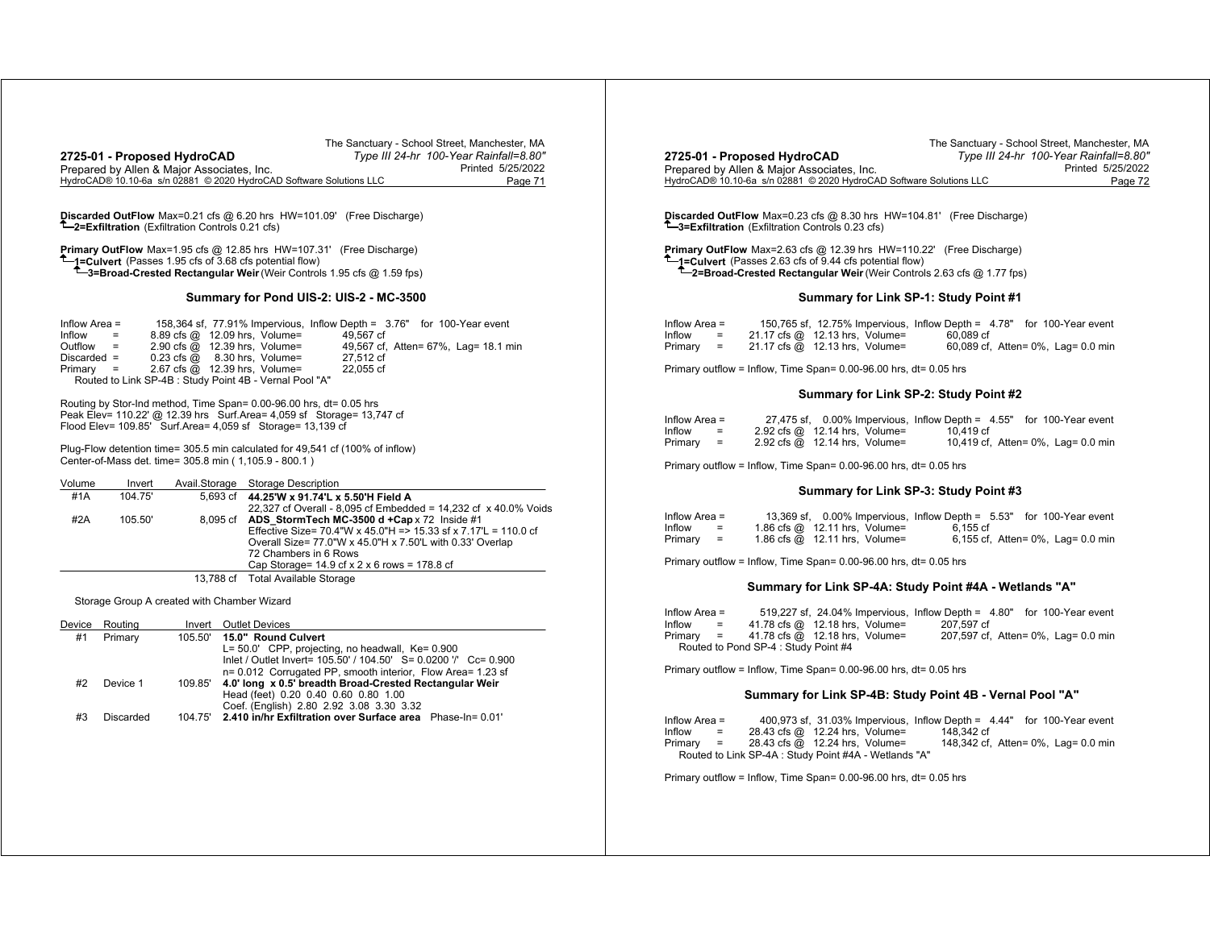**Discarded OutFlow** Max=0.21 cfs @ 6.20 hrs HW=101.09' (Free Discharge)
↑**2=Exfiltration** (Exfiltration Controls 0.21 cfs)

**Primary OutFlow** Max=1.95 cfs @ 12.85 hrs HW=107.31' (Free Discharge)
↑**1=Culvert** (Passes 1.95 cfs of 3.68 cfs potential flow)
↑**3=Broad-Crested Rectangular Weir** (Weir Controls 1.95 cfs @ 1.59 fps)

### Summary for Pond UIS-2: UIS-2 - MC-3500

```
Inflow Area =      158,364 sf, 77.91% Impervious,  Inflow Depth =  3.76"   for 100-Year event
Inflow      =      8.89 cfs @  12.09 hrs,  Volume=          49,567 cf
Outflow     =      2.90 cfs @  12.39 hrs,  Volume=          49,567 cf,  Atten= 67%,  Lag= 18.1 min
Discarded   =      0.23 cfs @   8.30 hrs,  Volume=          27,512 cf
Primary     =      2.67 cfs @  12.39 hrs,  Volume=          22,055 cf
   Routed to Link SP-4B : Study Point 4B - Vernal Pool "A"
```

Routing by Stor-Ind method, Time Span= 0.00-96.00 hrs, dt= 0.05 hrs
Peak Elev= 110.22' @ 12.39 hrs Surf.Area= 4,059 sf Storage= 13,747 cf
Flood Elev= 109.85' Surf.Area= 4,059 sf Storage= 13,139 cf

Plug-Flow detention time= 305.5 min calculated for 49,541 cf (100% of inflow)
Center-of-Mass det. time= 305.8 min ( 1,105.9 - 800.1 )

| Volume | Invert | Avail.Storage | Storage Description |
|---|---|---|---|
| #1A | 104.75' | 5,693 cf | **44.25'W x 91.74'L x 5.50'H Field A**<br>22,327 cf Overall - 8,095 cf Embedded = 14,232 cf x 40.0% Voids |
| #2A | 105.50' | 8,095 cf | **ADS_StormTech MC-3500 d +Cap** x 72 Inside #1<br>Effective Size= 70.4"W x 45.0"H => 15.33 sf x 7.17'L = 110.0 cf<br>Overall Size= 77.0"W x 45.0"H x 7.50'L with 0.33' Overlap<br>72 Chambers in 6 Rows<br>Cap Storage= 14.9 cf x 2 x 6 rows = 178.8 cf |
| | | 13,788 cf | Total Available Storage |

Storage Group A created with Chamber Wizard

| Device | Routing | Invert | Outlet Devices |
|---|---|---|---|
| #1 | Primary | 105.50' | **15.0" Round Culvert**<br>L= 50.0' CPP, projecting, no headwall, Ke= 0.900<br>Inlet / Outlet Invert= 105.50' / 104.50' S= 0.0200 '/' Cc= 0.900<br>n= 0.012 Corrugated PP, smooth interior, Flow Area= 1.23 sf |
| #2 | Device 1 | 109.85' | **4.0' long x 0.5' breadth Broad-Crested Rectangular Weir**<br>Head (feet) 0.20 0.40 0.60 0.80 1.00<br>Coef. (English) 2.80 2.92 3.08 3.30 3.32 |
| #3 | Discarded | 104.75' | **2.410 in/hr Exfiltration over Surface area** Phase-In= 0.01' |

**Discarded OutFlow** Max=0.23 cfs @ 8.30 hrs HW=104.81' (Free Discharge)
↑**3=Exfiltration** (Exfiltration Controls 0.23 cfs)

**Primary OutFlow** Max=2.63 cfs @ 12.39 hrs HW=110.22' (Free Discharge)
↑**1=Culvert** (Passes 2.63 cfs of 9.44 cfs potential flow)
↑**2=Broad-Crested Rectangular Weir** (Weir Controls 2.63 cfs @ 1.77 fps)

### Summary for Link SP-1: Study Point #1

```
Inflow Area =      150,765 sf, 12.75% Impervious,  Inflow Depth =  4.78"   for 100-Year event
Inflow      =     21.17 cfs @  12.13 hrs,  Volume=          60,089 cf
Primary     =     21.17 cfs @  12.13 hrs,  Volume=          60,089 cf,  Atten= 0%,  Lag= 0.0 min
```

Primary outflow = Inflow, Time Span= 0.00-96.00 hrs, dt= 0.05 hrs

### Summary for Link SP-2: Study Point #2

```
Inflow Area =       27,475 sf,  0.00% Impervious,  Inflow Depth =  4.55"   for 100-Year event
Inflow      =      2.92 cfs @  12.14 hrs,  Volume=          10,419 cf
Primary     =      2.92 cfs @  12.14 hrs,  Volume=          10,419 cf,  Atten= 0%,  Lag= 0.0 min
```

Primary outflow = Inflow, Time Span= 0.00-96.00 hrs, dt= 0.05 hrs

### Summary for Link SP-3: Study Point #3

```
Inflow Area =       13,369 sf,  0.00% Impervious,  Inflow Depth =  5.53"   for 100-Year event
Inflow      =      1.86 cfs @  12.11 hrs,  Volume=           6,155 cf
Primary     =      1.86 cfs @  12.11 hrs,  Volume=           6,155 cf,  Atten= 0%,  Lag= 0.0 min
```

Primary outflow = Inflow, Time Span= 0.00-96.00 hrs, dt= 0.05 hrs

### Summary for Link SP-4A: Study Point #4A - Wetlands "A"

```
Inflow Area =      519,227 sf, 24.04% Impervious,  Inflow Depth =  4.80"   for 100-Year event
Inflow      =     41.78 cfs @  12.18 hrs,  Volume=         207,597 cf
Primary     =     41.78 cfs @  12.18 hrs,  Volume=         207,597 cf,  Atten= 0%,  Lag= 0.0 min
   Routed to Pond SP-4 : Study Point #4
```

Primary outflow = Inflow, Time Span= 0.00-96.00 hrs, dt= 0.05 hrs

### Summary for Link SP-4B: Study Point 4B - Vernal Pool "A"

```
Inflow Area =      400,973 sf, 31.03% Impervious,  Inflow Depth =  4.44"   for 100-Year event
Inflow      =     28.43 cfs @  12.24 hrs,  Volume=         148,342 cf
Primary     =     28.43 cfs @  12.24 hrs,  Volume=         148,342 cf,  Atten= 0%,  Lag= 0.0 min
   Routed to Link SP-4A : Study Point #4A - Wetlands "A"
```

Primary outflow = Inflow, Time Span= 0.00-96.00 hrs, dt= 0.05 hrs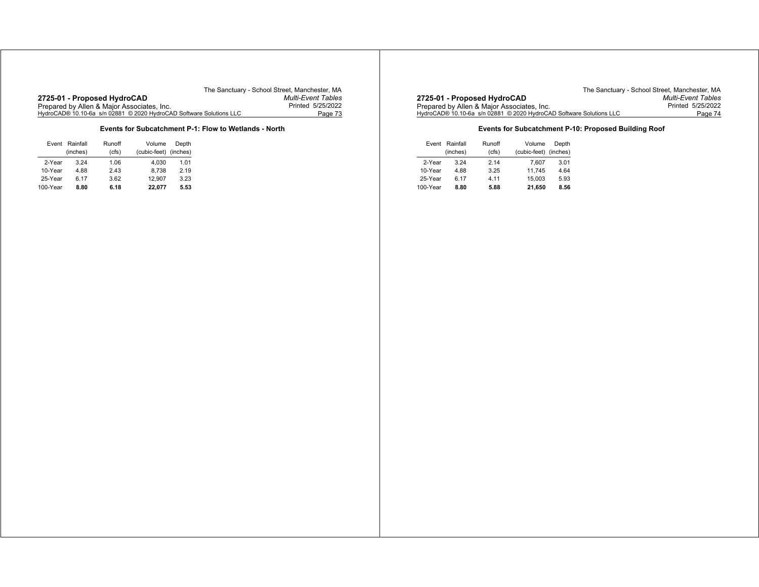### Events for Subcatchment P-1: Flow to Wetlands - North

| Event | Rainfall (inches) | Runoff (cfs) | Volume (cubic-feet) | Depth (inches) |
|---|---|---|---|---|
| 2-Year | 3.24 | 1.06 | 4,030 | 1.01 |
| 10-Year | 4.88 | 2.43 | 8,738 | 2.19 |
| 25-Year | 6.17 | 3.62 | 12,907 | 3.23 |
| 100-Year | **8.80** | **6.18** | **22,077** | **5.53** |

### Events for Subcatchment P-10: Proposed Building Roof

| Event | Rainfall (inches) | Runoff (cfs) | Volume (cubic-feet) | Depth (inches) |
|---|---|---|---|---|
| 2-Year | 3.24 | 2.14 | 7,607 | 3.01 |
| 10-Year | 4.88 | 3.25 | 11,745 | 4.64 |
| 25-Year | 6.17 | 4.11 | 15,003 | 5.93 |
| 100-Year | **8.80** | **5.88** | **21,650** | **8.56** |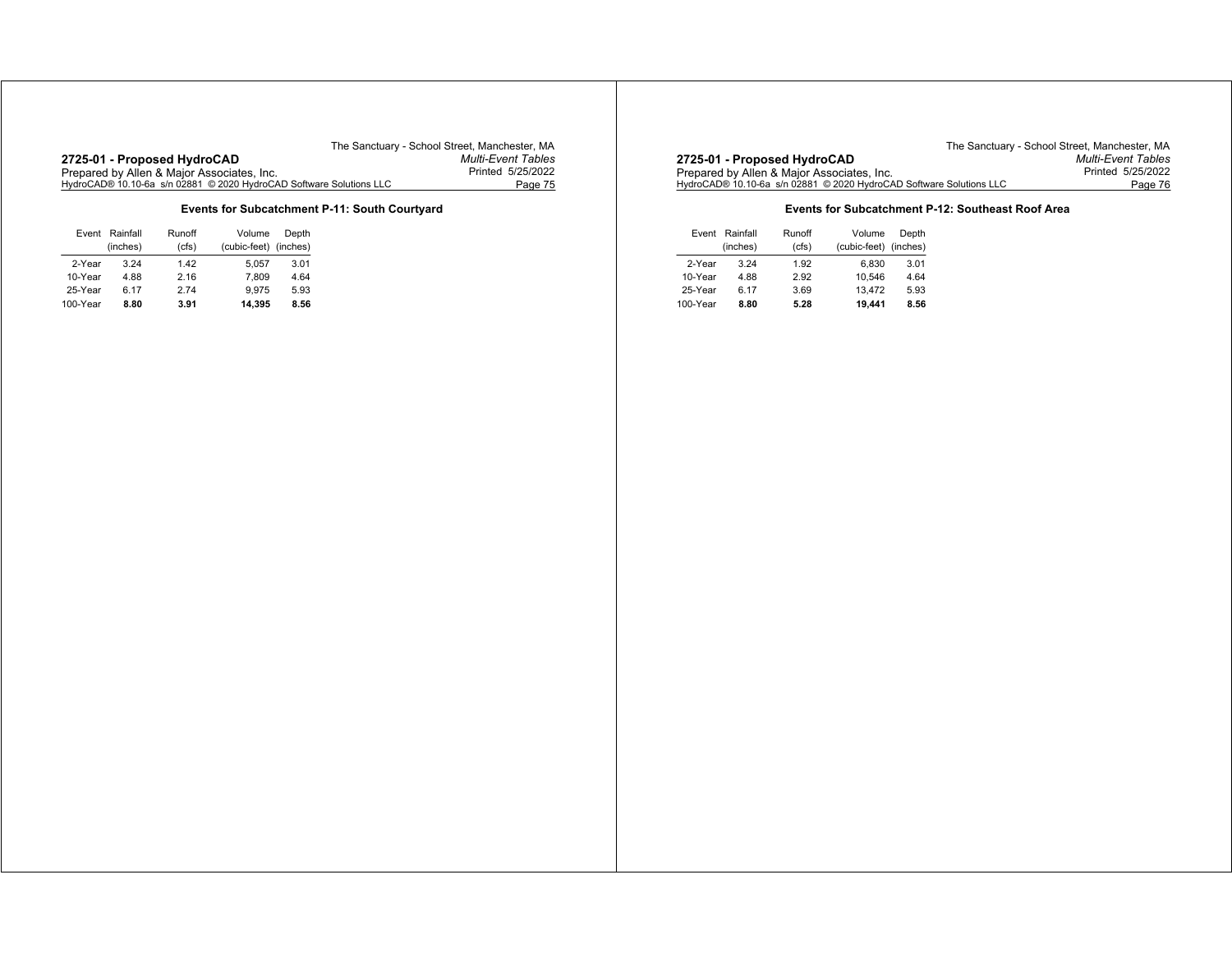## Events for Subcatchment P-11: South Courtyard

| Event | Rainfall (inches) | Runoff (cfs) | Volume (cubic-feet) | Depth (inches) |
|---|---|---|---|---|
| 2-Year | 3.24 | 1.42 | 5,057 | 3.01 |
| 10-Year | 4.88 | 2.16 | 7,809 | 4.64 |
| 25-Year | 6.17 | 2.74 | 9,975 | 5.93 |
| 100-Year | **8.80** | **3.91** | **14,395** | **8.56** |

## Events for Subcatchment P-12: Southeast Roof Area

| Event | Rainfall (inches) | Runoff (cfs) | Volume (cubic-feet) | Depth (inches) |
|---|---|---|---|---|
| 2-Year | 3.24 | 1.92 | 6,830 | 3.01 |
| 10-Year | 4.88 | 2.92 | 10,546 | 4.64 |
| 25-Year | 6.17 | 3.69 | 13,472 | 5.93 |
| 100-Year | **8.80** | **5.28** | **19,441** | **8.56** |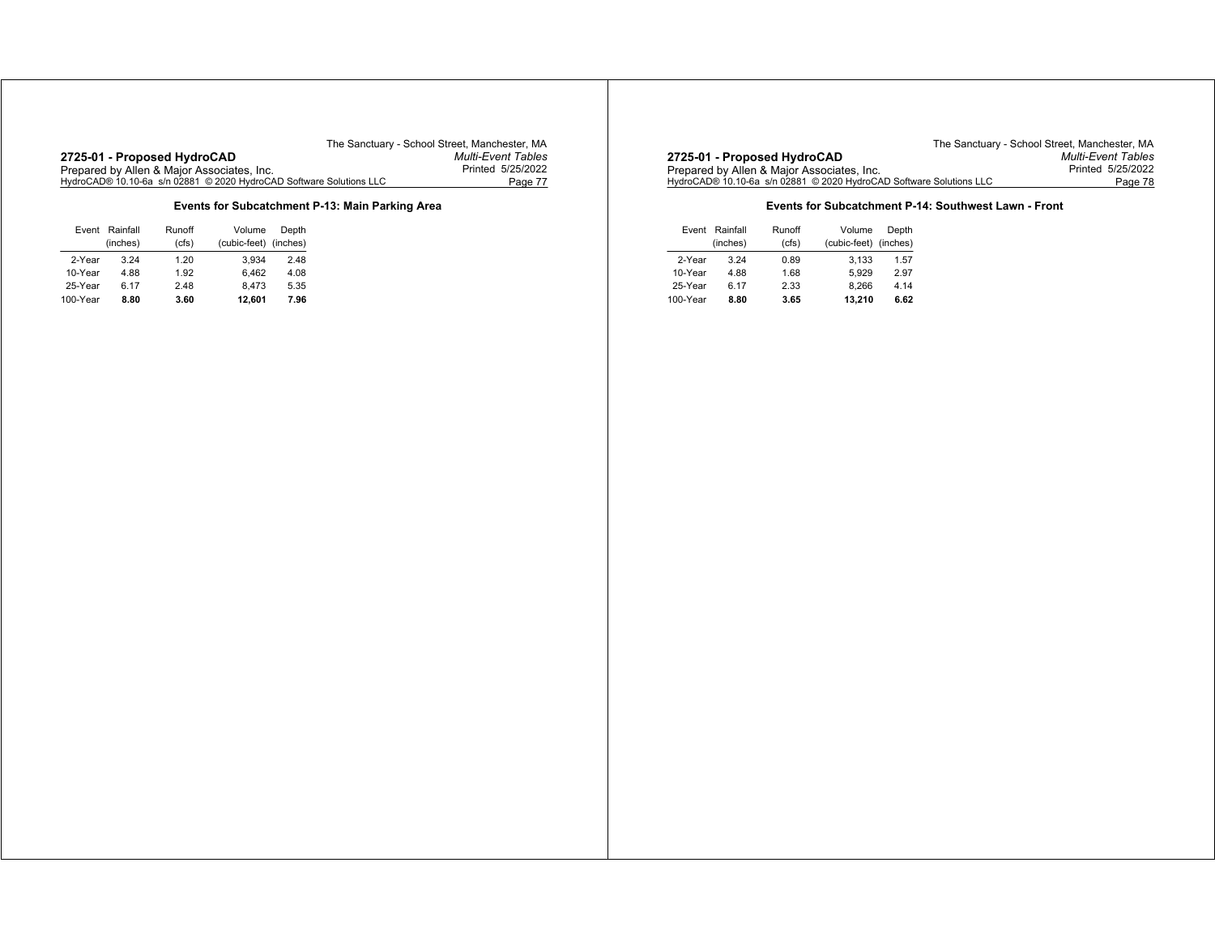### Events for Subcatchment P-13: Main Parking Area

| Event | Rainfall (inches) | Runoff (cfs) | Volume (cubic-feet) | Depth (inches) |
|---|---|---|---|---|
| 2-Year | 3.24 | 1.20 | 3,934 | 2.48 |
| 10-Year | 4.88 | 1.92 | 6,462 | 4.08 |
| 25-Year | 6.17 | 2.48 | 8,473 | 5.35 |
| 100-Year | **8.80** | **3.60** | **12,601** | **7.96** |

### Events for Subcatchment P-14: Southwest Lawn - Front

| Event | Rainfall (inches) | Runoff (cfs) | Volume (cubic-feet) | Depth (inches) |
|---|---|---|---|---|
| 2-Year | 3.24 | 0.89 | 3,133 | 1.57 |
| 10-Year | 4.88 | 1.68 | 5,929 | 2.97 |
| 25-Year | 6.17 | 2.33 | 8,266 | 4.14 |
| 100-Year | **8.80** | **3.65** | **13,210** | **6.62** |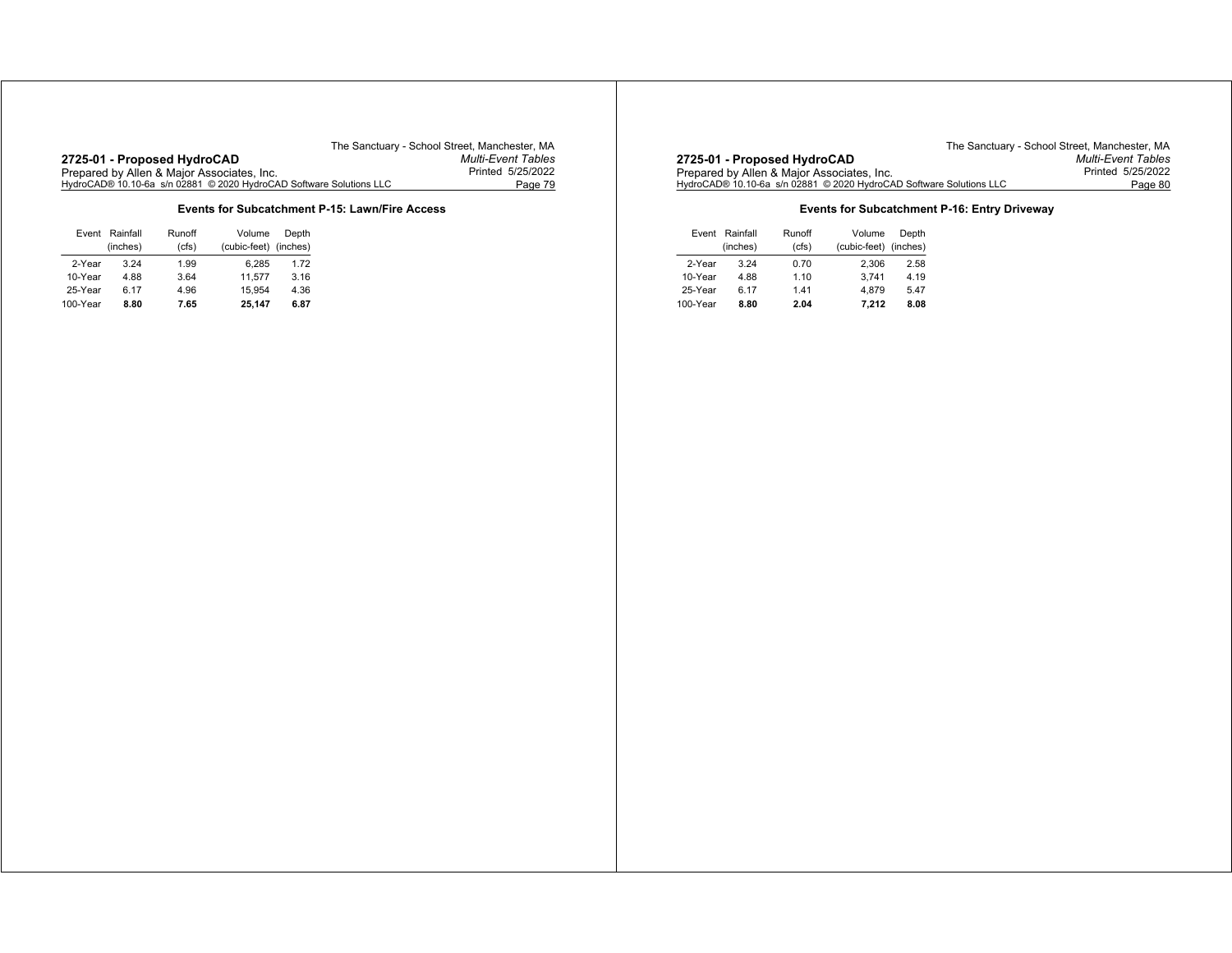### Events for Subcatchment P-15: Lawn/Fire Access

| Event | Rainfall (inches) | Runoff (cfs) | Volume (cubic-feet) | Depth (inches) |
|---|---|---|---|---|
| 2-Year | 3.24 | 1.99 | 6,285 | 1.72 |
| 10-Year | 4.88 | 3.64 | 11,577 | 3.16 |
| 25-Year | 6.17 | 4.96 | 15,954 | 4.36 |
| 100-Year | **8.80** | **7.65** | **25,147** | **6.87** |

### Events for Subcatchment P-16: Entry Driveway

| Event | Rainfall (inches) | Runoff (cfs) | Volume (cubic-feet) | Depth (inches) |
|---|---|---|---|---|
| 2-Year | 3.24 | 0.70 | 2,306 | 2.58 |
| 10-Year | 4.88 | 1.10 | 3,741 | 4.19 |
| 25-Year | 6.17 | 1.41 | 4,879 | 5.47 |
| 100-Year | **8.80** | **2.04** | **7,212** | **8.08** |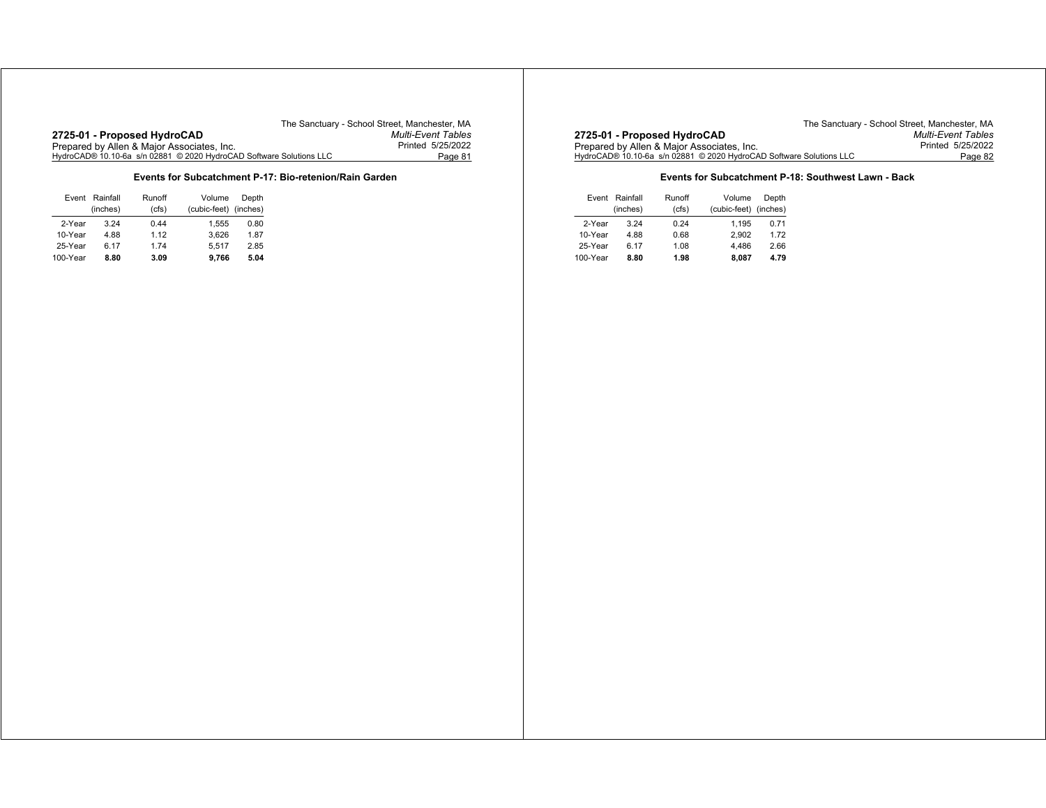### Events for Subcatchment P-17: Bio-retenion/Rain Garden

| Event | Rainfall (inches) | Runoff (cfs) | Volume (cubic-feet) | Depth (inches) |
|---|---|---|---|---|
| 2-Year | 3.24 | 0.44 | 1,555 | 0.80 |
| 10-Year | 4.88 | 1.12 | 3,626 | 1.87 |
| 25-Year | 6.17 | 1.74 | 5,517 | 2.85 |
| 100-Year | **8.80** | **3.09** | **9,766** | **5.04** |

### Events for Subcatchment P-18: Southwest Lawn - Back

| Event | Rainfall (inches) | Runoff (cfs) | Volume (cubic-feet) | Depth (inches) |
|---|---|---|---|---|
| 2-Year | 3.24 | 0.24 | 1,195 | 0.71 |
| 10-Year | 4.88 | 0.68 | 2,902 | 1.72 |
| 25-Year | 6.17 | 1.08 | 4,486 | 2.66 |
| 100-Year | **8.80** | **1.98** | **8,087** | **4.79** |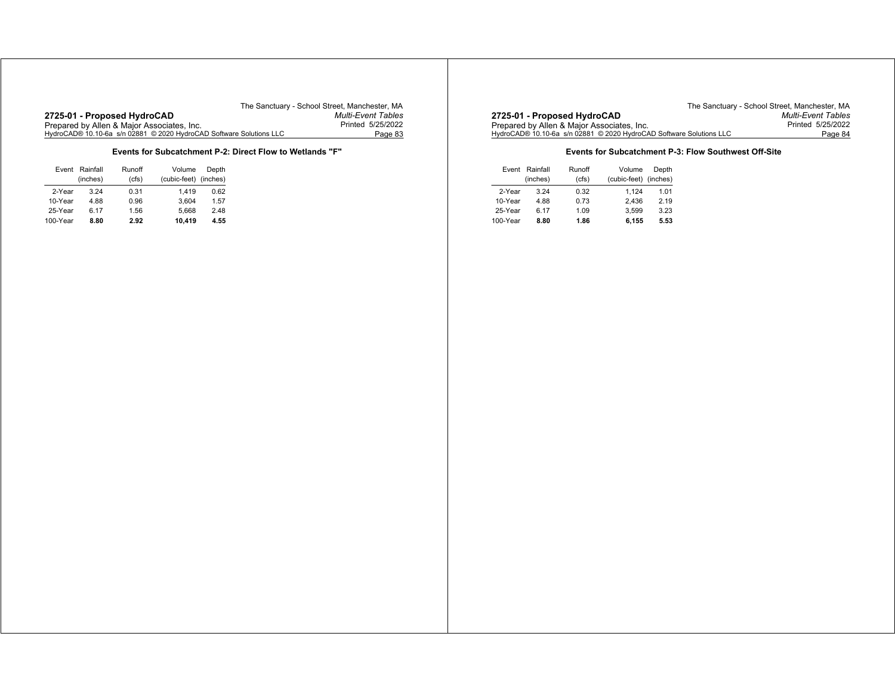### Events for Subcatchment P-2: Direct Flow to Wetlands "F"

| Event | Rainfall (inches) | Runoff (cfs) | Volume (cubic-feet) | Depth (inches) |
|---|---|---|---|---|
| 2-Year | 3.24 | 0.31 | 1,419 | 0.62 |
| 10-Year | 4.88 | 0.96 | 3,604 | 1.57 |
| 25-Year | 6.17 | 1.56 | 5,668 | 2.48 |
| 100-Year | **8.80** | **2.92** | **10,419** | **4.55** |

### Events for Subcatchment P-3: Flow Southwest Off-Site

| Event | Rainfall (inches) | Runoff (cfs) | Volume (cubic-feet) | Depth (inches) |
|---|---|---|---|---|
| 2-Year | 3.24 | 0.32 | 1,124 | 1.01 |
| 10-Year | 4.88 | 0.73 | 2,436 | 2.19 |
| 25-Year | 6.17 | 1.09 | 3,599 | 3.23 |
| 100-Year | **8.80** | **1.86** | **6,155** | **5.53** |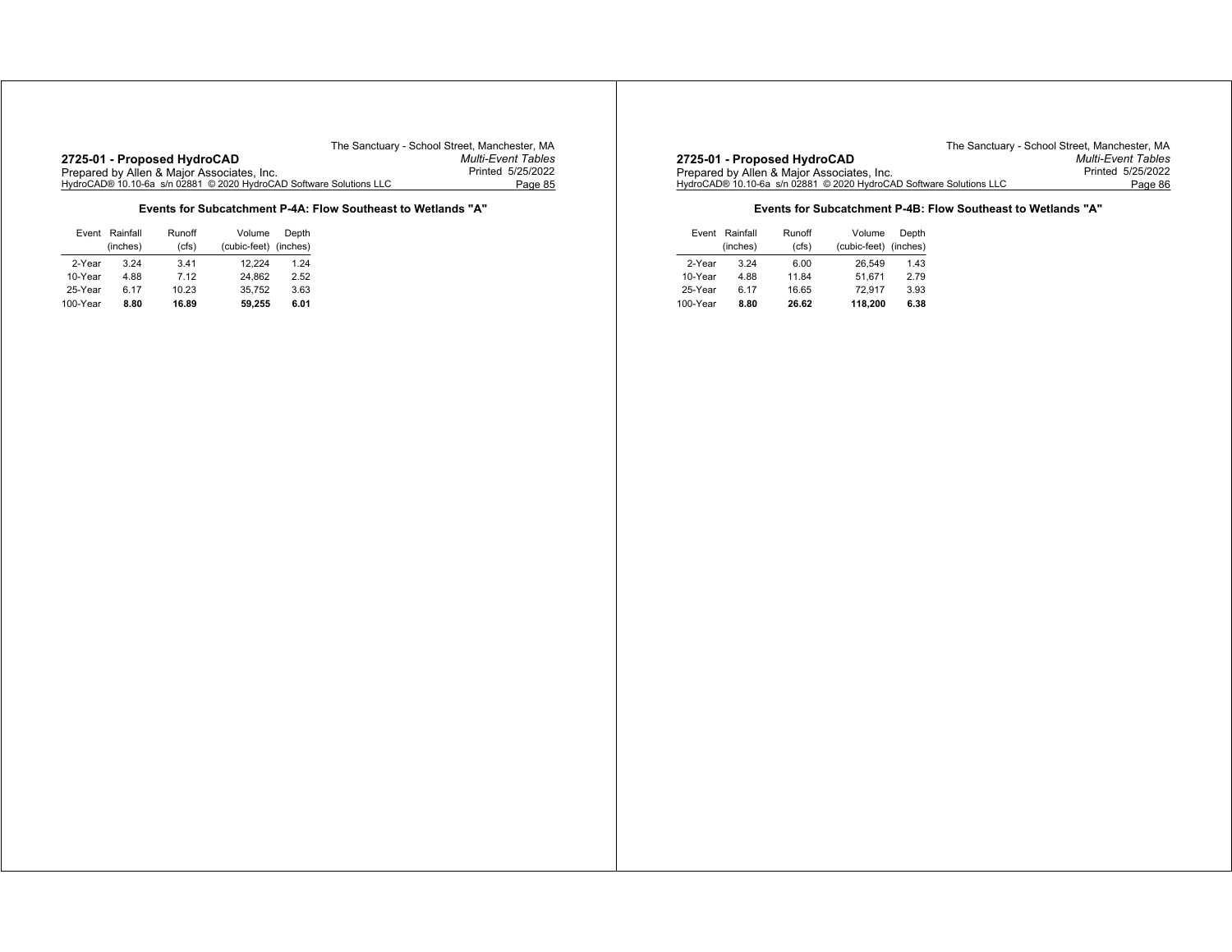### Events for Subcatchment P-4A: Flow Southeast to Wetlands "A"

| Event | Rainfall (inches) | Runoff (cfs) | Volume (cubic-feet) | Depth (inches) |
|---|---|---|---|---|
| 2-Year | 3.24 | 3.41 | 12,224 | 1.24 |
| 10-Year | 4.88 | 7.12 | 24,862 | 2.52 |
| 25-Year | 6.17 | 10.23 | 35,752 | 3.63 |
| 100-Year | **8.80** | **16.89** | **59,255** | **6.01** |

### Events for Subcatchment P-4B: Flow Southeast to Wetlands "A"

| Event | Rainfall (inches) | Runoff (cfs) | Volume (cubic-feet) | Depth (inches) |
|---|---|---|---|---|
| 2-Year | 3.24 | 6.00 | 26,549 | 1.43 |
| 10-Year | 4.88 | 11.84 | 51,671 | 2.79 |
| 25-Year | 6.17 | 16.65 | 72,917 | 3.93 |
| 100-Year | **8.80** | **26.62** | **118,200** | **6.38** |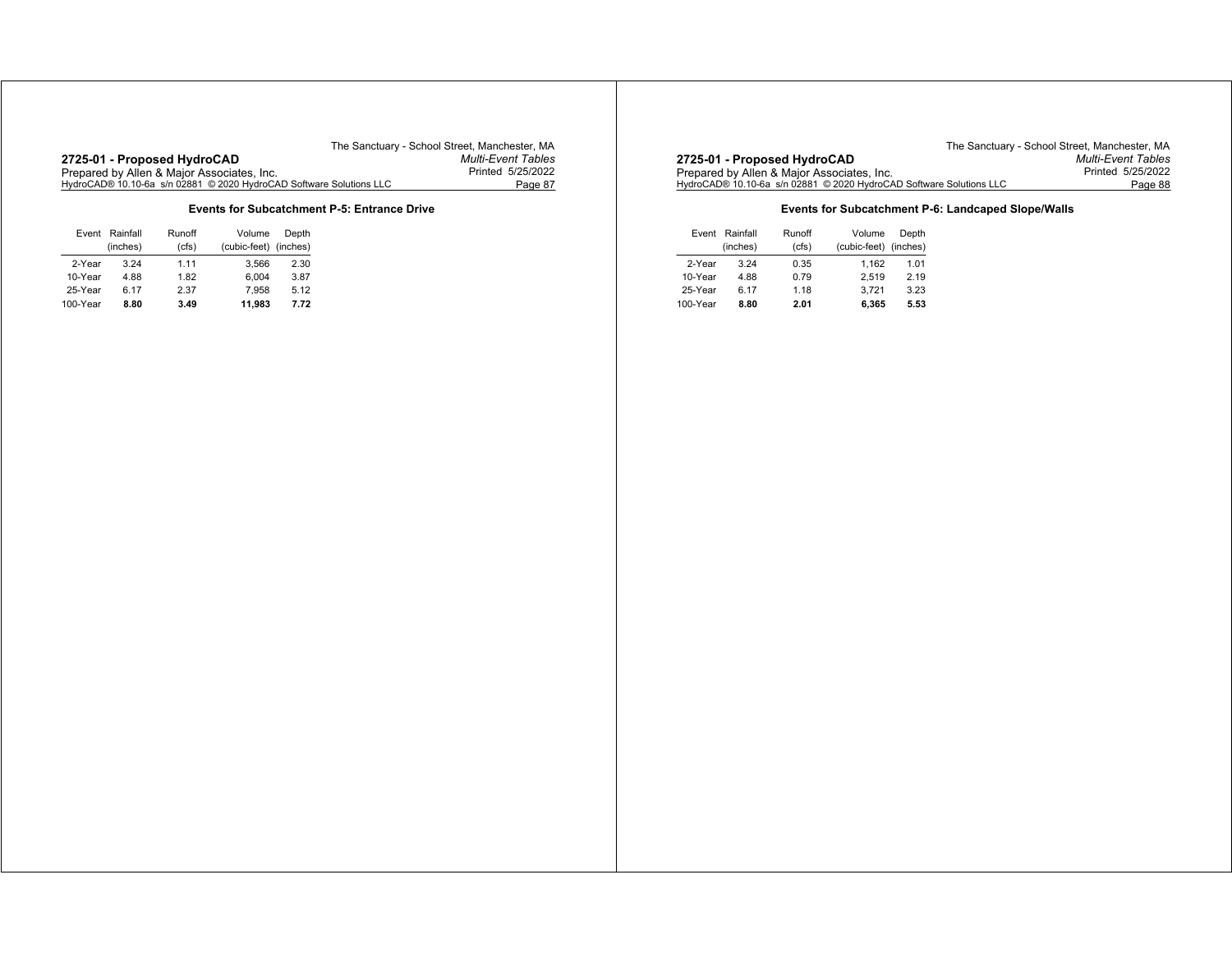### Events for Subcatchment P-5: Entrance Drive

| Event | Rainfall (inches) | Runoff (cfs) | Volume (cubic-feet) | Depth (inches) |
|---|---|---|---|---|
| 2-Year | 3.24 | 1.11 | 3,566 | 2.30 |
| 10-Year | 4.88 | 1.82 | 6,004 | 3.87 |
| 25-Year | 6.17 | 2.37 | 7,958 | 5.12 |
| 100-Year | **8.80** | **3.49** | **11,983** | **7.72** |

### Events for Subcatchment P-6: Landcaped Slope/Walls

| Event | Rainfall (inches) | Runoff (cfs) | Volume (cubic-feet) | Depth (inches) |
|---|---|---|---|---|
| 2-Year | 3.24 | 0.35 | 1,162 | 1.01 |
| 10-Year | 4.88 | 0.79 | 2,519 | 2.19 |
| 25-Year | 6.17 | 1.18 | 3,721 | 3.23 |
| 100-Year | **8.80** | **2.01** | **6,365** | **5.53** |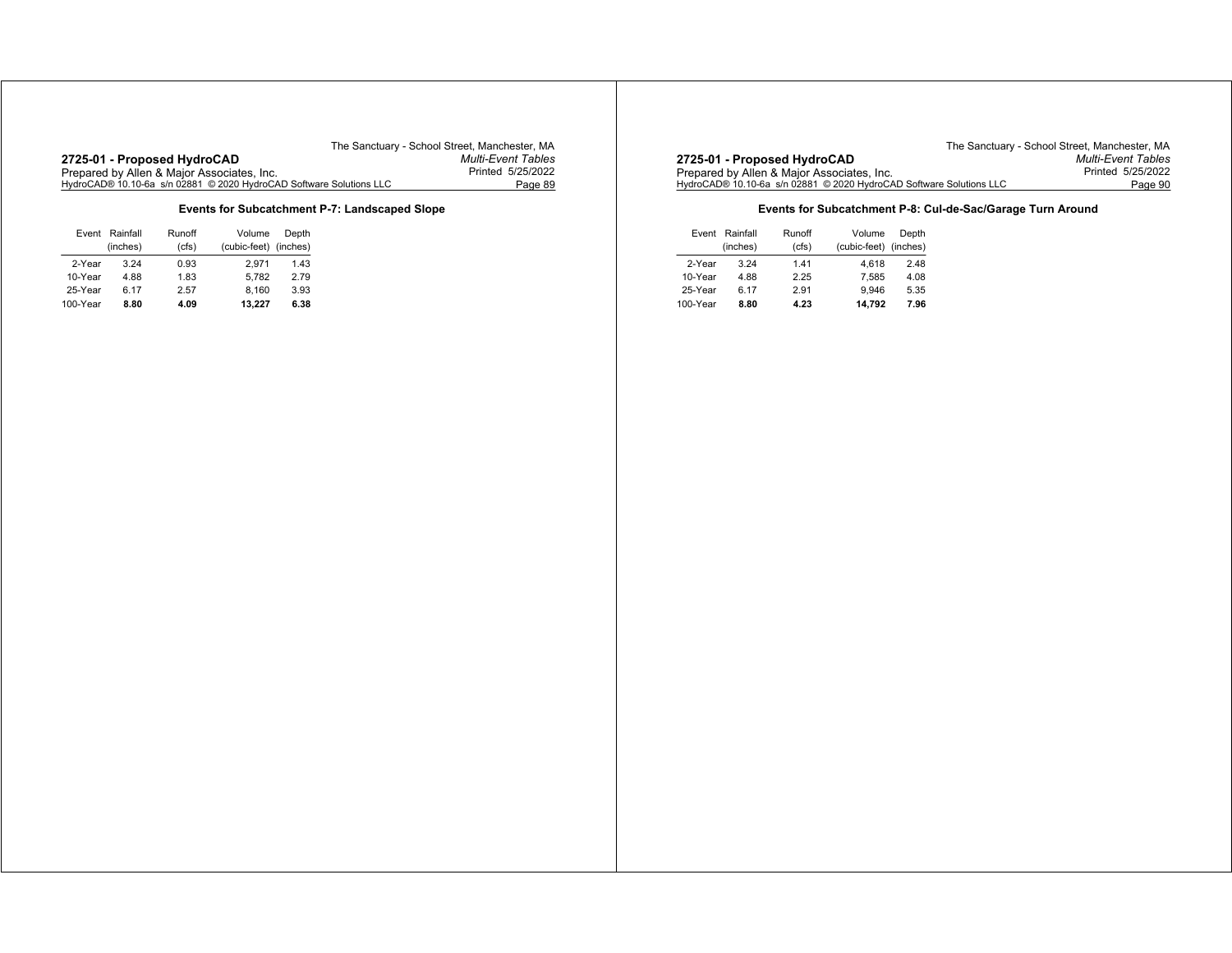### Events for Subcatchment P-7: Landscaped Slope

| Event | Rainfall (inches) | Runoff (cfs) | Volume (cubic-feet) | Depth (inches) |
|---|---|---|---|---|
| 2-Year | 3.24 | 0.93 | 2,971 | 1.43 |
| 10-Year | 4.88 | 1.83 | 5,782 | 2.79 |
| 25-Year | 6.17 | 2.57 | 8,160 | 3.93 |
| 100-Year | **8.80** | **4.09** | **13,227** | **6.38** |

### Events for Subcatchment P-8: Cul-de-Sac/Garage Turn Around

| Event | Rainfall (inches) | Runoff (cfs) | Volume (cubic-feet) | Depth (inches) |
|---|---|---|---|---|
| 2-Year | 3.24 | 1.41 | 4,618 | 2.48 |
| 10-Year | 4.88 | 2.25 | 7,585 | 4.08 |
| 25-Year | 6.17 | 2.91 | 9,946 | 5.35 |
| 100-Year | **8.80** | **4.23** | **14,792** | **7.96** |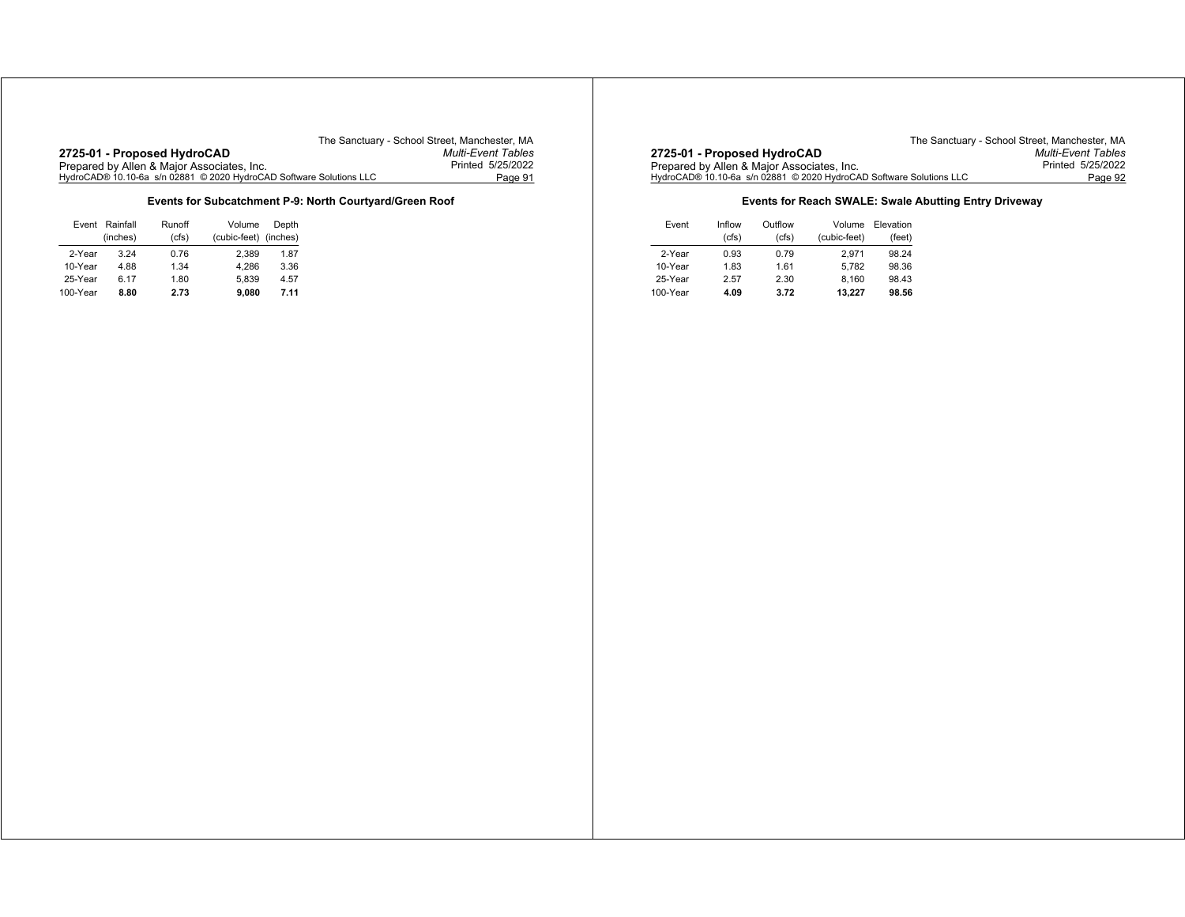### Events for Subcatchment P-9: North Courtyard/Green Roof

| Event | Rainfall (inches) | Runoff (cfs) | Volume (cubic-feet) | Depth (inches) |
|---|---|---|---|---|
| 2-Year | 3.24 | 0.76 | 2,389 | 1.87 |
| 10-Year | 4.88 | 1.34 | 4,286 | 3.36 |
| 25-Year | 6.17 | 1.80 | 5,839 | 4.57 |
| 100-Year | **8.80** | **2.73** | **9,080** | **7.11** |

### Events for Reach SWALE: Swale Abutting Entry Driveway

| Event | Inflow (cfs) | Outflow (cfs) | Volume (cubic-feet) | Elevation (feet) |
|---|---|---|---|---|
| 2-Year | 0.93 | 0.79 | 2,971 | 98.24 |
| 10-Year | 1.83 | 1.61 | 5,782 | 98.36 |
| 25-Year | 2.57 | 2.30 | 8,160 | 98.43 |
| 100-Year | **4.09** | **3.72** | **13,227** | **98.56** |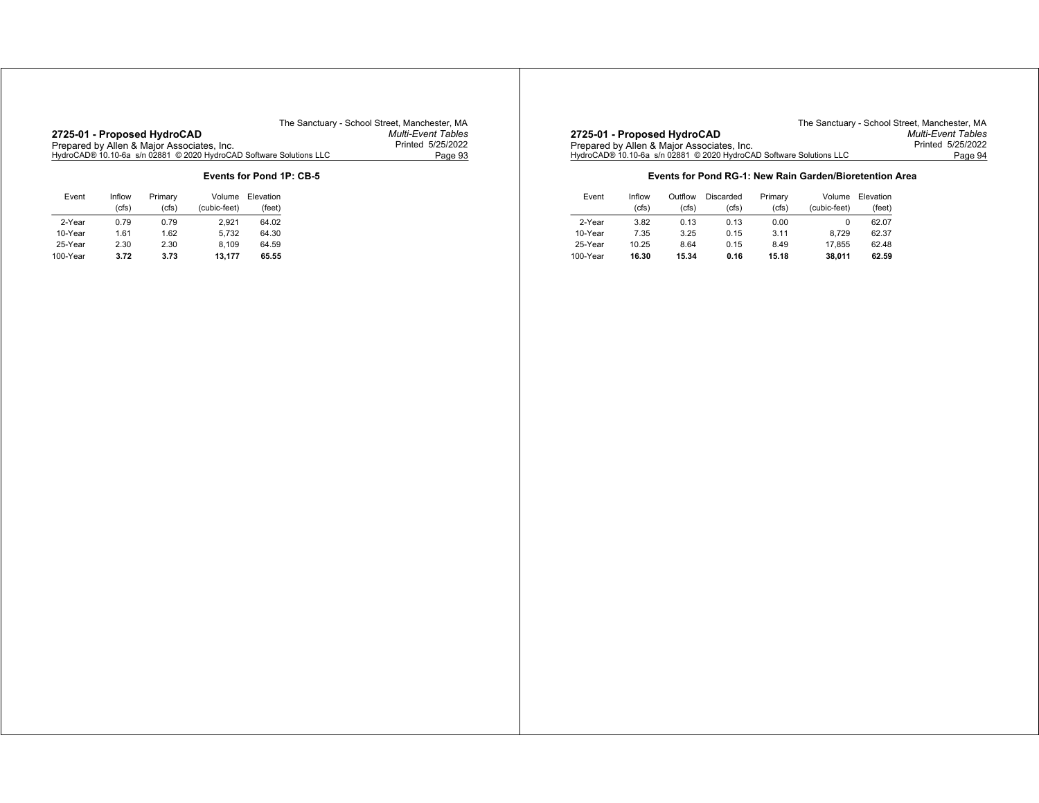### Events for Pond 1P: CB-5

| Event | Inflow (cfs) | Primary (cfs) | Volume (cubic-feet) | Elevation (feet) |
|---|---|---|---|---|
| 2-Year | 0.79 | 0.79 | 2,921 | 64.02 |
| 10-Year | 1.61 | 1.62 | 5,732 | 64.30 |
| 25-Year | 2.30 | 2.30 | 8,109 | 64.59 |
| 100-Year | **3.72** | **3.73** | **13,177** | **65.55** |

### Events for Pond RG-1: New Rain Garden/Bioretention Area

| Event | Inflow (cfs) | Outflow (cfs) | Discarded (cfs) | Primary (cfs) | Volume (cubic-feet) | Elevation (feet) |
|---|---|---|---|---|---|---|
| 2-Year | 3.82 | 0.13 | 0.13 | 0.00 | 0 | 62.07 |
| 10-Year | 7.35 | 3.25 | 0.15 | 3.11 | 8,729 | 62.37 |
| 25-Year | 10.25 | 8.64 | 0.15 | 8.49 | 17,855 | 62.48 |
| 100-Year | **16.30** | **15.34** | **0.16** | **15.18** | **38,011** | **62.59** |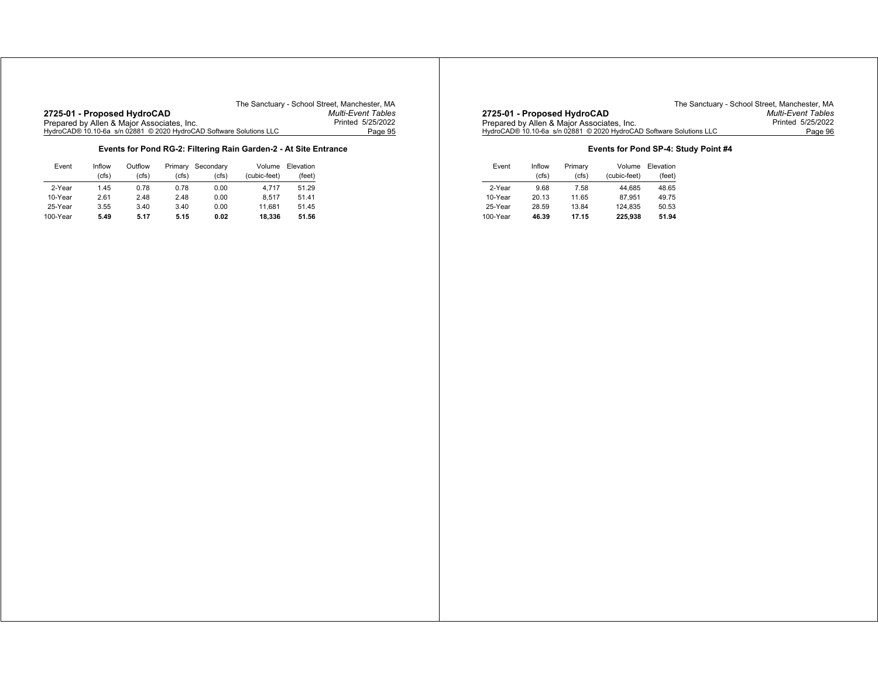## Events for Pond RG-2: Filtering Rain Garden-2 - At Site Entrance

| Event | Inflow (cfs) | Outflow (cfs) | Primary (cfs) | Secondary (cfs) | Volume (cubic-feet) | Elevation (feet) |
|---|---|---|---|---|---|---|
| 2-Year | 1.45 | 0.78 | 0.78 | 0.00 | 4,717 | 51.29 |
| 10-Year | 2.61 | 2.48 | 2.48 | 0.00 | 8,517 | 51.41 |
| 25-Year | 3.55 | 3.40 | 3.40 | 0.00 | 11,681 | 51.45 |
| 100-Year | **5.49** | **5.17** | **5.15** | **0.02** | **18,336** | **51.56** |

## Events for Pond SP-4: Study Point #4

| Event | Inflow (cfs) | Primary (cfs) | Volume (cubic-feet) | Elevation (feet) |
|---|---|---|---|---|
| 2-Year | 9.68 | 7.58 | 44,685 | 48.65 |
| 10-Year | 20.13 | 11.65 | 87,951 | 49.75 |
| 25-Year | 28.59 | 13.84 | 124,835 | 50.53 |
| 100-Year | **46.39** | **17.15** | **225,938** | **51.94** |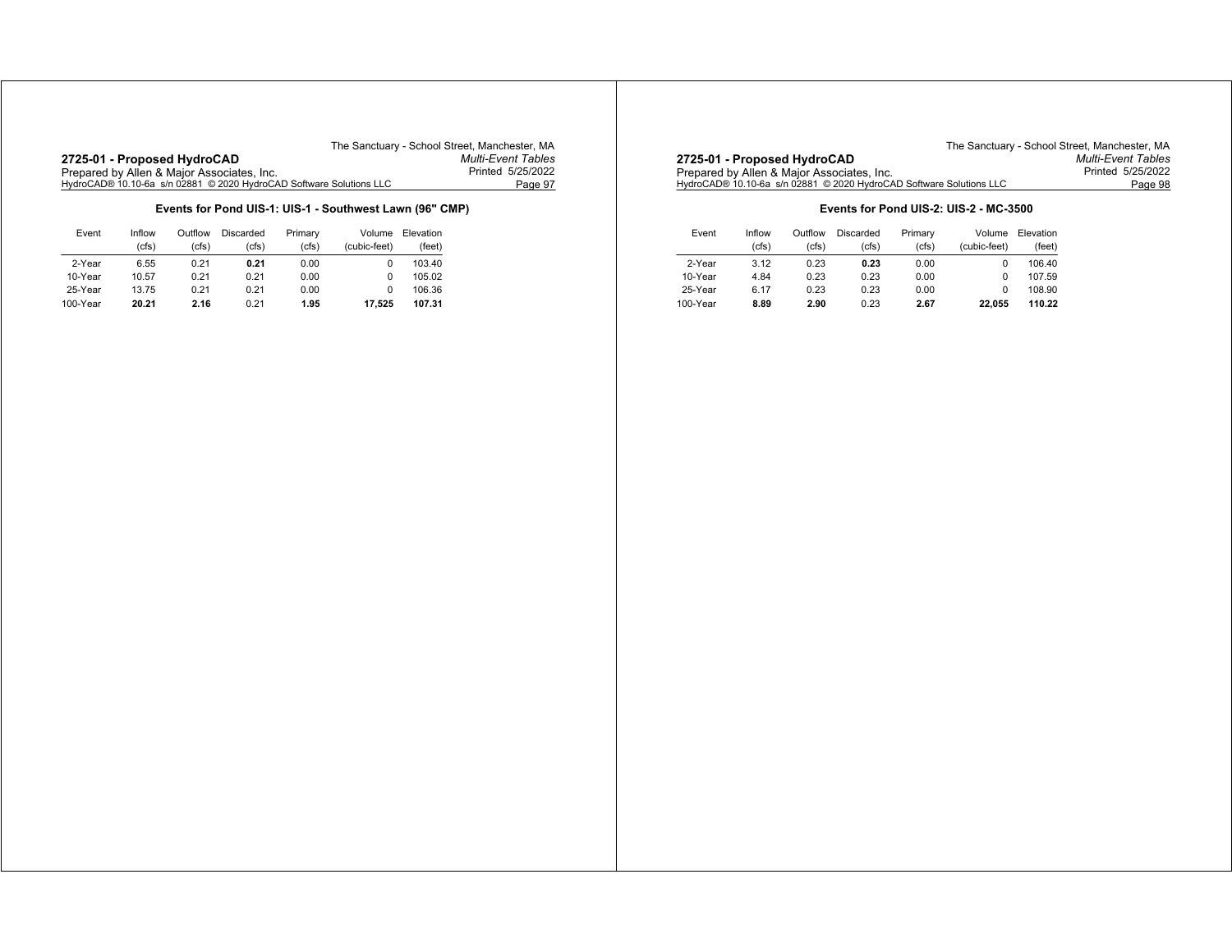## Events for Pond UIS-1: UIS-1 - Southwest Lawn (96" CMP)

| Event | Inflow (cfs) | Outflow (cfs) | Discarded (cfs) | Primary (cfs) | Volume (cubic-feet) | Elevation (feet) |
|---|---|---|---|---|---|---|
| 2-Year | 6.55 | 0.21 | **0.21** | 0.00 | 0 | 103.40 |
| 10-Year | 10.57 | 0.21 | 0.21 | 0.00 | 0 | 105.02 |
| 25-Year | 13.75 | 0.21 | 0.21 | 0.00 | 0 | 106.36 |
| 100-Year | **20.21** | **2.16** | 0.21 | **1.95** | **17,525** | **107.31** |

## Events for Pond UIS-2: UIS-2 - MC-3500

| Event | Inflow (cfs) | Outflow (cfs) | Discarded (cfs) | Primary (cfs) | Volume (cubic-feet) | Elevation (feet) |
|---|---|---|---|---|---|---|
| 2-Year | 3.12 | 0.23 | **0.23** | 0.00 | 0 | 106.40 |
| 10-Year | 4.84 | 0.23 | 0.23 | 0.00 | 0 | 107.59 |
| 25-Year | 6.17 | 0.23 | 0.23 | 0.00 | 0 | 108.90 |
| 100-Year | **8.89** | **2.90** | 0.23 | **2.67** | **22,055** | **110.22** |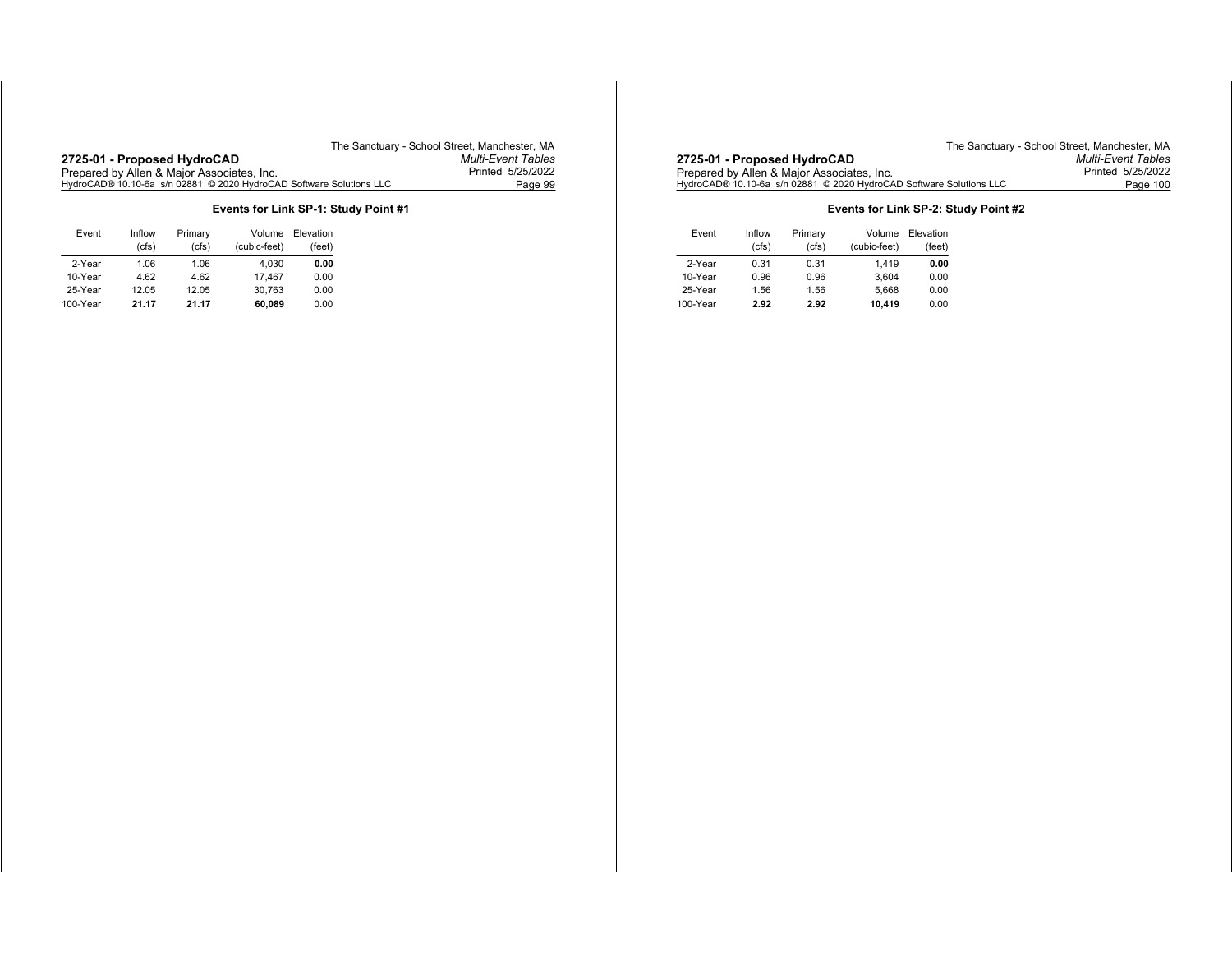### Events for Link SP-1: Study Point #1

| Event | Inflow (cfs) | Primary (cfs) | Volume (cubic-feet) | Elevation (feet) |
|---|---|---|---|---|
| 2-Year | 1.06 | 1.06 | 4,030 | **0.00** |
| 10-Year | 4.62 | 4.62 | 17,467 | 0.00 |
| 25-Year | 12.05 | 12.05 | 30,763 | 0.00 |
| 100-Year | **21.17** | **21.17** | **60,089** | 0.00 |

### Events for Link SP-2: Study Point #2

| Event | Inflow (cfs) | Primary (cfs) | Volume (cubic-feet) | Elevation (feet) |
|---|---|---|---|---|
| 2-Year | 0.31 | 0.31 | 1,419 | **0.00** |
| 10-Year | 0.96 | 0.96 | 3,604 | 0.00 |
| 25-Year | 1.56 | 1.56 | 5,668 | 0.00 |
| 100-Year | **2.92** | **2.92** | **10,419** | 0.00 |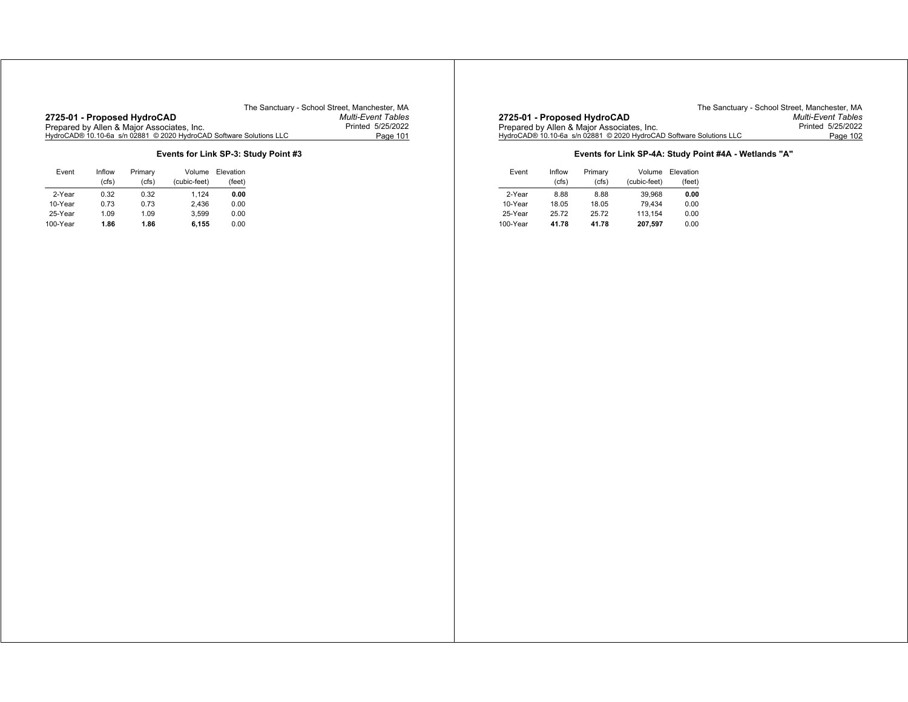### Events for Link SP-3: Study Point #3

| Event | Inflow (cfs) | Primary (cfs) | Volume (cubic-feet) | Elevation (feet) |
|---|---|---|---|---|
| 2-Year | 0.32 | 0.32 | 1,124 | **0.00** |
| 10-Year | 0.73 | 0.73 | 2,436 | 0.00 |
| 25-Year | 1.09 | 1.09 | 3,599 | 0.00 |
| 100-Year | **1.86** | **1.86** | **6,155** | 0.00 |

### Events for Link SP-4A: Study Point #4A - Wetlands "A"

| Event | Inflow (cfs) | Primary (cfs) | Volume (cubic-feet) | Elevation (feet) |
|---|---|---|---|---|
| 2-Year | 8.88 | 8.88 | 39,968 | **0.00** |
| 10-Year | 18.05 | 18.05 | 79,434 | 0.00 |
| 25-Year | 25.72 | 25.72 | 113,154 | 0.00 |
| 100-Year | **41.78** | **41.78** | **207,597** | 0.00 |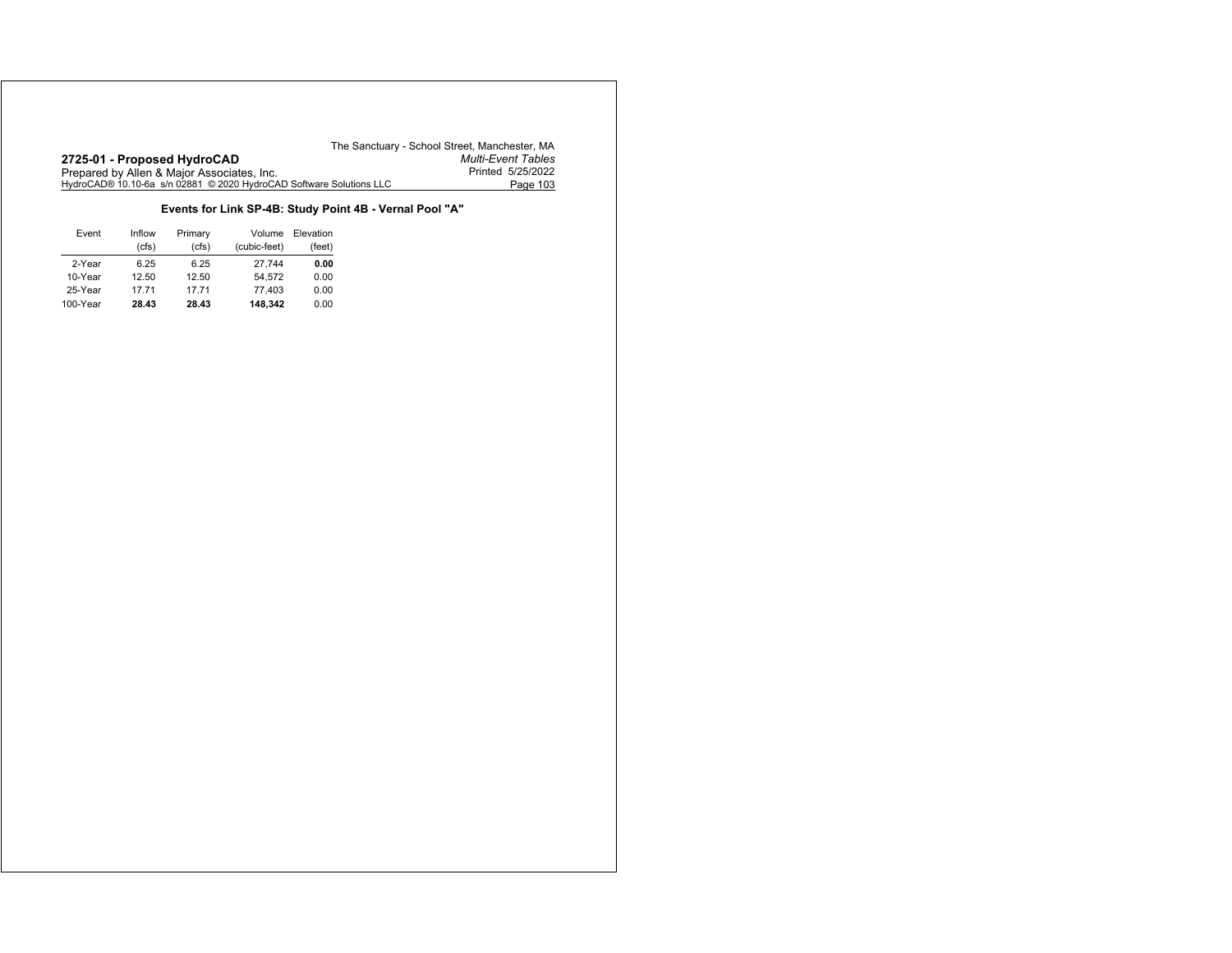## Events for Link SP-4B: Study Point 4B - Vernal Pool "A"

| Event | Inflow (cfs) | Primary (cfs) | Volume (cubic-feet) | Elevation (feet) |
|---|---|---|---|---|
| 2-Year | 6.25 | 6.25 | 27,744 | **0.00** |
| 10-Year | 12.50 | 12.50 | 54,572 | 0.00 |
| 25-Year | 17.71 | 17.71 | 77,403 | 0.00 |
| 100-Year | **28.43** | **28.43** | **148,342** | 0.00 |